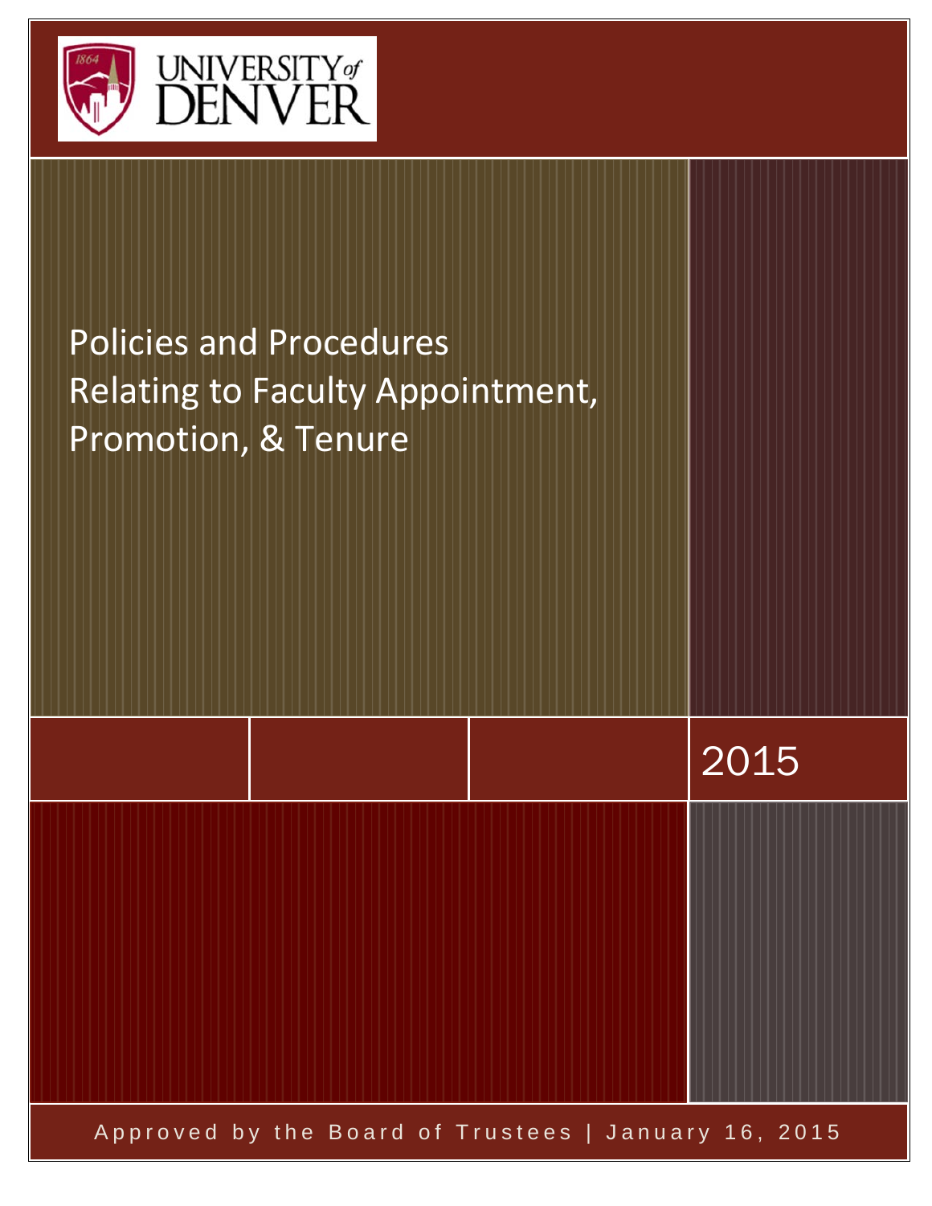UNIVERSITY of DENVER

# Policies and Procedures Relating to Faculty Appointment, Promotion, & Tenure

2015

Approved by the Board of Trustees | January 16, 2015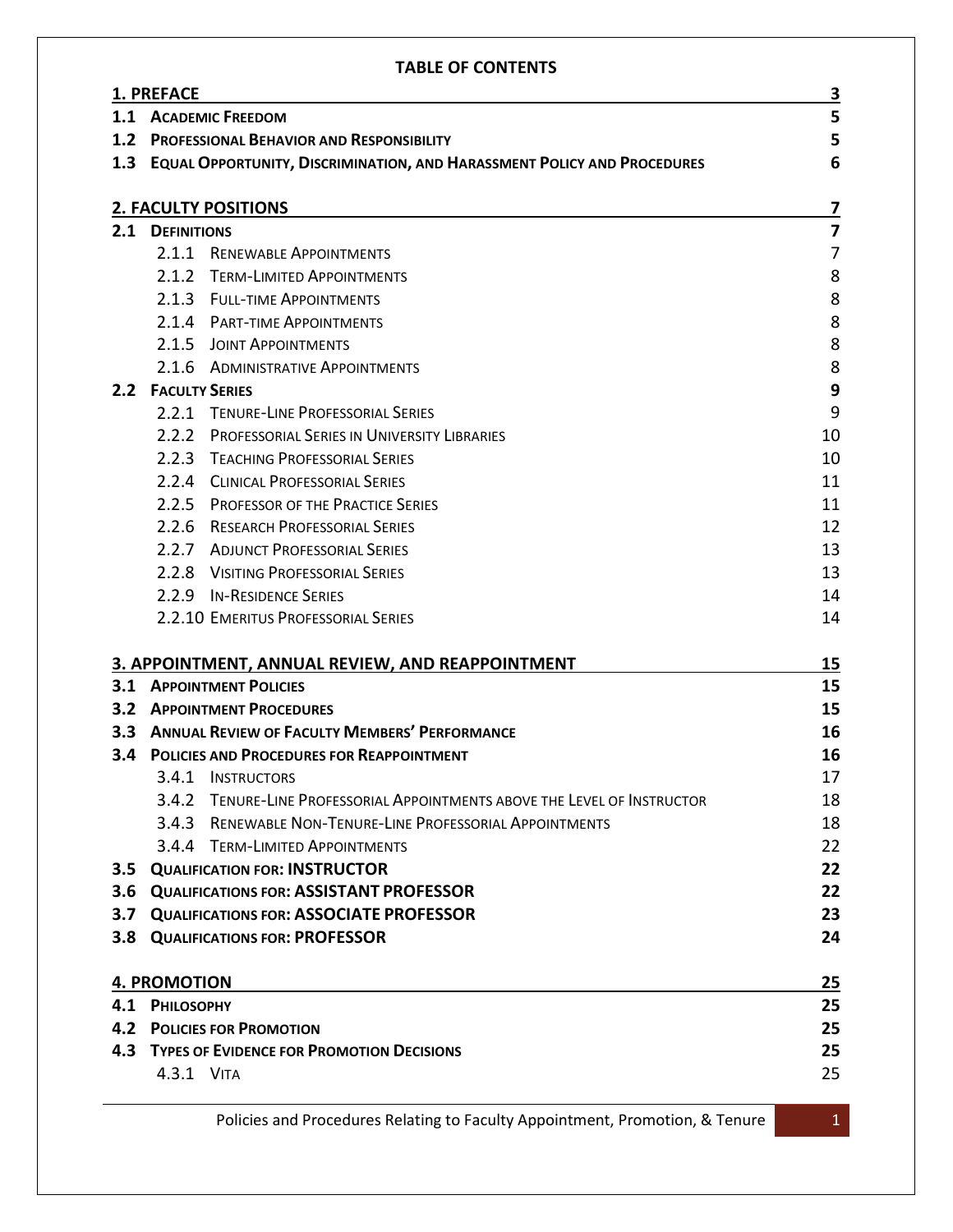# TABLE OF CONTENTS

| | |
|---|---|
| **1. PREFACE** | **3** |
| **1.1 ACADEMIC FREEDOM** | **5** |
| **1.2 PROFESSIONAL BEHAVIOR AND RESPONSIBILITY** | **5** |
| **1.3 EQUAL OPPORTUNITY, DISCRIMINATION, AND HARASSMENT POLICY AND PROCEDURES** | **6** |
| **2. FACULTY POSITIONS** | **7** |
| **2.1 DEFINITIONS** | **7** |
| 2.1.1 RENEWABLE APPOINTMENTS | 7 |
| 2.1.2 TERM-LIMITED APPOINTMENTS | 8 |
| 2.1.3 FULL-TIME APPOINTMENTS | 8 |
| 2.1.4 PART-TIME APPOINTMENTS | 8 |
| 2.1.5 JOINT APPOINTMENTS | 8 |
| 2.1.6 ADMINISTRATIVE APPOINTMENTS | 8 |
| **2.2 FACULTY SERIES** | **9** |
| 2.2.1 TENURE-LINE PROFESSORIAL SERIES | 9 |
| 2.2.2 PROFESSORIAL SERIES IN UNIVERSITY LIBRARIES | 10 |
| 2.2.3 TEACHING PROFESSORIAL SERIES | 10 |
| 2.2.4 CLINICAL PROFESSORIAL SERIES | 11 |
| 2.2.5 PROFESSOR OF THE PRACTICE SERIES | 11 |
| 2.2.6 RESEARCH PROFESSORIAL SERIES | 12 |
| 2.2.7 ADJUNCT PROFESSORIAL SERIES | 13 |
| 2.2.8 VISITING PROFESSORIAL SERIES | 13 |
| 2.2.9 IN-RESIDENCE SERIES | 14 |
| 2.2.10 EMERITUS PROFESSORIAL SERIES | 14 |
| **3. APPOINTMENT, ANNUAL REVIEW, AND REAPPOINTMENT** | **15** |
| **3.1 APPOINTMENT POLICIES** | **15** |
| **3.2 APPOINTMENT PROCEDURES** | **15** |
| **3.3 ANNUAL REVIEW OF FACULTY MEMBERS' PERFORMANCE** | **16** |
| **3.4 POLICIES AND PROCEDURES FOR REAPPOINTMENT** | **16** |
| 3.4.1 INSTRUCTORS | 17 |
| 3.4.2 TENURE-LINE PROFESSORIAL APPOINTMENTS ABOVE THE LEVEL OF INSTRUCTOR | 18 |
| 3.4.3 RENEWABLE NON-TENURE-LINE PROFESSORIAL APPOINTMENTS | 18 |
| 3.4.4 TERM-LIMITED APPOINTMENTS | 22 |
| **3.5 QUALIFICATION FOR: INSTRUCTOR** | **22** |
| **3.6 QUALIFICATIONS FOR: ASSISTANT PROFESSOR** | **22** |
| **3.7 QUALIFICATIONS FOR: ASSOCIATE PROFESSOR** | **23** |
| **3.8 QUALIFICATIONS FOR: PROFESSOR** | **24** |
| **4. PROMOTION** | **25** |
| **4.1 PHILOSOPHY** | **25** |
| **4.2 POLICIES FOR PROMOTION** | **25** |
| **4.3 TYPES OF EVIDENCE FOR PROMOTION DECISIONS** | **25** |
| 4.3.1 VITA | 25 |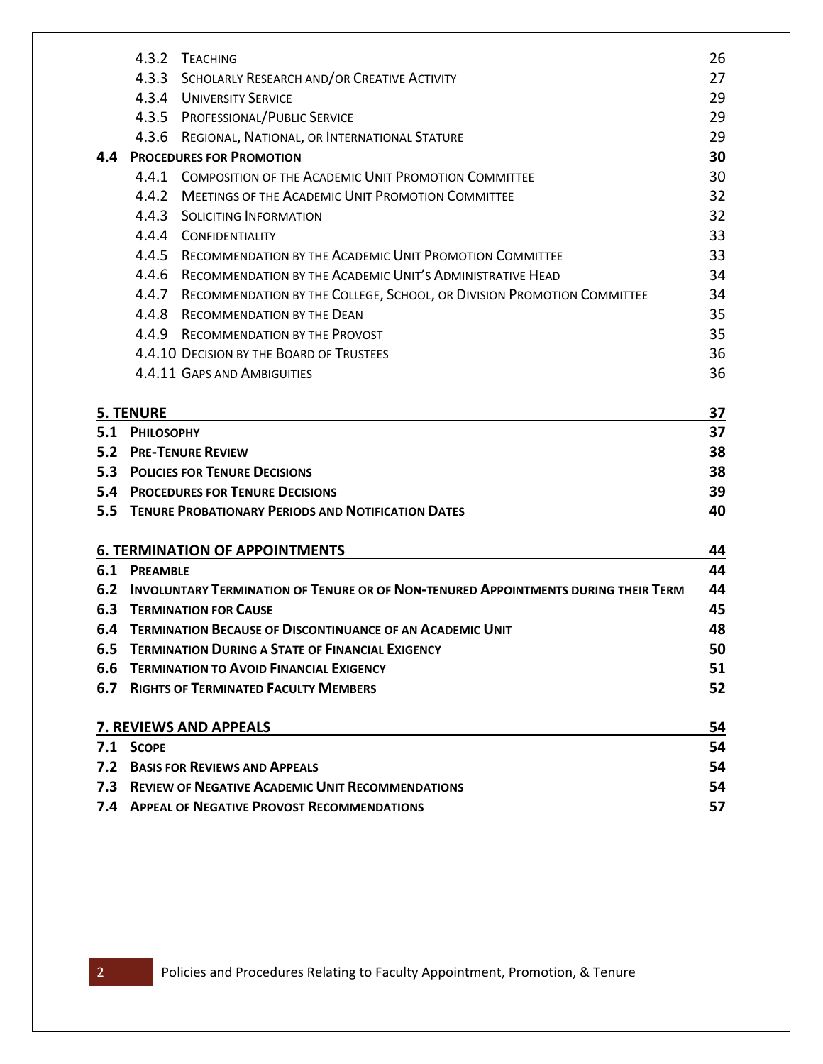| | | |
|---|---|---|
| 4.3.2 | Teaching | 26 |
| 4.3.3 | Scholarly Research and/or Creative Activity | 27 |
| 4.3.4 | University Service | 29 |
| 4.3.5 | Professional/Public Service | 29 |
| 4.3.6 | Regional, National, or International Stature | 29 |
| **4.4** | **Procedures for Promotion** | **30** |
| 4.4.1 | Composition of the Academic Unit Promotion Committee | 30 |
| 4.4.2 | Meetings of the Academic Unit Promotion Committee | 32 |
| 4.4.3 | Soliciting Information | 32 |
| 4.4.4 | Confidentiality | 33 |
| 4.4.5 | Recommendation by the Academic Unit Promotion Committee | 33 |
| 4.4.6 | Recommendation by the Academic Unit's Administrative Head | 34 |
| 4.4.7 | Recommendation by the College, School, or Division Promotion Committee | 34 |
| 4.4.8 | Recommendation by the Dean | 35 |
| 4.4.9 | Recommendation by the Provost | 35 |
| 4.4.10 | Decision by the Board of Trustees | 36 |
| 4.4.11 | Gaps and Ambiguities | 36 |

| | | |
|---|---|---|
| **5. Tenure** | | **37** |
| **5.1** | **Philosophy** | **37** |
| **5.2** | **Pre-Tenure Review** | **38** |
| **5.3** | **Policies for Tenure Decisions** | **38** |
| **5.4** | **Procedures for Tenure Decisions** | **39** |
| **5.5** | **Tenure Probationary Periods and Notification Dates** | **40** |

| | | |
|---|---|---|
| **6. Termination of Appointments** | | **44** |
| **6.1** | **Preamble** | **44** |
| **6.2** | **Involuntary Termination of Tenure or of Non-tenured Appointments during their Term** | **44** |
| **6.3** | **Termination for Cause** | **45** |
| **6.4** | **Termination Because of Discontinuance of an Academic Unit** | **48** |
| **6.5** | **Termination During a State of Financial Exigency** | **50** |
| **6.6** | **Termination to Avoid Financial Exigency** | **51** |
| **6.7** | **Rights of Terminated Faculty Members** | **52** |

| | | |
|---|---|---|
| **7. Reviews and Appeals** | | **54** |
| **7.1** | **Scope** | **54** |
| **7.2** | **Basis for Reviews and Appeals** | **54** |
| **7.3** | **Review of Negative Academic Unit Recommendations** | **54** |
| **7.4** | **Appeal of Negative Provost Recommendations** | **57** |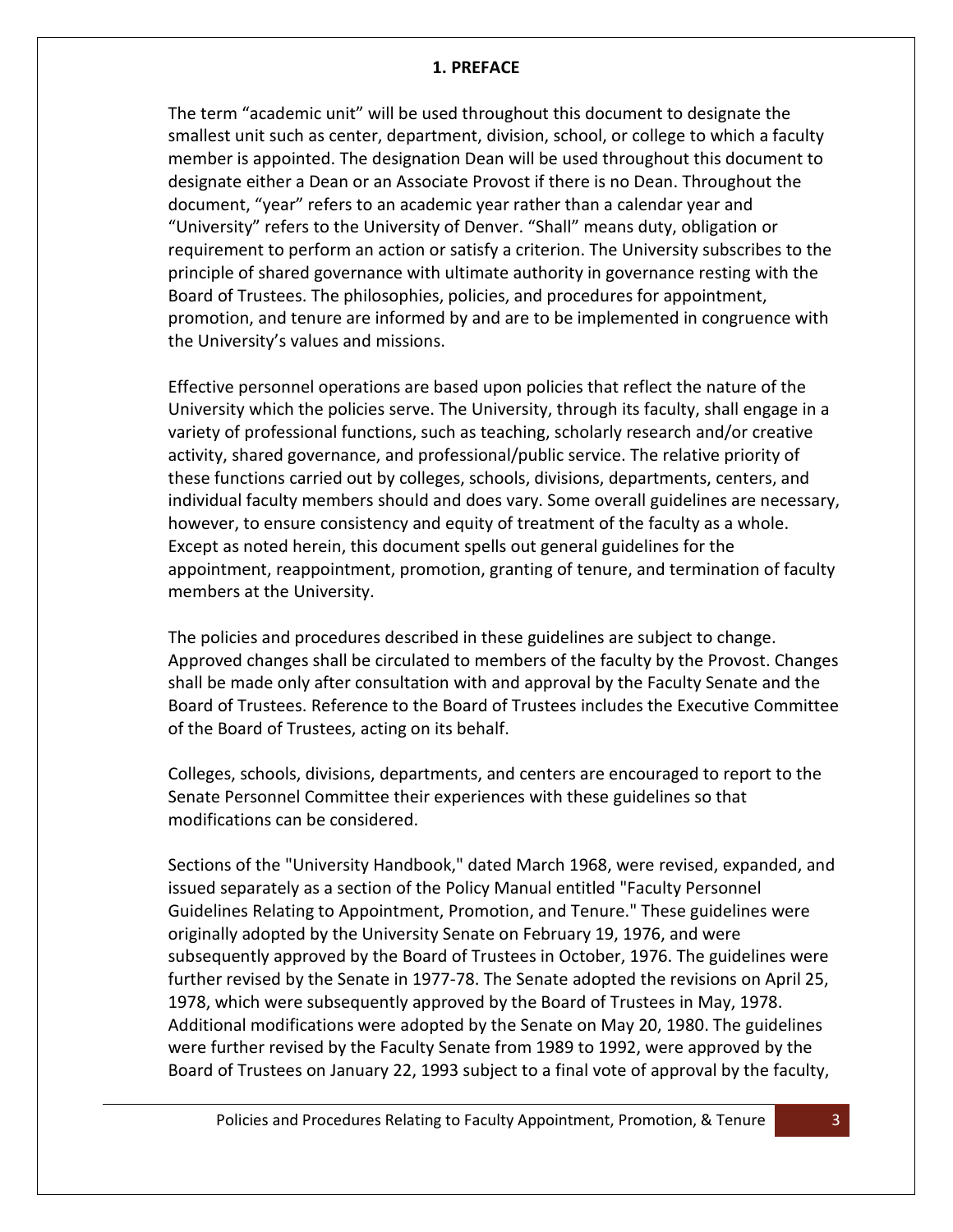# 1. PREFACE

The term “academic unit” will be used throughout this document to designate the smallest unit such as center, department, division, school, or college to which a faculty member is appointed. The designation Dean will be used throughout this document to designate either a Dean or an Associate Provost if there is no Dean. Throughout the document, “year” refers to an academic year rather than a calendar year and “University” refers to the University of Denver. “Shall” means duty, obligation or requirement to perform an action or satisfy a criterion. The University subscribes to the principle of shared governance with ultimate authority in governance resting with the Board of Trustees. The philosophies, policies, and procedures for appointment, promotion, and tenure are informed by and are to be implemented in congruence with the University’s values and missions.

Effective personnel operations are based upon policies that reflect the nature of the University which the policies serve. The University, through its faculty, shall engage in a variety of professional functions, such as teaching, scholarly research and/or creative activity, shared governance, and professional/public service. The relative priority of these functions carried out by colleges, schools, divisions, departments, centers, and individual faculty members should and does vary. Some overall guidelines are necessary, however, to ensure consistency and equity of treatment of the faculty as a whole. Except as noted herein, this document spells out general guidelines for the appointment, reappointment, promotion, granting of tenure, and termination of faculty members at the University.

The policies and procedures described in these guidelines are subject to change. Approved changes shall be circulated to members of the faculty by the Provost. Changes shall be made only after consultation with and approval by the Faculty Senate and the Board of Trustees. Reference to the Board of Trustees includes the Executive Committee of the Board of Trustees, acting on its behalf.

Colleges, schools, divisions, departments, and centers are encouraged to report to the Senate Personnel Committee their experiences with these guidelines so that modifications can be considered.

Sections of the "University Handbook," dated March 1968, were revised, expanded, and issued separately as a section of the Policy Manual entitled "Faculty Personnel Guidelines Relating to Appointment, Promotion, and Tenure." These guidelines were originally adopted by the University Senate on February 19, 1976, and were subsequently approved by the Board of Trustees in October, 1976. The guidelines were further revised by the Senate in 1977-78. The Senate adopted the revisions on April 25, 1978, which were subsequently approved by the Board of Trustees in May, 1978. Additional modifications were adopted by the Senate on May 20, 1980. The guidelines were further revised by the Faculty Senate from 1989 to 1992, were approved by the Board of Trustees on January 22, 1993 subject to a final vote of approval by the faculty,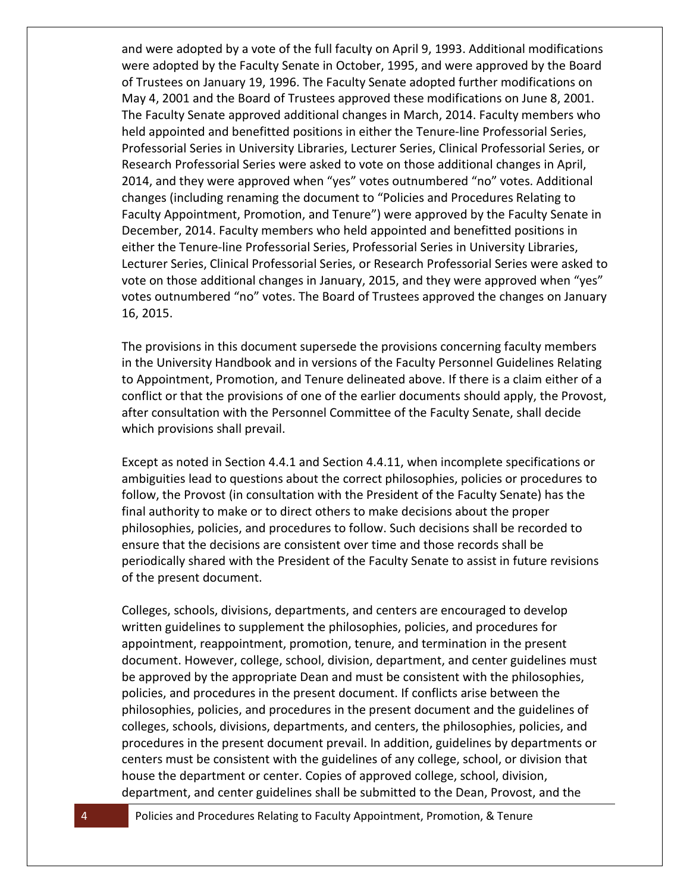and were adopted by a vote of the full faculty on April 9, 1993. Additional modifications were adopted by the Faculty Senate in October, 1995, and were approved by the Board of Trustees on January 19, 1996. The Faculty Senate adopted further modifications on May 4, 2001 and the Board of Trustees approved these modifications on June 8, 2001. The Faculty Senate approved additional changes in March, 2014. Faculty members who held appointed and benefitted positions in either the Tenure-line Professorial Series, Professorial Series in University Libraries, Lecturer Series, Clinical Professorial Series, or Research Professorial Series were asked to vote on those additional changes in April, 2014, and they were approved when "yes" votes outnumbered "no" votes. Additional changes (including renaming the document to "Policies and Procedures Relating to Faculty Appointment, Promotion, and Tenure") were approved by the Faculty Senate in December, 2014. Faculty members who held appointed and benefitted positions in either the Tenure-line Professorial Series, Professorial Series in University Libraries, Lecturer Series, Clinical Professorial Series, or Research Professorial Series were asked to vote on those additional changes in January, 2015, and they were approved when "yes" votes outnumbered "no" votes. The Board of Trustees approved the changes on January 16, 2015.

The provisions in this document supersede the provisions concerning faculty members in the University Handbook and in versions of the Faculty Personnel Guidelines Relating to Appointment, Promotion, and Tenure delineated above. If there is a claim either of a conflict or that the provisions of one of the earlier documents should apply, the Provost, after consultation with the Personnel Committee of the Faculty Senate, shall decide which provisions shall prevail.

Except as noted in Section 4.4.1 and Section 4.4.11, when incomplete specifications or ambiguities lead to questions about the correct philosophies, policies or procedures to follow, the Provost (in consultation with the President of the Faculty Senate) has the final authority to make or to direct others to make decisions about the proper philosophies, policies, and procedures to follow. Such decisions shall be recorded to ensure that the decisions are consistent over time and those records shall be periodically shared with the President of the Faculty Senate to assist in future revisions of the present document.

Colleges, schools, divisions, departments, and centers are encouraged to develop written guidelines to supplement the philosophies, policies, and procedures for appointment, reappointment, promotion, tenure, and termination in the present document. However, college, school, division, department, and center guidelines must be approved by the appropriate Dean and must be consistent with the philosophies, policies, and procedures in the present document. If conflicts arise between the philosophies, policies, and procedures in the present document and the guidelines of colleges, schools, divisions, departments, and centers, the philosophies, policies, and procedures in the present document prevail. In addition, guidelines by departments or centers must be consistent with the guidelines of any college, school, or division that house the department or center. Copies of approved college, school, division, department, and center guidelines shall be submitted to the Dean, Provost, and the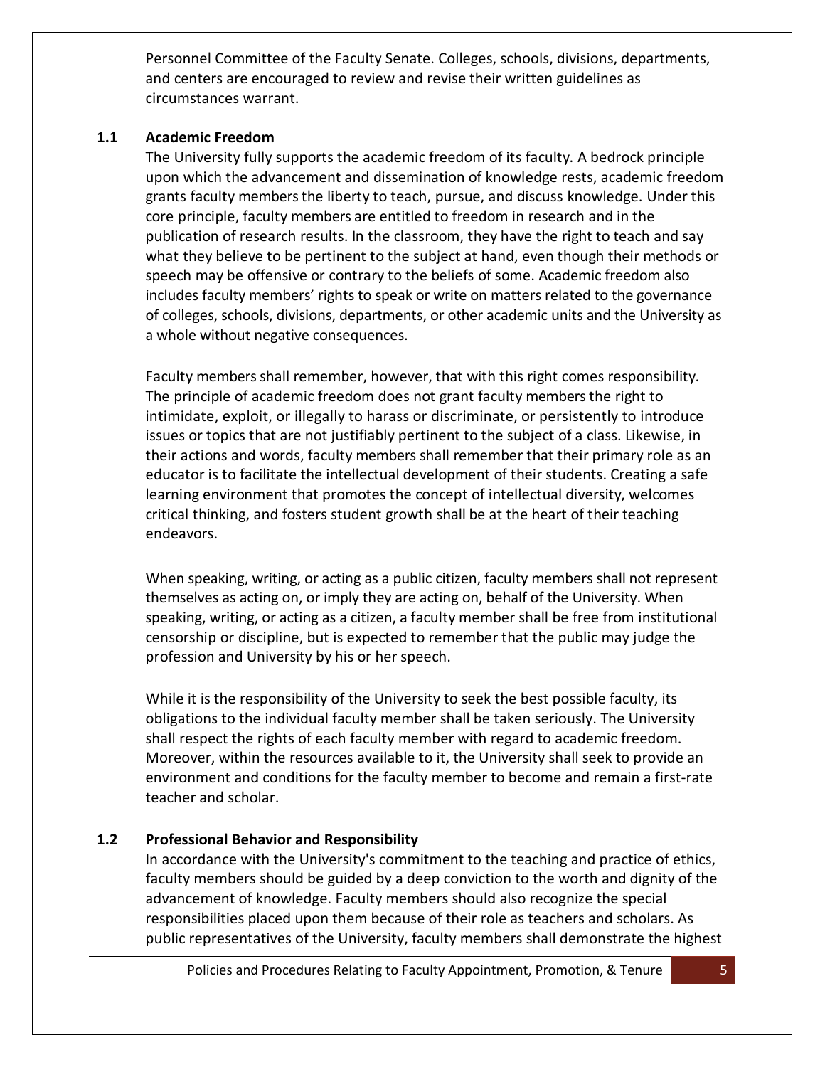Personnel Committee of the Faculty Senate. Colleges, schools, divisions, departments, and centers are encouraged to review and revise their written guidelines as circumstances warrant.

## 1.1 Academic Freedom

The University fully supports the academic freedom of its faculty. A bedrock principle upon which the advancement and dissemination of knowledge rests, academic freedom grants faculty members the liberty to teach, pursue, and discuss knowledge. Under this core principle, faculty members are entitled to freedom in research and in the publication of research results. In the classroom, they have the right to teach and say what they believe to be pertinent to the subject at hand, even though their methods or speech may be offensive or contrary to the beliefs of some. Academic freedom also includes faculty members' rights to speak or write on matters related to the governance of colleges, schools, divisions, departments, or other academic units and the University as a whole without negative consequences.

Faculty members shall remember, however, that with this right comes responsibility. The principle of academic freedom does not grant faculty members the right to intimidate, exploit, or illegally to harass or discriminate, or persistently to introduce issues or topics that are not justifiably pertinent to the subject of a class. Likewise, in their actions and words, faculty members shall remember that their primary role as an educator is to facilitate the intellectual development of their students. Creating a safe learning environment that promotes the concept of intellectual diversity, welcomes critical thinking, and fosters student growth shall be at the heart of their teaching endeavors.

When speaking, writing, or acting as a public citizen, faculty members shall not represent themselves as acting on, or imply they are acting on, behalf of the University. When speaking, writing, or acting as a citizen, a faculty member shall be free from institutional censorship or discipline, but is expected to remember that the public may judge the profession and University by his or her speech.

While it is the responsibility of the University to seek the best possible faculty, its obligations to the individual faculty member shall be taken seriously. The University shall respect the rights of each faculty member with regard to academic freedom. Moreover, within the resources available to it, the University shall seek to provide an environment and conditions for the faculty member to become and remain a first-rate teacher and scholar.

## 1.2 Professional Behavior and Responsibility

In accordance with the University's commitment to the teaching and practice of ethics, faculty members should be guided by a deep conviction to the worth and dignity of the advancement of knowledge. Faculty members should also recognize the special responsibilities placed upon them because of their role as teachers and scholars. As public representatives of the University, faculty members shall demonstrate the highest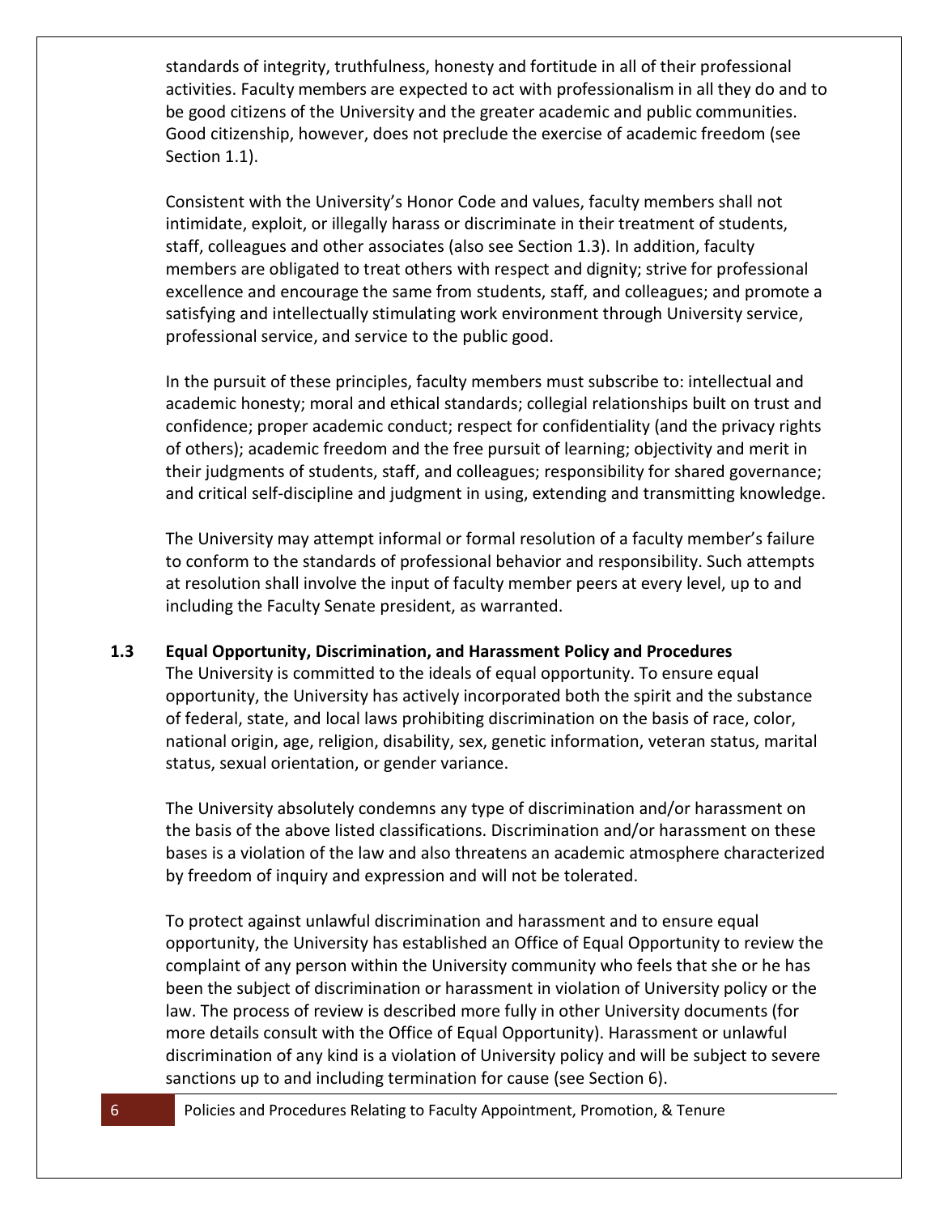standards of integrity, truthfulness, honesty and fortitude in all of their professional activities. Faculty members are expected to act with professionalism in all they do and to be good citizens of the University and the greater academic and public communities. Good citizenship, however, does not preclude the exercise of academic freedom (see Section 1.1).

Consistent with the University's Honor Code and values, faculty members shall not intimidate, exploit, or illegally harass or discriminate in their treatment of students, staff, colleagues and other associates (also see Section 1.3). In addition, faculty members are obligated to treat others with respect and dignity; strive for professional excellence and encourage the same from students, staff, and colleagues; and promote a satisfying and intellectually stimulating work environment through University service, professional service, and service to the public good.

In the pursuit of these principles, faculty members must subscribe to: intellectual and academic honesty; moral and ethical standards; collegial relationships built on trust and confidence; proper academic conduct; respect for confidentiality (and the privacy rights of others); academic freedom and the free pursuit of learning; objectivity and merit in their judgments of students, staff, and colleagues; responsibility for shared governance; and critical self-discipline and judgment in using, extending and transmitting knowledge.

The University may attempt informal or formal resolution of a faculty member's failure to conform to the standards of professional behavior and responsibility. Such attempts at resolution shall involve the input of faculty member peers at every level, up to and including the Faculty Senate president, as warranted.

### 1.3 Equal Opportunity, Discrimination, and Harassment Policy and Procedures

The University is committed to the ideals of equal opportunity. To ensure equal opportunity, the University has actively incorporated both the spirit and the substance of federal, state, and local laws prohibiting discrimination on the basis of race, color, national origin, age, religion, disability, sex, genetic information, veteran status, marital status, sexual orientation, or gender variance.

The University absolutely condemns any type of discrimination and/or harassment on the basis of the above listed classifications. Discrimination and/or harassment on these bases is a violation of the law and also threatens an academic atmosphere characterized by freedom of inquiry and expression and will not be tolerated.

To protect against unlawful discrimination and harassment and to ensure equal opportunity, the University has established an Office of Equal Opportunity to review the complaint of any person within the University community who feels that she or he has been the subject of discrimination or harassment in violation of University policy or the law. The process of review is described more fully in other University documents (for more details consult with the Office of Equal Opportunity). Harassment or unlawful discrimination of any kind is a violation of University policy and will be subject to severe sanctions up to and including termination for cause (see Section 6).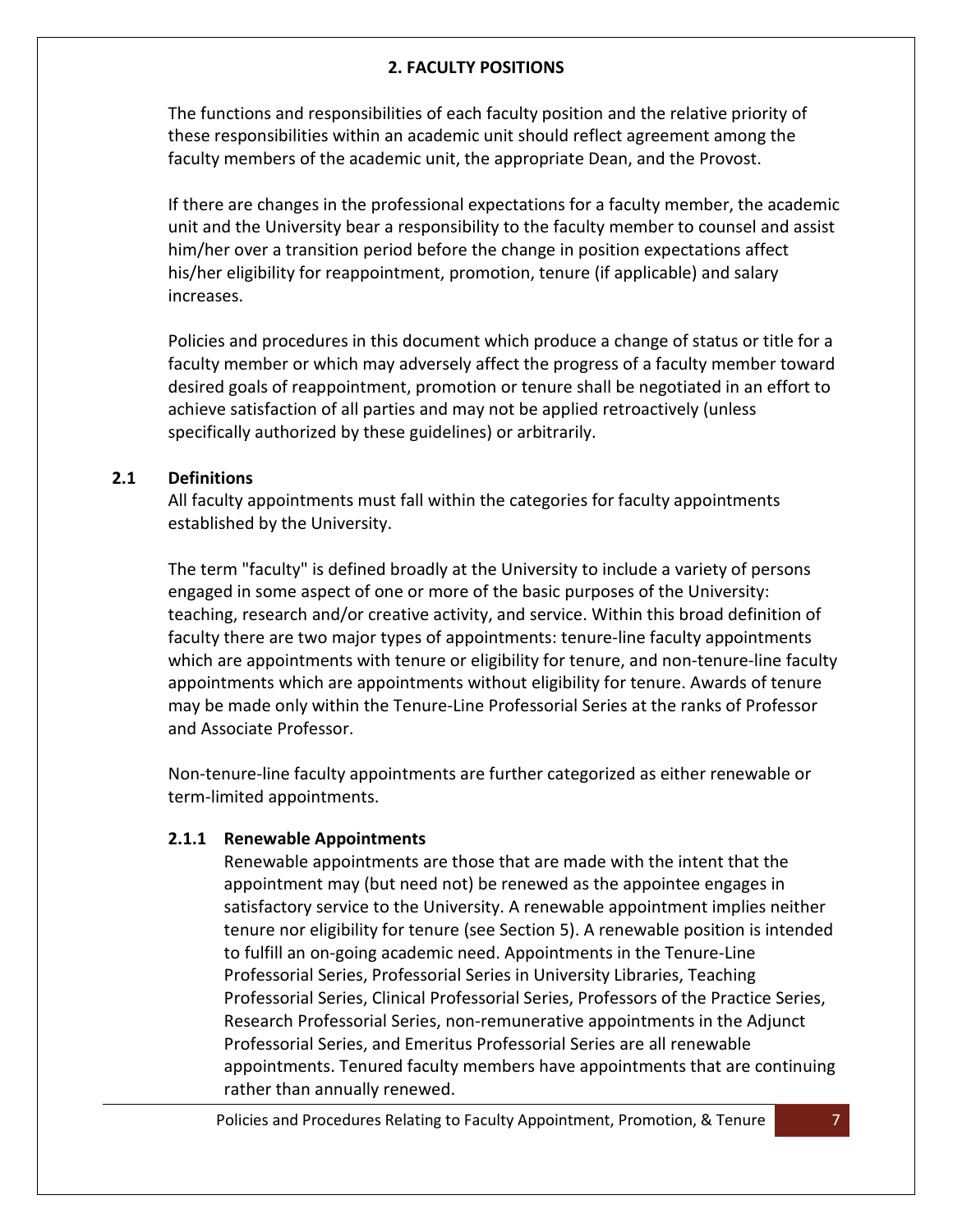# 2. FACULTY POSITIONS

The functions and responsibilities of each faculty position and the relative priority of these responsibilities within an academic unit should reflect agreement among the faculty members of the academic unit, the appropriate Dean, and the Provost.

If there are changes in the professional expectations for a faculty member, the academic unit and the University bear a responsibility to the faculty member to counsel and assist him/her over a transition period before the change in position expectations affect his/her eligibility for reappointment, promotion, tenure (if applicable) and salary increases.

Policies and procedures in this document which produce a change of status or title for a faculty member or which may adversely affect the progress of a faculty member toward desired goals of reappointment, promotion or tenure shall be negotiated in an effort to achieve satisfaction of all parties and may not be applied retroactively (unless specifically authorized by these guidelines) or arbitrarily.

## 2.1 Definitions

All faculty appointments must fall within the categories for faculty appointments established by the University.

The term "faculty" is defined broadly at the University to include a variety of persons engaged in some aspect of one or more of the basic purposes of the University: teaching, research and/or creative activity, and service. Within this broad definition of faculty there are two major types of appointments: tenure-line faculty appointments which are appointments with tenure or eligibility for tenure, and non-tenure-line faculty appointments which are appointments without eligibility for tenure. Awards of tenure may be made only within the Tenure-Line Professorial Series at the ranks of Professor and Associate Professor.

Non-tenure-line faculty appointments are further categorized as either renewable or term-limited appointments.

### 2.1.1 Renewable Appointments

Renewable appointments are those that are made with the intent that the appointment may (but need not) be renewed as the appointee engages in satisfactory service to the University. A renewable appointment implies neither tenure nor eligibility for tenure (see Section 5). A renewable position is intended to fulfill an on-going academic need. Appointments in the Tenure-Line Professorial Series, Professorial Series in University Libraries, Teaching Professorial Series, Clinical Professorial Series, Professors of the Practice Series, Research Professorial Series, non-remunerative appointments in the Adjunct Professorial Series, and Emeritus Professorial Series are all renewable appointments. Tenured faculty members have appointments that are continuing rather than annually renewed.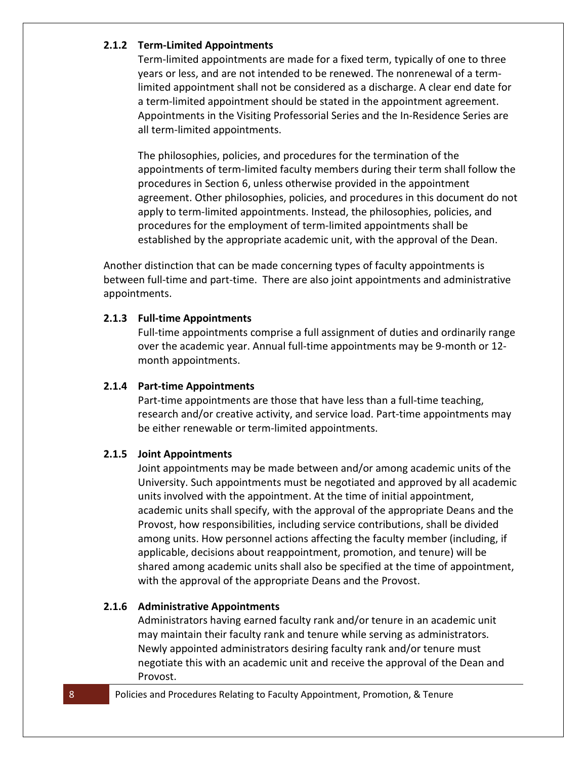#### 2.1.2 Term-Limited Appointments

Term-limited appointments are made for a fixed term, typically of one to three years or less, and are not intended to be renewed. The nonrenewal of a term-limited appointment shall not be considered as a discharge. A clear end date for a term-limited appointment should be stated in the appointment agreement. Appointments in the Visiting Professorial Series and the In-Residence Series are all term-limited appointments.

The philosophies, policies, and procedures for the termination of the appointments of term-limited faculty members during their term shall follow the procedures in Section 6, unless otherwise provided in the appointment agreement. Other philosophies, policies, and procedures in this document do not apply to term-limited appointments. Instead, the philosophies, policies, and procedures for the employment of term-limited appointments shall be established by the appropriate academic unit, with the approval of the Dean.

Another distinction that can be made concerning types of faculty appointments is between full-time and part-time. There are also joint appointments and administrative appointments.

#### 2.1.3 Full-time Appointments

Full-time appointments comprise a full assignment of duties and ordinarily range over the academic year. Annual full-time appointments may be 9-month or 12-month appointments.

#### 2.1.4 Part-time Appointments

Part-time appointments are those that have less than a full-time teaching, research and/or creative activity, and service load. Part-time appointments may be either renewable or term-limited appointments.

#### 2.1.5 Joint Appointments

Joint appointments may be made between and/or among academic units of the University. Such appointments must be negotiated and approved by all academic units involved with the appointment. At the time of initial appointment, academic units shall specify, with the approval of the appropriate Deans and the Provost, how responsibilities, including service contributions, shall be divided among units. How personnel actions affecting the faculty member (including, if applicable, decisions about reappointment, promotion, and tenure) will be shared among academic units shall also be specified at the time of appointment, with the approval of the appropriate Deans and the Provost.

#### 2.1.6 Administrative Appointments

Administrators having earned faculty rank and/or tenure in an academic unit may maintain their faculty rank and tenure while serving as administrators. Newly appointed administrators desiring faculty rank and/or tenure must negotiate this with an academic unit and receive the approval of the Dean and Provost.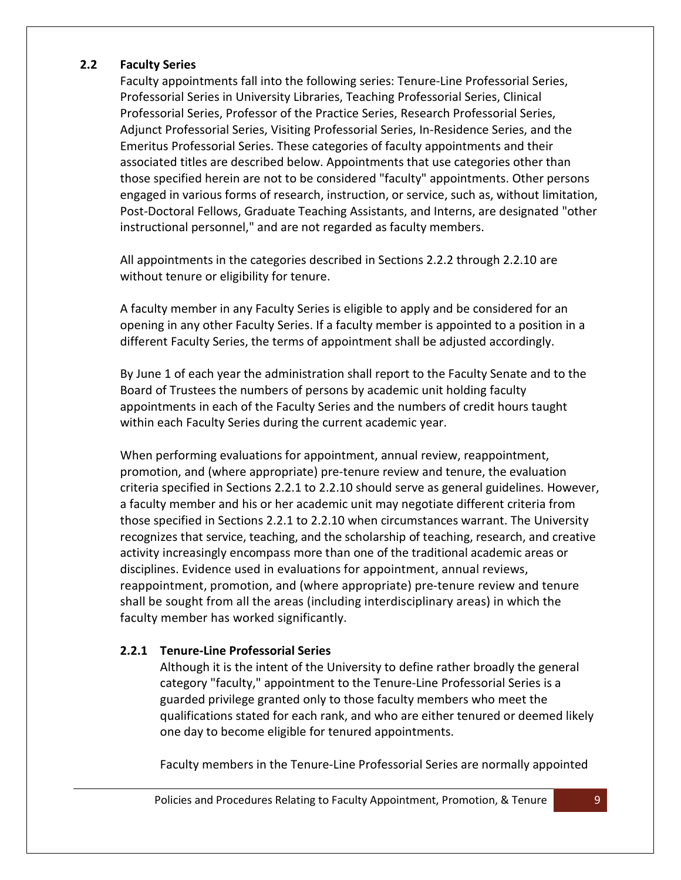## 2.2 Faculty Series

Faculty appointments fall into the following series: Tenure-Line Professorial Series, Professorial Series in University Libraries, Teaching Professorial Series, Clinical Professorial Series, Professor of the Practice Series, Research Professorial Series, Adjunct Professorial Series, Visiting Professorial Series, In-Residence Series, and the Emeritus Professorial Series. These categories of faculty appointments and their associated titles are described below. Appointments that use categories other than those specified herein are not to be considered "faculty" appointments. Other persons engaged in various forms of research, instruction, or service, such as, without limitation, Post-Doctoral Fellows, Graduate Teaching Assistants, and Interns, are designated "other instructional personnel," and are not regarded as faculty members.

All appointments in the categories described in Sections 2.2.2 through 2.2.10 are without tenure or eligibility for tenure.

A faculty member in any Faculty Series is eligible to apply and be considered for an opening in any other Faculty Series. If a faculty member is appointed to a position in a different Faculty Series, the terms of appointment shall be adjusted accordingly.

By June 1 of each year the administration shall report to the Faculty Senate and to the Board of Trustees the numbers of persons by academic unit holding faculty appointments in each of the Faculty Series and the numbers of credit hours taught within each Faculty Series during the current academic year.

When performing evaluations for appointment, annual review, reappointment, promotion, and (where appropriate) pre-tenure review and tenure, the evaluation criteria specified in Sections 2.2.1 to 2.2.10 should serve as general guidelines. However, a faculty member and his or her academic unit may negotiate different criteria from those specified in Sections 2.2.1 to 2.2.10 when circumstances warrant. The University recognizes that service, teaching, and the scholarship of teaching, research, and creative activity increasingly encompass more than one of the traditional academic areas or disciplines. Evidence used in evaluations for appointment, annual reviews, reappointment, promotion, and (where appropriate) pre-tenure review and tenure shall be sought from all the areas (including interdisciplinary areas) in which the faculty member has worked significantly.

### 2.2.1 Tenure-Line Professorial Series

Although it is the intent of the University to define rather broadly the general category "faculty," appointment to the Tenure-Line Professorial Series is a guarded privilege granted only to those faculty members who meet the qualifications stated for each rank, and who are either tenured or deemed likely one day to become eligible for tenured appointments.

Faculty members in the Tenure-Line Professorial Series are normally appointed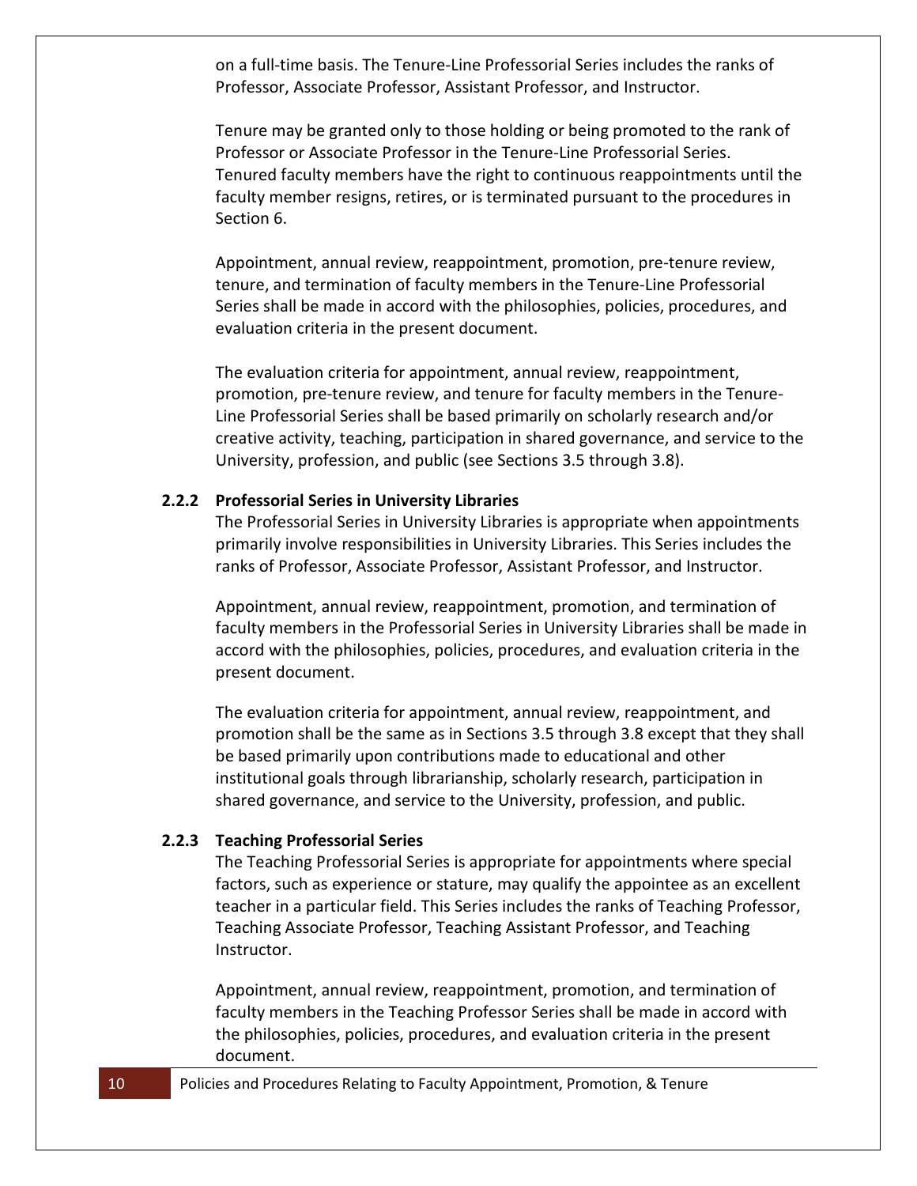on a full-time basis. The Tenure-Line Professorial Series includes the ranks of Professor, Associate Professor, Assistant Professor, and Instructor.

Tenure may be granted only to those holding or being promoted to the rank of Professor or Associate Professor in the Tenure-Line Professorial Series. Tenured faculty members have the right to continuous reappointments until the faculty member resigns, retires, or is terminated pursuant to the procedures in Section 6.

Appointment, annual review, reappointment, promotion, pre-tenure review, tenure, and termination of faculty members in the Tenure-Line Professorial Series shall be made in accord with the philosophies, policies, procedures, and evaluation criteria in the present document.

The evaluation criteria for appointment, annual review, reappointment, promotion, pre-tenure review, and tenure for faculty members in the Tenure-Line Professorial Series shall be based primarily on scholarly research and/or creative activity, teaching, participation in shared governance, and service to the University, profession, and public (see Sections 3.5 through 3.8).

### 2.2.2 Professorial Series in University Libraries

The Professorial Series in University Libraries is appropriate when appointments primarily involve responsibilities in University Libraries. This Series includes the ranks of Professor, Associate Professor, Assistant Professor, and Instructor.

Appointment, annual review, reappointment, promotion, and termination of faculty members in the Professorial Series in University Libraries shall be made in accord with the philosophies, policies, procedures, and evaluation criteria in the present document.

The evaluation criteria for appointment, annual review, reappointment, and promotion shall be the same as in Sections 3.5 through 3.8 except that they shall be based primarily upon contributions made to educational and other institutional goals through librarianship, scholarly research, participation in shared governance, and service to the University, profession, and public.

### 2.2.3 Teaching Professorial Series

The Teaching Professorial Series is appropriate for appointments where special factors, such as experience or stature, may qualify the appointee as an excellent teacher in a particular field. This Series includes the ranks of Teaching Professor, Teaching Associate Professor, Teaching Assistant Professor, and Teaching Instructor.

Appointment, annual review, reappointment, promotion, and termination of faculty members in the Teaching Professor Series shall be made in accord with the philosophies, policies, procedures, and evaluation criteria in the present document.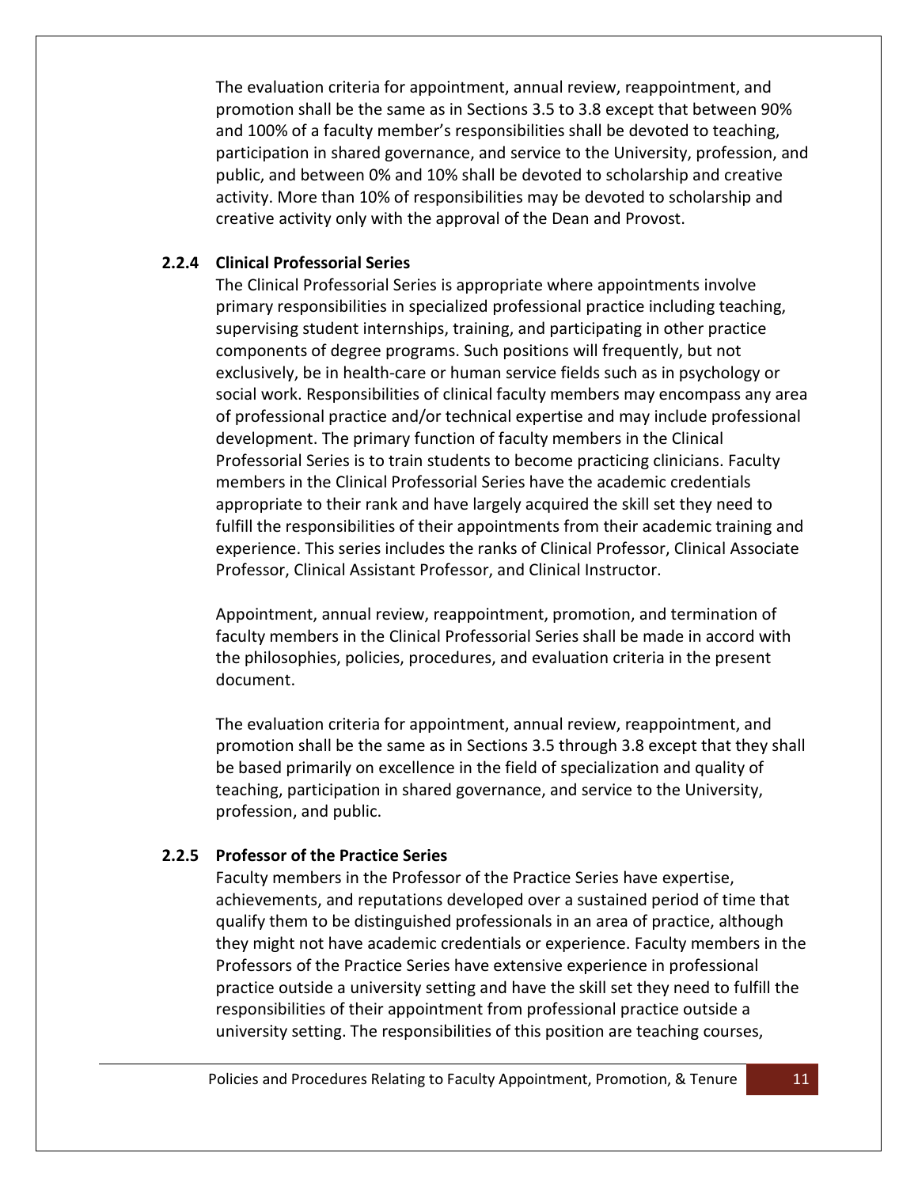The evaluation criteria for appointment, annual review, reappointment, and promotion shall be the same as in Sections 3.5 to 3.8 except that between 90% and 100% of a faculty member's responsibilities shall be devoted to teaching, participation in shared governance, and service to the University, profession, and public, and between 0% and 10% shall be devoted to scholarship and creative activity. More than 10% of responsibilities may be devoted to scholarship and creative activity only with the approval of the Dean and Provost.

### 2.2.4 Clinical Professorial Series

The Clinical Professorial Series is appropriate where appointments involve primary responsibilities in specialized professional practice including teaching, supervising student internships, training, and participating in other practice components of degree programs. Such positions will frequently, but not exclusively, be in health-care or human service fields such as in psychology or social work. Responsibilities of clinical faculty members may encompass any area of professional practice and/or technical expertise and may include professional development. The primary function of faculty members in the Clinical Professorial Series is to train students to become practicing clinicians. Faculty members in the Clinical Professorial Series have the academic credentials appropriate to their rank and have largely acquired the skill set they need to fulfill the responsibilities of their appointments from their academic training and experience. This series includes the ranks of Clinical Professor, Clinical Associate Professor, Clinical Assistant Professor, and Clinical Instructor.

Appointment, annual review, reappointment, promotion, and termination of faculty members in the Clinical Professorial Series shall be made in accord with the philosophies, policies, procedures, and evaluation criteria in the present document.

The evaluation criteria for appointment, annual review, reappointment, and promotion shall be the same as in Sections 3.5 through 3.8 except that they shall be based primarily on excellence in the field of specialization and quality of teaching, participation in shared governance, and service to the University, profession, and public.

### 2.2.5 Professor of the Practice Series

Faculty members in the Professor of the Practice Series have expertise, achievements, and reputations developed over a sustained period of time that qualify them to be distinguished professionals in an area of practice, although they might not have academic credentials or experience. Faculty members in the Professors of the Practice Series have extensive experience in professional practice outside a university setting and have the skill set they need to fulfill the responsibilities of their appointment from professional practice outside a university setting. The responsibilities of this position are teaching courses,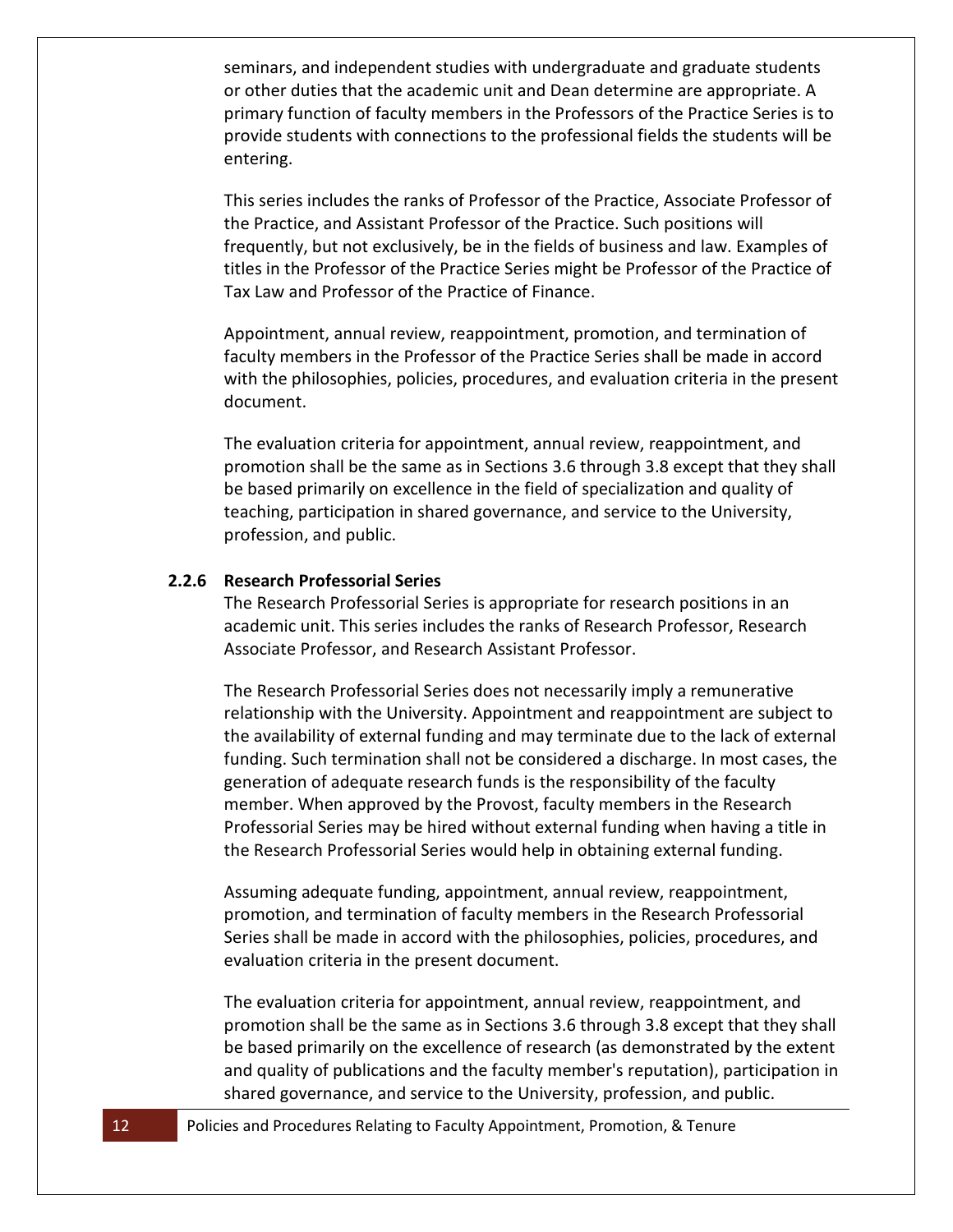seminars, and independent studies with undergraduate and graduate students or other duties that the academic unit and Dean determine are appropriate. A primary function of faculty members in the Professors of the Practice Series is to provide students with connections to the professional fields the students will be entering.

This series includes the ranks of Professor of the Practice, Associate Professor of the Practice, and Assistant Professor of the Practice. Such positions will frequently, but not exclusively, be in the fields of business and law. Examples of titles in the Professor of the Practice Series might be Professor of the Practice of Tax Law and Professor of the Practice of Finance.

Appointment, annual review, reappointment, promotion, and termination of faculty members in the Professor of the Practice Series shall be made in accord with the philosophies, policies, procedures, and evaluation criteria in the present document.

The evaluation criteria for appointment, annual review, reappointment, and promotion shall be the same as in Sections 3.6 through 3.8 except that they shall be based primarily on excellence in the field of specialization and quality of teaching, participation in shared governance, and service to the University, profession, and public.

### 2.2.6 Research Professorial Series

The Research Professorial Series is appropriate for research positions in an academic unit. This series includes the ranks of Research Professor, Research Associate Professor, and Research Assistant Professor.

The Research Professorial Series does not necessarily imply a remunerative relationship with the University. Appointment and reappointment are subject to the availability of external funding and may terminate due to the lack of external funding. Such termination shall not be considered a discharge. In most cases, the generation of adequate research funds is the responsibility of the faculty member. When approved by the Provost, faculty members in the Research Professorial Series may be hired without external funding when having a title in the Research Professorial Series would help in obtaining external funding.

Assuming adequate funding, appointment, annual review, reappointment, promotion, and termination of faculty members in the Research Professorial Series shall be made in accord with the philosophies, policies, procedures, and evaluation criteria in the present document.

The evaluation criteria for appointment, annual review, reappointment, and promotion shall be the same as in Sections 3.6 through 3.8 except that they shall be based primarily on the excellence of research (as demonstrated by the extent and quality of publications and the faculty member's reputation), participation in shared governance, and service to the University, profession, and public.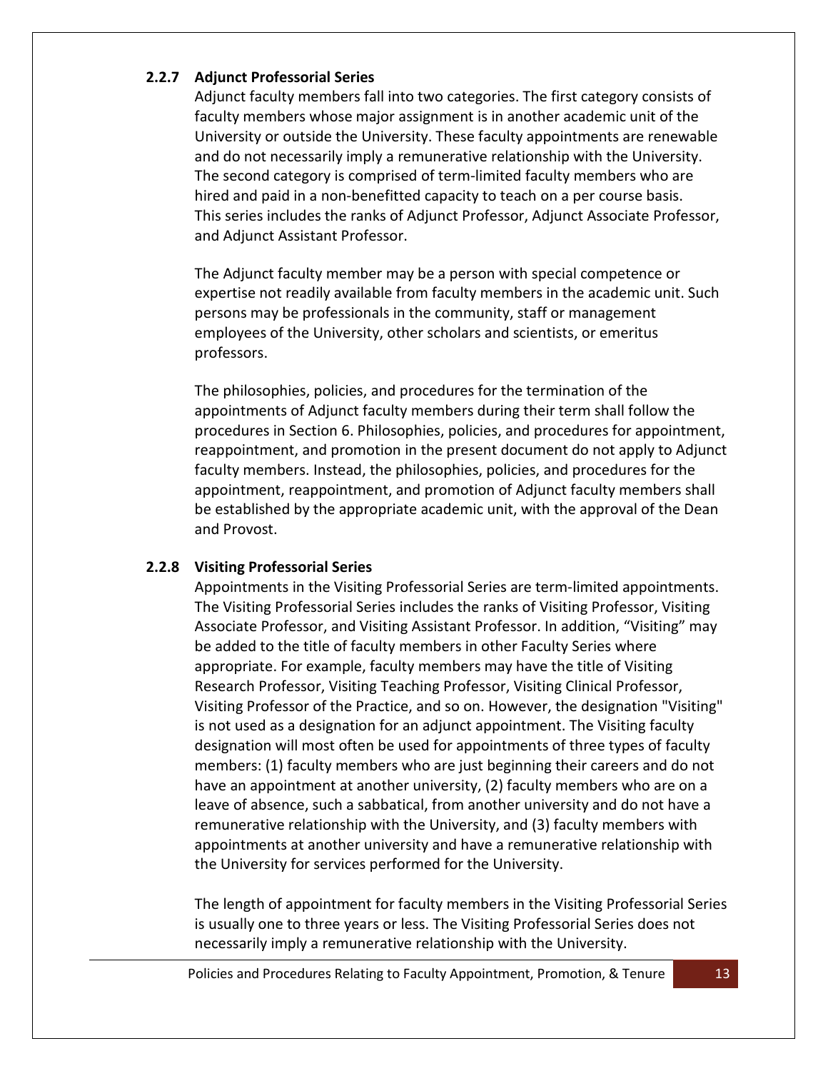### 2.2.7 Adjunct Professorial Series

Adjunct faculty members fall into two categories. The first category consists of faculty members whose major assignment is in another academic unit of the University or outside the University. These faculty appointments are renewable and do not necessarily imply a remunerative relationship with the University. The second category is comprised of term-limited faculty members who are hired and paid in a non-benefitted capacity to teach on a per course basis. This series includes the ranks of Adjunct Professor, Adjunct Associate Professor, and Adjunct Assistant Professor.

The Adjunct faculty member may be a person with special competence or expertise not readily available from faculty members in the academic unit. Such persons may be professionals in the community, staff or management employees of the University, other scholars and scientists, or emeritus professors.

The philosophies, policies, and procedures for the termination of the appointments of Adjunct faculty members during their term shall follow the procedures in Section 6. Philosophies, policies, and procedures for appointment, reappointment, and promotion in the present document do not apply to Adjunct faculty members. Instead, the philosophies, policies, and procedures for the appointment, reappointment, and promotion of Adjunct faculty members shall be established by the appropriate academic unit, with the approval of the Dean and Provost.

### 2.2.8 Visiting Professorial Series

Appointments in the Visiting Professorial Series are term-limited appointments. The Visiting Professorial Series includes the ranks of Visiting Professor, Visiting Associate Professor, and Visiting Assistant Professor. In addition, "Visiting" may be added to the title of faculty members in other Faculty Series where appropriate. For example, faculty members may have the title of Visiting Research Professor, Visiting Teaching Professor, Visiting Clinical Professor, Visiting Professor of the Practice, and so on. However, the designation "Visiting" is not used as a designation for an adjunct appointment. The Visiting faculty designation will most often be used for appointments of three types of faculty members: (1) faculty members who are just beginning their careers and do not have an appointment at another university, (2) faculty members who are on a leave of absence, such a sabbatical, from another university and do not have a remunerative relationship with the University, and (3) faculty members with appointments at another university and have a remunerative relationship with the University for services performed for the University.

The length of appointment for faculty members in the Visiting Professorial Series is usually one to three years or less. The Visiting Professorial Series does not necessarily imply a remunerative relationship with the University.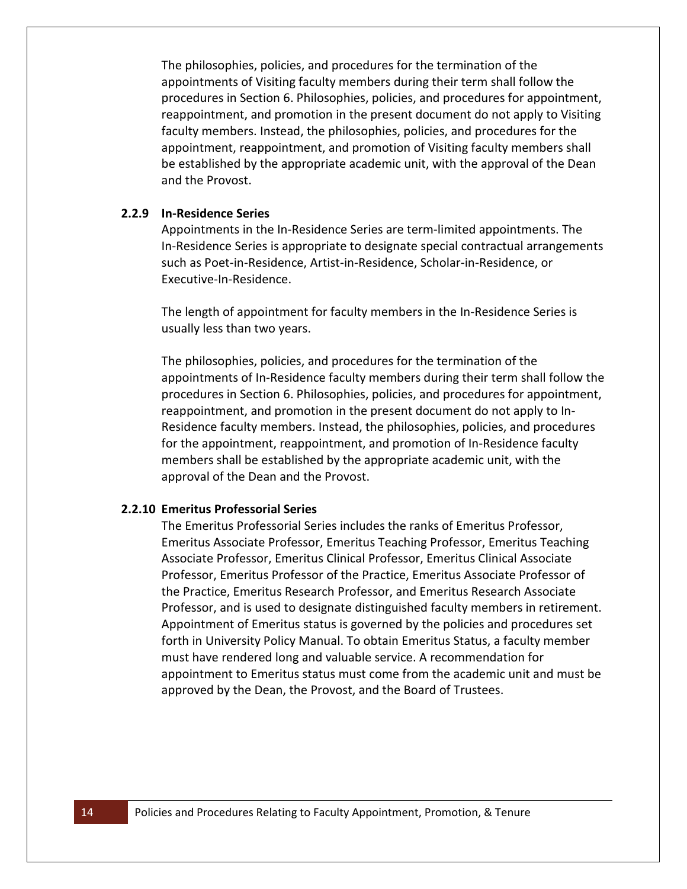The philosophies, policies, and procedures for the termination of the appointments of Visiting faculty members during their term shall follow the procedures in Section 6. Philosophies, policies, and procedures for appointment, reappointment, and promotion in the present document do not apply to Visiting faculty members. Instead, the philosophies, policies, and procedures for the appointment, reappointment, and promotion of Visiting faculty members shall be established by the appropriate academic unit, with the approval of the Dean and the Provost.

### 2.2.9 In-Residence Series

Appointments in the In-Residence Series are term-limited appointments. The In-Residence Series is appropriate to designate special contractual arrangements such as Poet-in-Residence, Artist-in-Residence, Scholar-in-Residence, or Executive-In-Residence.

The length of appointment for faculty members in the In-Residence Series is usually less than two years.

The philosophies, policies, and procedures for the termination of the appointments of In-Residence faculty members during their term shall follow the procedures in Section 6. Philosophies, policies, and procedures for appointment, reappointment, and promotion in the present document do not apply to In-Residence faculty members. Instead, the philosophies, policies, and procedures for the appointment, reappointment, and promotion of In-Residence faculty members shall be established by the appropriate academic unit, with the approval of the Dean and the Provost.

### 2.2.10 Emeritus Professorial Series

The Emeritus Professorial Series includes the ranks of Emeritus Professor, Emeritus Associate Professor, Emeritus Teaching Professor, Emeritus Teaching Associate Professor, Emeritus Clinical Professor, Emeritus Clinical Associate Professor, Emeritus Professor of the Practice, Emeritus Associate Professor of the Practice, Emeritus Research Professor, and Emeritus Research Associate Professor, and is used to designate distinguished faculty members in retirement. Appointment of Emeritus status is governed by the policies and procedures set forth in University Policy Manual. To obtain Emeritus Status, a faculty member must have rendered long and valuable service. A recommendation for appointment to Emeritus status must come from the academic unit and must be approved by the Dean, the Provost, and the Board of Trustees.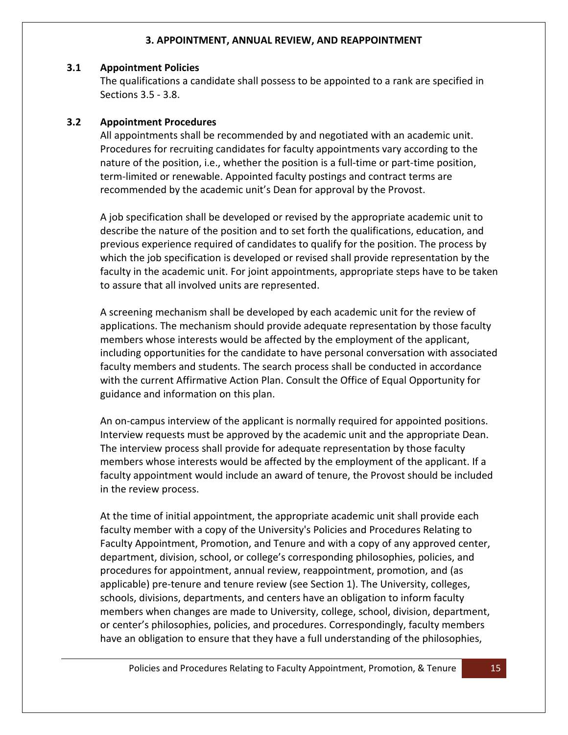## 3. APPOINTMENT, ANNUAL REVIEW, AND REAPPOINTMENT

### 3.1 Appointment Policies

The qualifications a candidate shall possess to be appointed to a rank are specified in Sections 3.5 - 3.8.

### 3.2 Appointment Procedures

All appointments shall be recommended by and negotiated with an academic unit. Procedures for recruiting candidates for faculty appointments vary according to the nature of the position, i.e., whether the position is a full-time or part-time position, term-limited or renewable. Appointed faculty postings and contract terms are recommended by the academic unit's Dean for approval by the Provost.

A job specification shall be developed or revised by the appropriate academic unit to describe the nature of the position and to set forth the qualifications, education, and previous experience required of candidates to qualify for the position. The process by which the job specification is developed or revised shall provide representation by the faculty in the academic unit. For joint appointments, appropriate steps have to be taken to assure that all involved units are represented.

A screening mechanism shall be developed by each academic unit for the review of applications. The mechanism should provide adequate representation by those faculty members whose interests would be affected by the employment of the applicant, including opportunities for the candidate to have personal conversation with associated faculty members and students. The search process shall be conducted in accordance with the current Affirmative Action Plan. Consult the Office of Equal Opportunity for guidance and information on this plan.

An on-campus interview of the applicant is normally required for appointed positions. Interview requests must be approved by the academic unit and the appropriate Dean. The interview process shall provide for adequate representation by those faculty members whose interests would be affected by the employment of the applicant. If a faculty appointment would include an award of tenure, the Provost should be included in the review process.

At the time of initial appointment, the appropriate academic unit shall provide each faculty member with a copy of the University's Policies and Procedures Relating to Faculty Appointment, Promotion, and Tenure and with a copy of any approved center, department, division, school, or college's corresponding philosophies, policies, and procedures for appointment, annual review, reappointment, promotion, and (as applicable) pre-tenure and tenure review (see Section 1). The University, colleges, schools, divisions, departments, and centers have an obligation to inform faculty members when changes are made to University, college, school, division, department, or center's philosophies, policies, and procedures. Correspondingly, faculty members have an obligation to ensure that they have a full understanding of the philosophies,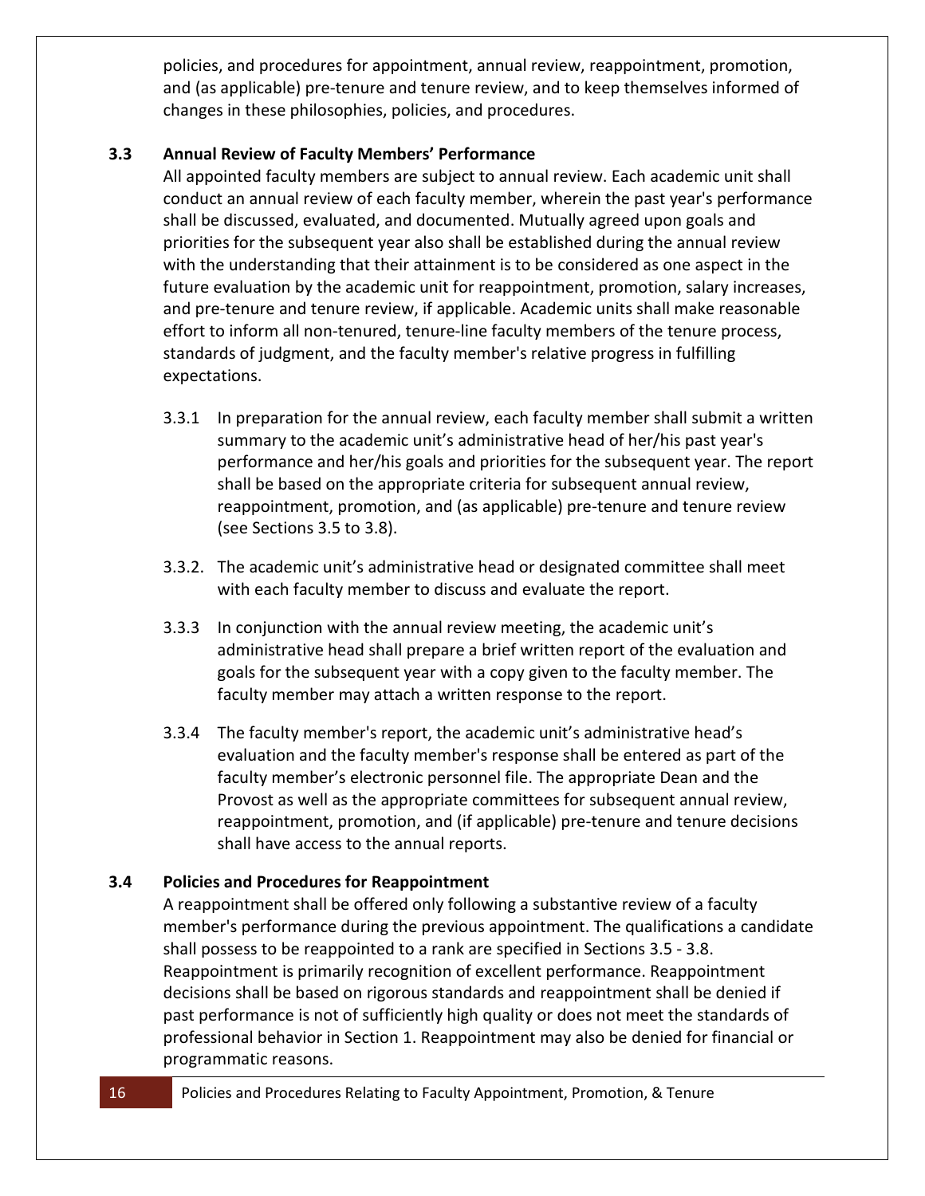policies, and procedures for appointment, annual review, reappointment, promotion, and (as applicable) pre-tenure and tenure review, and to keep themselves informed of changes in these philosophies, policies, and procedures.

### 3.3 Annual Review of Faculty Members' Performance

All appointed faculty members are subject to annual review. Each academic unit shall conduct an annual review of each faculty member, wherein the past year's performance shall be discussed, evaluated, and documented. Mutually agreed upon goals and priorities for the subsequent year also shall be established during the annual review with the understanding that their attainment is to be considered as one aspect in the future evaluation by the academic unit for reappointment, promotion, salary increases, and pre-tenure and tenure review, if applicable. Academic units shall make reasonable effort to inform all non-tenured, tenure-line faculty members of the tenure process, standards of judgment, and the faculty member's relative progress in fulfilling expectations.

3.3.1 In preparation for the annual review, each faculty member shall submit a written summary to the academic unit's administrative head of her/his past year's performance and her/his goals and priorities for the subsequent year. The report shall be based on the appropriate criteria for subsequent annual review, reappointment, promotion, and (as applicable) pre-tenure and tenure review (see Sections 3.5 to 3.8).

3.3.2. The academic unit's administrative head or designated committee shall meet with each faculty member to discuss and evaluate the report.

3.3.3 In conjunction with the annual review meeting, the academic unit's administrative head shall prepare a brief written report of the evaluation and goals for the subsequent year with a copy given to the faculty member. The faculty member may attach a written response to the report.

3.3.4 The faculty member's report, the academic unit's administrative head's evaluation and the faculty member's response shall be entered as part of the faculty member's electronic personnel file. The appropriate Dean and the Provost as well as the appropriate committees for subsequent annual review, reappointment, promotion, and (if applicable) pre-tenure and tenure decisions shall have access to the annual reports.

### 3.4 Policies and Procedures for Reappointment

A reappointment shall be offered only following a substantive review of a faculty member's performance during the previous appointment. The qualifications a candidate shall possess to be reappointed to a rank are specified in Sections 3.5 - 3.8. Reappointment is primarily recognition of excellent performance. Reappointment decisions shall be based on rigorous standards and reappointment shall be denied if past performance is not of sufficiently high quality or does not meet the standards of professional behavior in Section 1. Reappointment may also be denied for financial or programmatic reasons.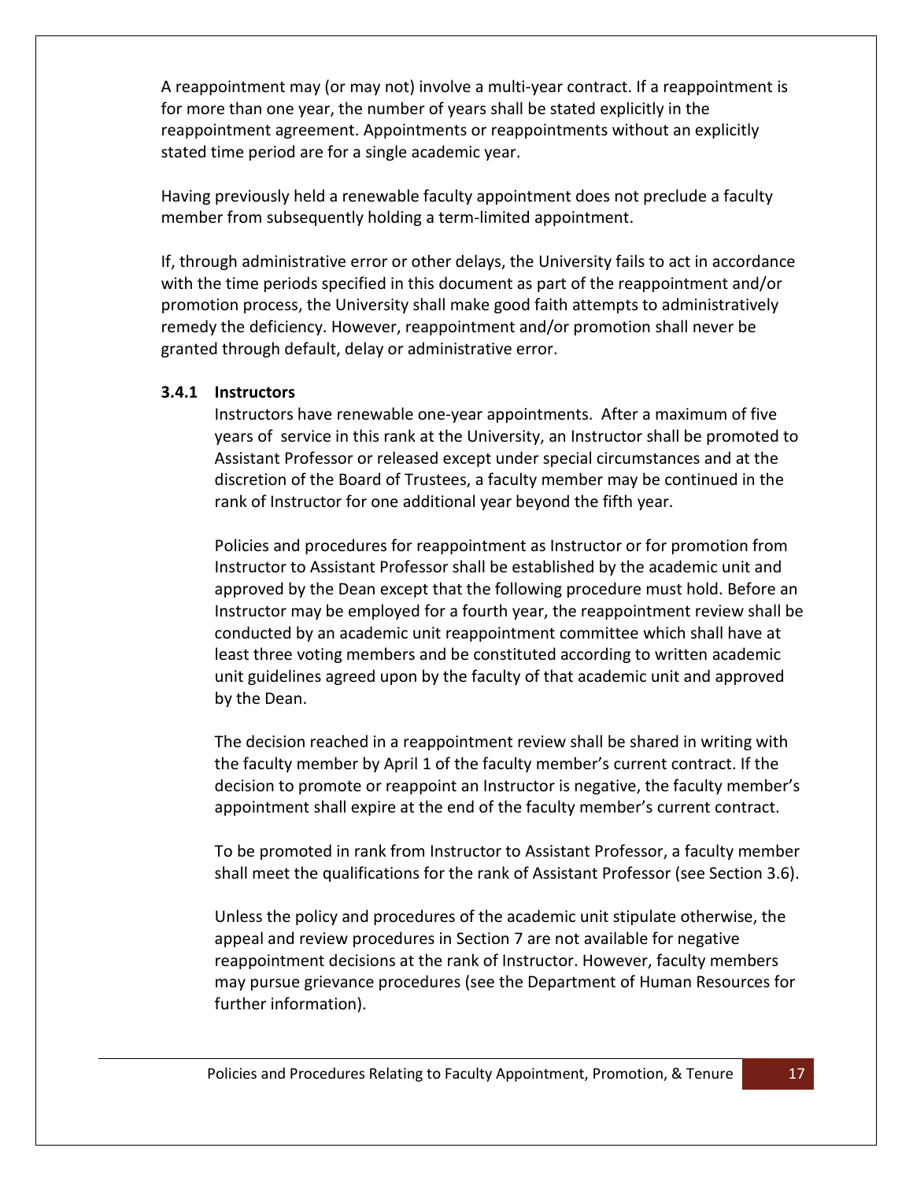A reappointment may (or may not) involve a multi-year contract. If a reappointment is for more than one year, the number of years shall be stated explicitly in the reappointment agreement. Appointments or reappointments without an explicitly stated time period are for a single academic year.

Having previously held a renewable faculty appointment does not preclude a faculty member from subsequently holding a term-limited appointment.

If, through administrative error or other delays, the University fails to act in accordance with the time periods specified in this document as part of the reappointment and/or promotion process, the University shall make good faith attempts to administratively remedy the deficiency. However, reappointment and/or promotion shall never be granted through default, delay or administrative error.

### 3.4.1 Instructors

Instructors have renewable one-year appointments. After a maximum of five years of service in this rank at the University, an Instructor shall be promoted to Assistant Professor or released except under special circumstances and at the discretion of the Board of Trustees, a faculty member may be continued in the rank of Instructor for one additional year beyond the fifth year.

Policies and procedures for reappointment as Instructor or for promotion from Instructor to Assistant Professor shall be established by the academic unit and approved by the Dean except that the following procedure must hold. Before an Instructor may be employed for a fourth year, the reappointment review shall be conducted by an academic unit reappointment committee which shall have at least three voting members and be constituted according to written academic unit guidelines agreed upon by the faculty of that academic unit and approved by the Dean.

The decision reached in a reappointment review shall be shared in writing with the faculty member by April 1 of the faculty member's current contract. If the decision to promote or reappoint an Instructor is negative, the faculty member's appointment shall expire at the end of the faculty member's current contract.

To be promoted in rank from Instructor to Assistant Professor, a faculty member shall meet the qualifications for the rank of Assistant Professor (see Section 3.6).

Unless the policy and procedures of the academic unit stipulate otherwise, the appeal and review procedures in Section 7 are not available for negative reappointment decisions at the rank of Instructor. However, faculty members may pursue grievance procedures (see the Department of Human Resources for further information).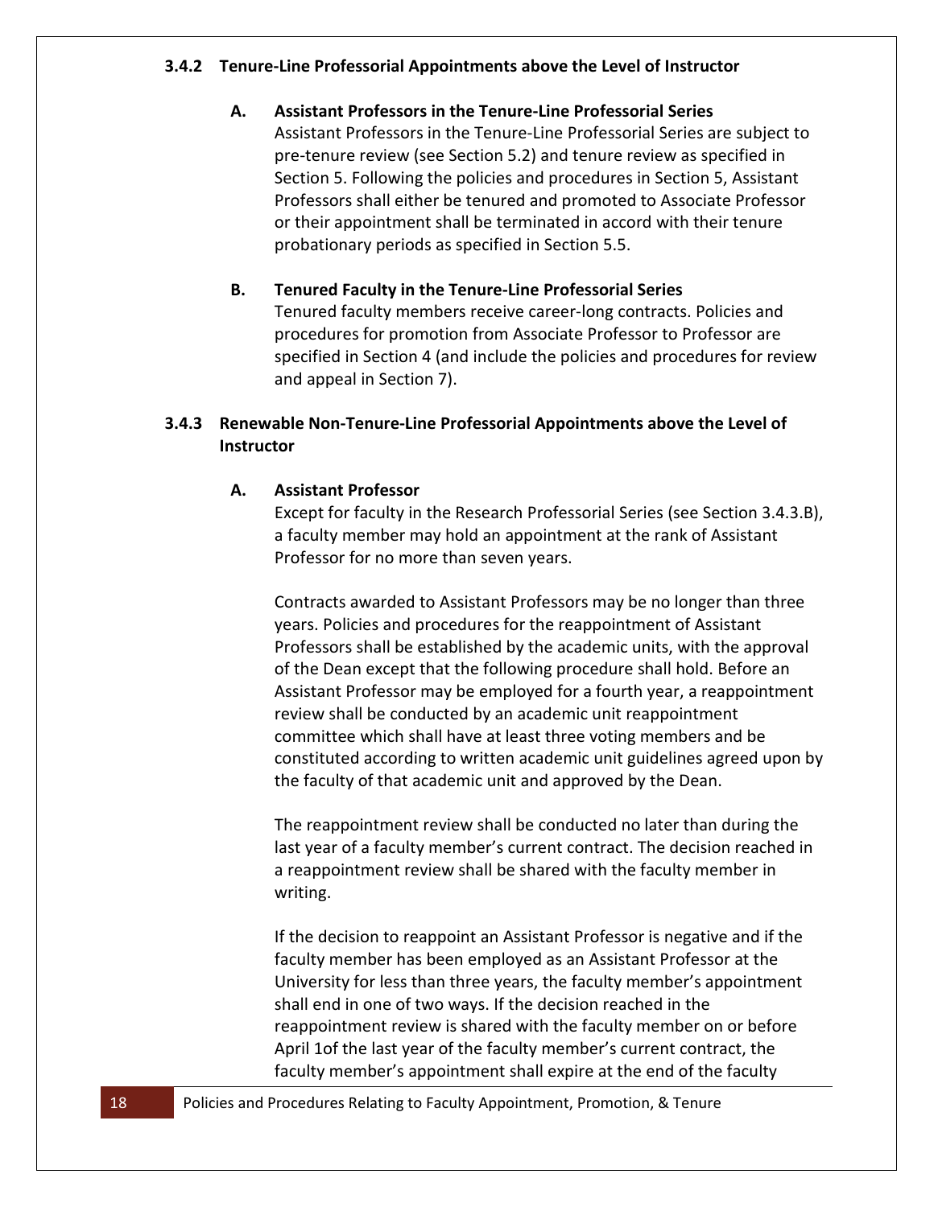### 3.4.2 Tenure-Line Professorial Appointments above the Level of Instructor

**A. Assistant Professors in the Tenure-Line Professorial Series**

Assistant Professors in the Tenure-Line Professorial Series are subject to pre-tenure review (see Section 5.2) and tenure review as specified in Section 5. Following the policies and procedures in Section 5, Assistant Professors shall either be tenured and promoted to Associate Professor or their appointment shall be terminated in accord with their tenure probationary periods as specified in Section 5.5.

**B. Tenured Faculty in the Tenure-Line Professorial Series**

Tenured faculty members receive career-long contracts. Policies and procedures for promotion from Associate Professor to Professor are specified in Section 4 (and include the policies and procedures for review and appeal in Section 7).

### 3.4.3 Renewable Non-Tenure-Line Professorial Appointments above the Level of Instructor

**A. Assistant Professor**

Except for faculty in the Research Professorial Series (see Section 3.4.3.B), a faculty member may hold an appointment at the rank of Assistant Professor for no more than seven years.

Contracts awarded to Assistant Professors may be no longer than three years. Policies and procedures for the reappointment of Assistant Professors shall be established by the academic units, with the approval of the Dean except that the following procedure shall hold. Before an Assistant Professor may be employed for a fourth year, a reappointment review shall be conducted by an academic unit reappointment committee which shall have at least three voting members and be constituted according to written academic unit guidelines agreed upon by the faculty of that academic unit and approved by the Dean.

The reappointment review shall be conducted no later than during the last year of a faculty member's current contract. The decision reached in a reappointment review shall be shared with the faculty member in writing.

If the decision to reappoint an Assistant Professor is negative and if the faculty member has been employed as an Assistant Professor at the University for less than three years, the faculty member's appointment shall end in one of two ways. If the decision reached in the reappointment review is shared with the faculty member on or before April 1of the last year of the faculty member's current contract, the faculty member's appointment shall expire at the end of the faculty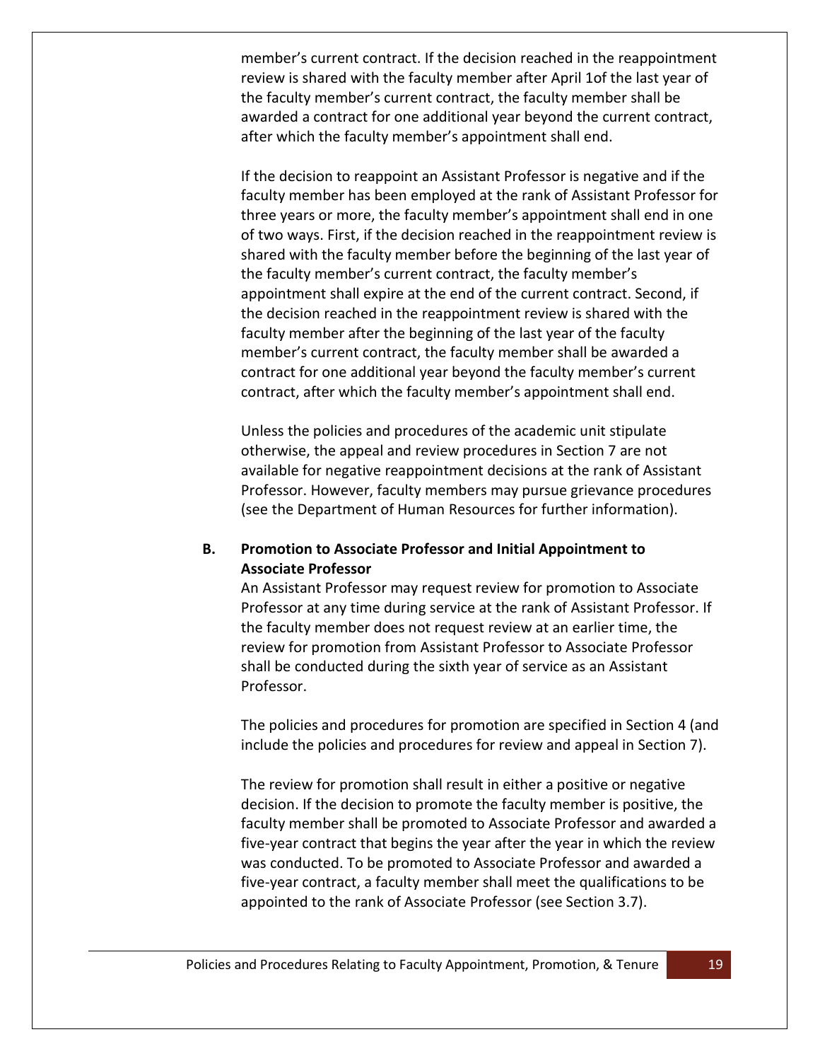member's current contract. If the decision reached in the reappointment review is shared with the faculty member after April 1of the last year of the faculty member's current contract, the faculty member shall be awarded a contract for one additional year beyond the current contract, after which the faculty member's appointment shall end.

If the decision to reappoint an Assistant Professor is negative and if the faculty member has been employed at the rank of Assistant Professor for three years or more, the faculty member's appointment shall end in one of two ways. First, if the decision reached in the reappointment review is shared with the faculty member before the beginning of the last year of the faculty member's current contract, the faculty member's appointment shall expire at the end of the current contract. Second, if the decision reached in the reappointment review is shared with the faculty member after the beginning of the last year of the faculty member's current contract, the faculty member shall be awarded a contract for one additional year beyond the faculty member's current contract, after which the faculty member's appointment shall end.

Unless the policies and procedures of the academic unit stipulate otherwise, the appeal and review procedures in Section 7 are not available for negative reappointment decisions at the rank of Assistant Professor. However, faculty members may pursue grievance procedures (see the Department of Human Resources for further information).

### B. Promotion to Associate Professor and Initial Appointment to Associate Professor

An Assistant Professor may request review for promotion to Associate Professor at any time during service at the rank of Assistant Professor. If the faculty member does not request review at an earlier time, the review for promotion from Assistant Professor to Associate Professor shall be conducted during the sixth year of service as an Assistant Professor.

The policies and procedures for promotion are specified in Section 4 (and include the policies and procedures for review and appeal in Section 7).

The review for promotion shall result in either a positive or negative decision. If the decision to promote the faculty member is positive, the faculty member shall be promoted to Associate Professor and awarded a five-year contract that begins the year after the year in which the review was conducted. To be promoted to Associate Professor and awarded a five-year contract, a faculty member shall meet the qualifications to be appointed to the rank of Associate Professor (see Section 3.7).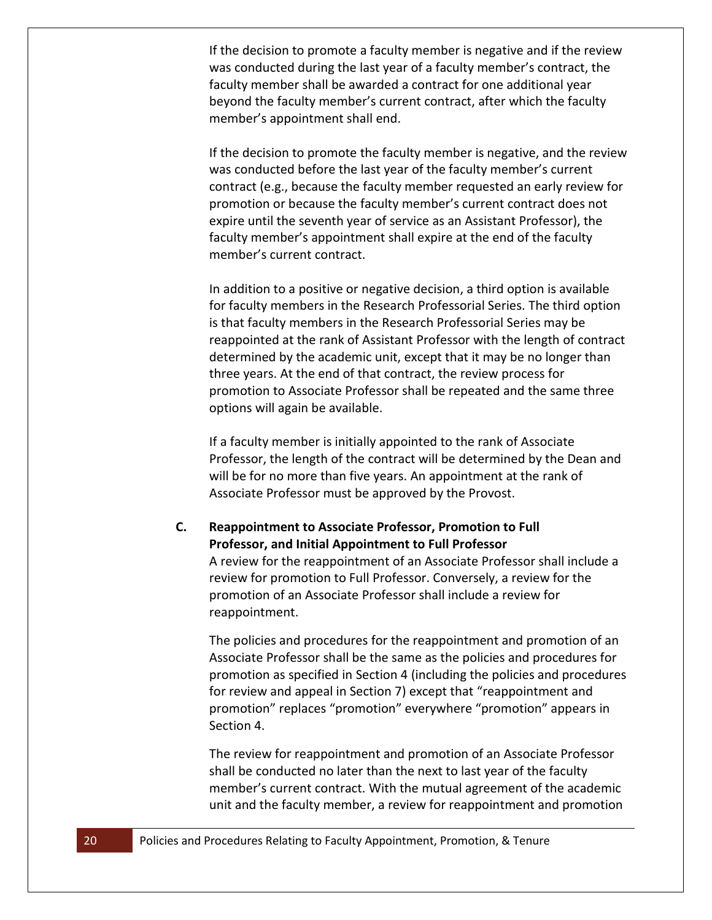If the decision to promote a faculty member is negative and if the review was conducted during the last year of a faculty member's contract, the faculty member shall be awarded a contract for one additional year beyond the faculty member's current contract, after which the faculty member's appointment shall end.

If the decision to promote the faculty member is negative, and the review was conducted before the last year of the faculty member's current contract (e.g., because the faculty member requested an early review for promotion or because the faculty member's current contract does not expire until the seventh year of service as an Assistant Professor), the faculty member's appointment shall expire at the end of the faculty member's current contract.

In addition to a positive or negative decision, a third option is available for faculty members in the Research Professorial Series. The third option is that faculty members in the Research Professorial Series may be reappointed at the rank of Assistant Professor with the length of contract determined by the academic unit, except that it may be no longer than three years. At the end of that contract, the review process for promotion to Associate Professor shall be repeated and the same three options will again be available.

If a faculty member is initially appointed to the rank of Associate Professor, the length of the contract will be determined by the Dean and will be for no more than five years. An appointment at the rank of Associate Professor must be approved by the Provost.

**C. Reappointment to Associate Professor, Promotion to Full Professor, and Initial Appointment to Full Professor**

A review for the reappointment of an Associate Professor shall include a review for promotion to Full Professor. Conversely, a review for the promotion of an Associate Professor shall include a review for reappointment.

The policies and procedures for the reappointment and promotion of an Associate Professor shall be the same as the policies and procedures for promotion as specified in Section 4 (including the policies and procedures for review and appeal in Section 7) except that "reappointment and promotion" replaces "promotion" everywhere "promotion" appears in Section 4.

The review for reappointment and promotion of an Associate Professor shall be conducted no later than the next to last year of the faculty member's current contract. With the mutual agreement of the academic unit and the faculty member, a review for reappointment and promotion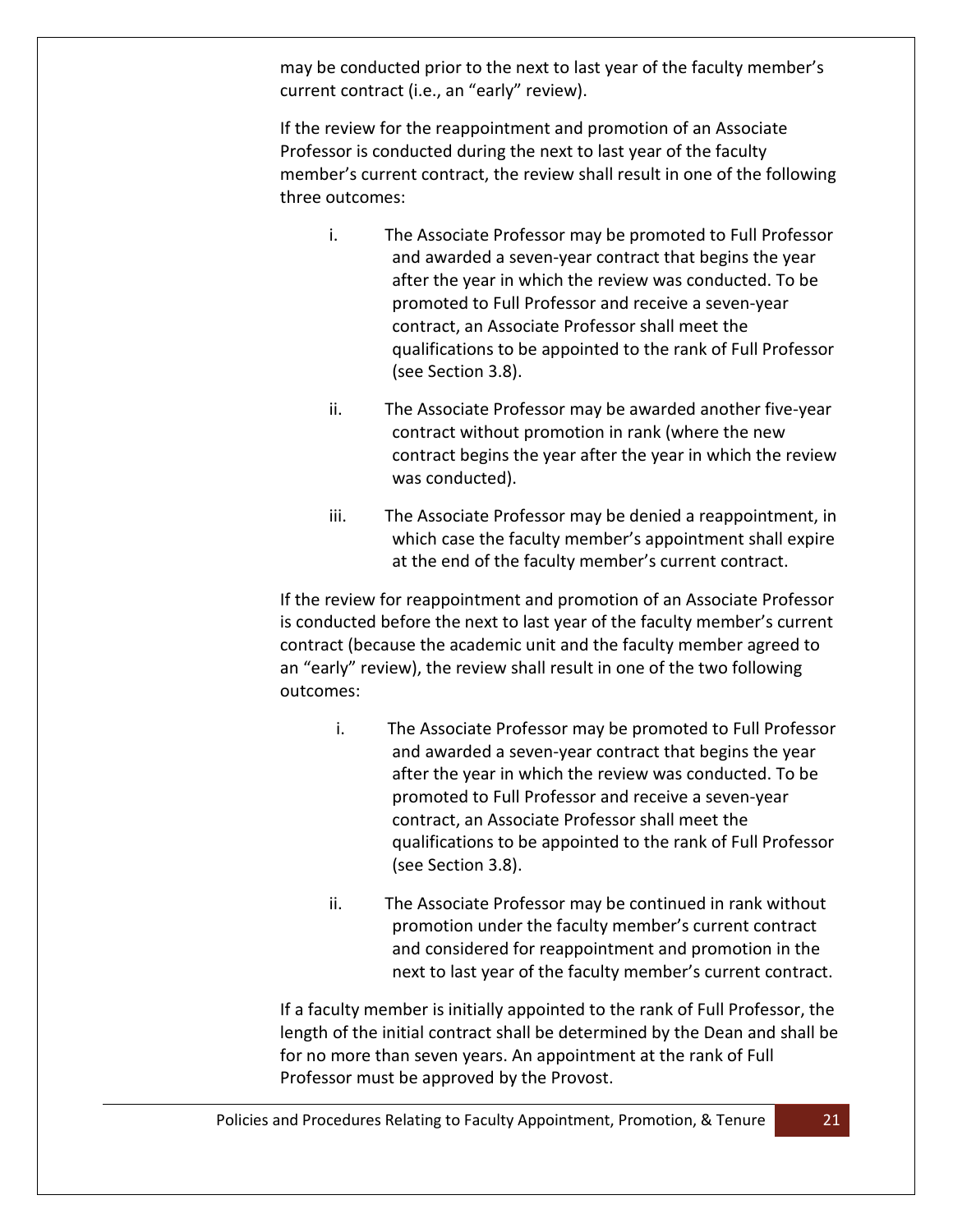may be conducted prior to the next to last year of the faculty member's current contract (i.e., an "early" review).

If the review for the reappointment and promotion of an Associate Professor is conducted during the next to last year of the faculty member's current contract, the review shall result in one of the following three outcomes:

i. The Associate Professor may be promoted to Full Professor and awarded a seven-year contract that begins the year after the year in which the review was conducted. To be promoted to Full Professor and receive a seven-year contract, an Associate Professor shall meet the qualifications to be appointed to the rank of Full Professor (see Section 3.8).

ii. The Associate Professor may be awarded another five-year contract without promotion in rank (where the new contract begins the year after the year in which the review was conducted).

iii. The Associate Professor may be denied a reappointment, in which case the faculty member's appointment shall expire at the end of the faculty member's current contract.

If the review for reappointment and promotion of an Associate Professor is conducted before the next to last year of the faculty member's current contract (because the academic unit and the faculty member agreed to an "early" review), the review shall result in one of the two following outcomes:

i. The Associate Professor may be promoted to Full Professor and awarded a seven-year contract that begins the year after the year in which the review was conducted. To be promoted to Full Professor and receive a seven-year contract, an Associate Professor shall meet the qualifications to be appointed to the rank of Full Professor (see Section 3.8).

ii. The Associate Professor may be continued in rank without promotion under the faculty member's current contract and considered for reappointment and promotion in the next to last year of the faculty member's current contract.

If a faculty member is initially appointed to the rank of Full Professor, the length of the initial contract shall be determined by the Dean and shall be for no more than seven years. An appointment at the rank of Full Professor must be approved by the Provost.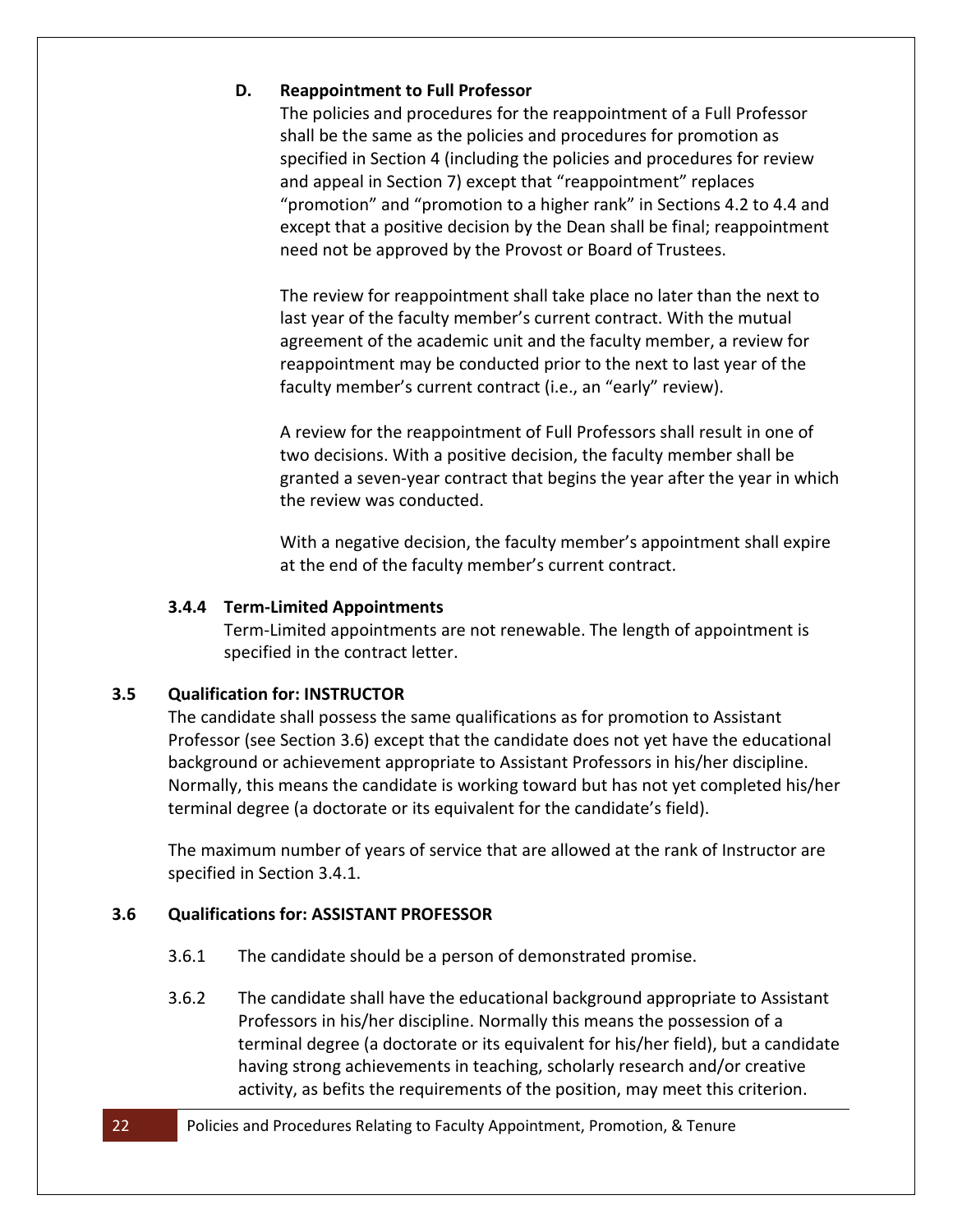#### D. Reappointment to Full Professor

The policies and procedures for the reappointment of a Full Professor shall be the same as the policies and procedures for promotion as specified in Section 4 (including the policies and procedures for review and appeal in Section 7) except that “reappointment” replaces “promotion” and “promotion to a higher rank” in Sections 4.2 to 4.4 and except that a positive decision by the Dean shall be final; reappointment need not be approved by the Provost or Board of Trustees.

The review for reappointment shall take place no later than the next to last year of the faculty member’s current contract. With the mutual agreement of the academic unit and the faculty member, a review for reappointment may be conducted prior to the next to last year of the faculty member’s current contract (i.e., an “early” review).

A review for the reappointment of Full Professors shall result in one of two decisions. With a positive decision, the faculty member shall be granted a seven-year contract that begins the year after the year in which the review was conducted.

With a negative decision, the faculty member’s appointment shall expire at the end of the faculty member’s current contract.

### 3.4.4 Term-Limited Appointments

Term-Limited appointments are not renewable. The length of appointment is specified in the contract letter.

## 3.5 Qualification for: INSTRUCTOR

The candidate shall possess the same qualifications as for promotion to Assistant Professor (see Section 3.6) except that the candidate does not yet have the educational background or achievement appropriate to Assistant Professors in his/her discipline. Normally, this means the candidate is working toward but has not yet completed his/her terminal degree (a doctorate or its equivalent for the candidate’s field).

The maximum number of years of service that are allowed at the rank of Instructor are specified in Section 3.4.1.

## 3.6 Qualifications for: ASSISTANT PROFESSOR

3.6.1 The candidate should be a person of demonstrated promise.

3.6.2 The candidate shall have the educational background appropriate to Assistant Professors in his/her discipline. Normally this means the possession of a terminal degree (a doctorate or its equivalent for his/her field), but a candidate having strong achievements in teaching, scholarly research and/or creative activity, as befits the requirements of the position, may meet this criterion.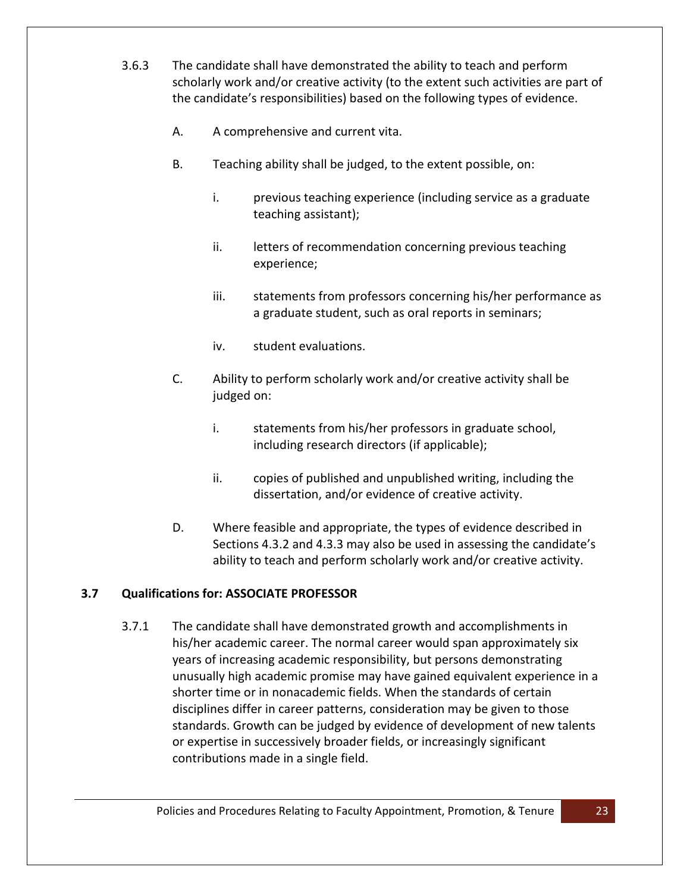3.6.3 The candidate shall have demonstrated the ability to teach and perform scholarly work and/or creative activity (to the extent such activities are part of the candidate's responsibilities) based on the following types of evidence.

A. A comprehensive and current vita.

B. Teaching ability shall be judged, to the extent possible, on:

i. previous teaching experience (including service as a graduate teaching assistant);

ii. letters of recommendation concerning previous teaching experience;

iii. statements from professors concerning his/her performance as a graduate student, such as oral reports in seminars;

iv. student evaluations.

C. Ability to perform scholarly work and/or creative activity shall be judged on:

i. statements from his/her professors in graduate school, including research directors (if applicable);

ii. copies of published and unpublished writing, including the dissertation, and/or evidence of creative activity.

D. Where feasible and appropriate, the types of evidence described in Sections 4.3.2 and 4.3.3 may also be used in assessing the candidate's ability to teach and perform scholarly work and/or creative activity.

### 3.7 Qualifications for: ASSOCIATE PROFESSOR

3.7.1 The candidate shall have demonstrated growth and accomplishments in his/her academic career. The normal career would span approximately six years of increasing academic responsibility, but persons demonstrating unusually high academic promise may have gained equivalent experience in a shorter time or in nonacademic fields. When the standards of certain disciplines differ in career patterns, consideration may be given to those standards. Growth can be judged by evidence of development of new talents or expertise in successively broader fields, or increasingly significant contributions made in a single field.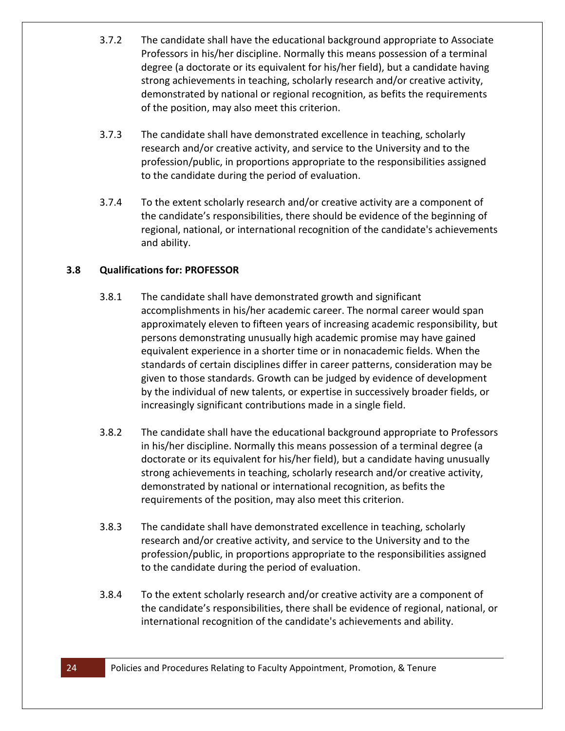3.7.2 The candidate shall have the educational background appropriate to Associate Professors in his/her discipline. Normally this means possession of a terminal degree (a doctorate or its equivalent for his/her field), but a candidate having strong achievements in teaching, scholarly research and/or creative activity, demonstrated by national or regional recognition, as befits the requirements of the position, may also meet this criterion.

3.7.3 The candidate shall have demonstrated excellence in teaching, scholarly research and/or creative activity, and service to the University and to the profession/public, in proportions appropriate to the responsibilities assigned to the candidate during the period of evaluation.

3.7.4 To the extent scholarly research and/or creative activity are a component of the candidate's responsibilities, there should be evidence of the beginning of regional, national, or international recognition of the candidate's achievements and ability.

### 3.8 Qualifications for: PROFESSOR

3.8.1 The candidate shall have demonstrated growth and significant accomplishments in his/her academic career. The normal career would span approximately eleven to fifteen years of increasing academic responsibility, but persons demonstrating unusually high academic promise may have gained equivalent experience in a shorter time or in nonacademic fields. When the standards of certain disciplines differ in career patterns, consideration may be given to those standards. Growth can be judged by evidence of development by the individual of new talents, or expertise in successively broader fields, or increasingly significant contributions made in a single field.

3.8.2 The candidate shall have the educational background appropriate to Professors in his/her discipline. Normally this means possession of a terminal degree (a doctorate or its equivalent for his/her field), but a candidate having unusually strong achievements in teaching, scholarly research and/or creative activity, demonstrated by national or international recognition, as befits the requirements of the position, may also meet this criterion.

3.8.3 The candidate shall have demonstrated excellence in teaching, scholarly research and/or creative activity, and service to the University and to the profession/public, in proportions appropriate to the responsibilities assigned to the candidate during the period of evaluation.

3.8.4 To the extent scholarly research and/or creative activity are a component of the candidate's responsibilities, there shall be evidence of regional, national, or international recognition of the candidate's achievements and ability.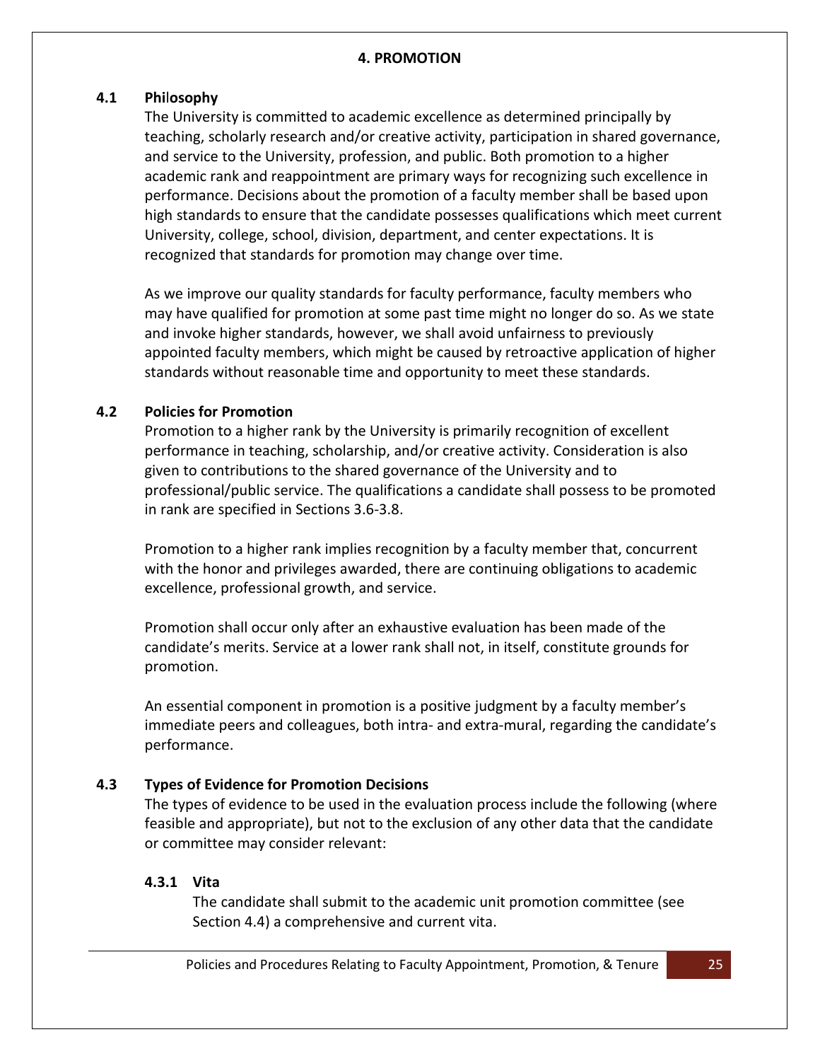# 4. PROMOTION

## 4.1 Philosophy

The University is committed to academic excellence as determined principally by teaching, scholarly research and/or creative activity, participation in shared governance, and service to the University, profession, and public. Both promotion to a higher academic rank and reappointment are primary ways for recognizing such excellence in performance. Decisions about the promotion of a faculty member shall be based upon high standards to ensure that the candidate possesses qualifications which meet current University, college, school, division, department, and center expectations. It is recognized that standards for promotion may change over time.

As we improve our quality standards for faculty performance, faculty members who may have qualified for promotion at some past time might no longer do so. As we state and invoke higher standards, however, we shall avoid unfairness to previously appointed faculty members, which might be caused by retroactive application of higher standards without reasonable time and opportunity to meet these standards.

## 4.2 Policies for Promotion

Promotion to a higher rank by the University is primarily recognition of excellent performance in teaching, scholarship, and/or creative activity. Consideration is also given to contributions to the shared governance of the University and to professional/public service. The qualifications a candidate shall possess to be promoted in rank are specified in Sections 3.6-3.8.

Promotion to a higher rank implies recognition by a faculty member that, concurrent with the honor and privileges awarded, there are continuing obligations to academic excellence, professional growth, and service.

Promotion shall occur only after an exhaustive evaluation has been made of the candidate's merits. Service at a lower rank shall not, in itself, constitute grounds for promotion.

An essential component in promotion is a positive judgment by a faculty member's immediate peers and colleagues, both intra- and extra-mural, regarding the candidate's performance.

## 4.3 Types of Evidence for Promotion Decisions

The types of evidence to be used in the evaluation process include the following (where feasible and appropriate), but not to the exclusion of any other data that the candidate or committee may consider relevant:

### 4.3.1 Vita

The candidate shall submit to the academic unit promotion committee (see Section 4.4) a comprehensive and current vita.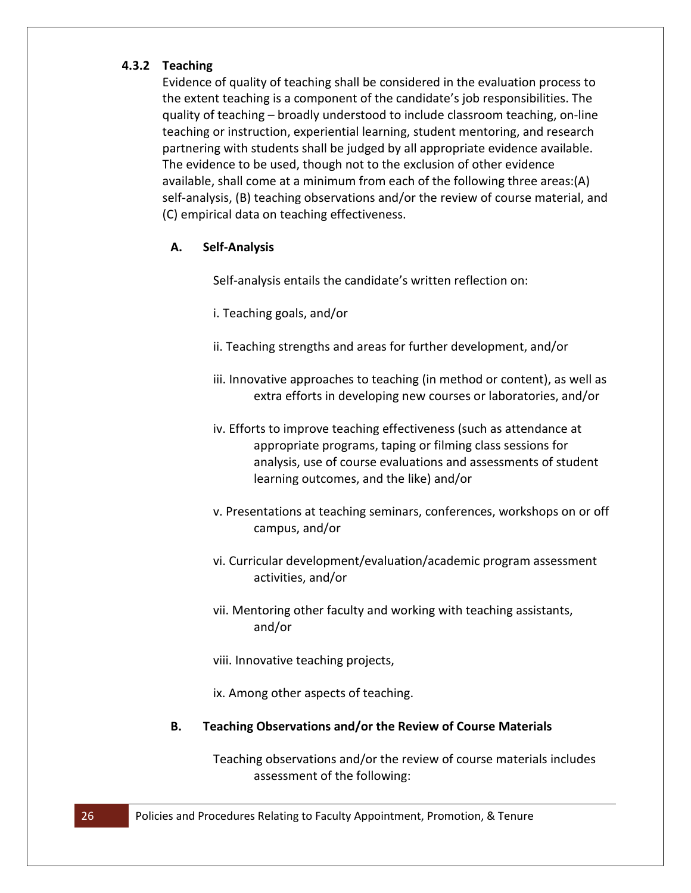### 4.3.2 Teaching

Evidence of quality of teaching shall be considered in the evaluation process to the extent teaching is a component of the candidate's job responsibilities. The quality of teaching – broadly understood to include classroom teaching, on-line teaching or instruction, experiential learning, student mentoring, and research partnering with students shall be judged by all appropriate evidence available. The evidence to be used, though not to the exclusion of other evidence available, shall come at a minimum from each of the following three areas:(A) self-analysis, (B) teaching observations and/or the review of course material, and (C) empirical data on teaching effectiveness.

#### A. Self-Analysis

Self-analysis entails the candidate's written reflection on:

i. Teaching goals, and/or

ii. Teaching strengths and areas for further development, and/or

iii. Innovative approaches to teaching (in method or content), as well as extra efforts in developing new courses or laboratories, and/or

iv. Efforts to improve teaching effectiveness (such as attendance at appropriate programs, taping or filming class sessions for analysis, use of course evaluations and assessments of student learning outcomes, and the like) and/or

v. Presentations at teaching seminars, conferences, workshops on or off campus, and/or

vi. Curricular development/evaluation/academic program assessment activities, and/or

vii. Mentoring other faculty and working with teaching assistants, and/or

viii. Innovative teaching projects,

ix. Among other aspects of teaching.

#### B. Teaching Observations and/or the Review of Course Materials

Teaching observations and/or the review of course materials includes assessment of the following: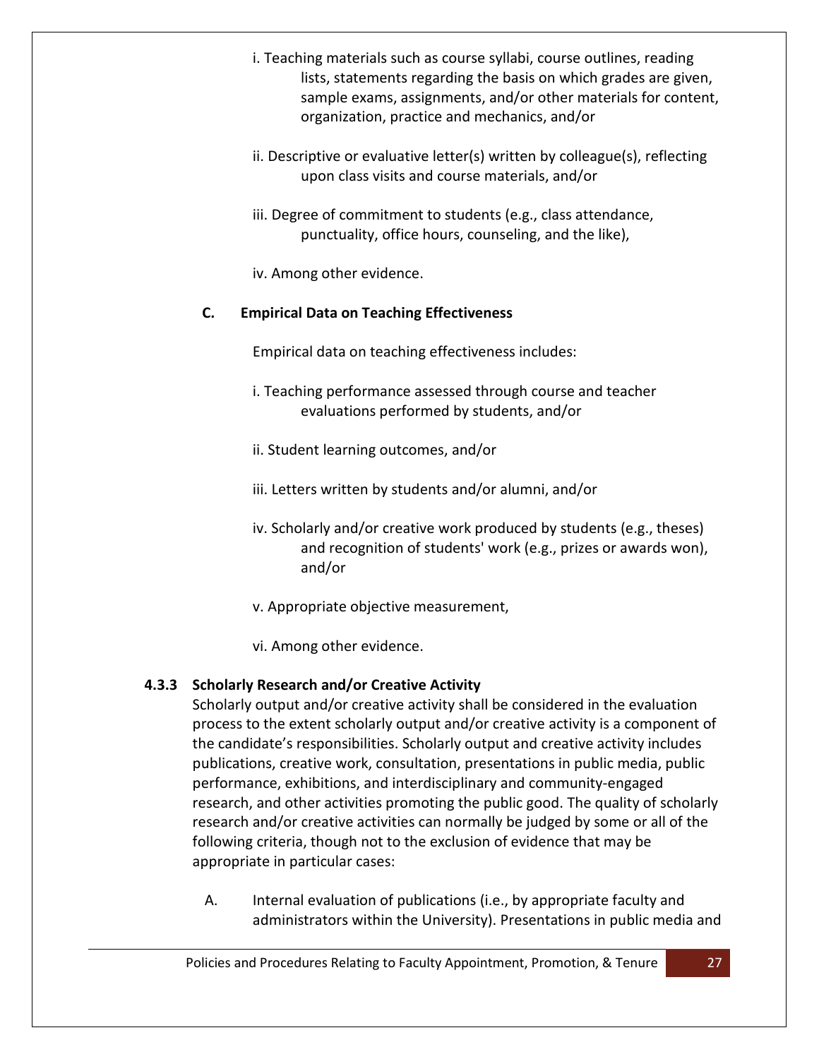i. Teaching materials such as course syllabi, course outlines, reading lists, statements regarding the basis on which grades are given, sample exams, assignments, and/or other materials for content, organization, practice and mechanics, and/or

ii. Descriptive or evaluative letter(s) written by colleague(s), reflecting upon class visits and course materials, and/or

iii. Degree of commitment to students (e.g., class attendance, punctuality, office hours, counseling, and the like),

iv. Among other evidence.

**C. Empirical Data on Teaching Effectiveness**

Empirical data on teaching effectiveness includes:

i. Teaching performance assessed through course and teacher evaluations performed by students, and/or

ii. Student learning outcomes, and/or

iii. Letters written by students and/or alumni, and/or

iv. Scholarly and/or creative work produced by students (e.g., theses) and recognition of students' work (e.g., prizes or awards won), and/or

v. Appropriate objective measurement,

vi. Among other evidence.

### 4.3.3 Scholarly Research and/or Creative Activity

Scholarly output and/or creative activity shall be considered in the evaluation process to the extent scholarly output and/or creative activity is a component of the candidate's responsibilities. Scholarly output and creative activity includes publications, creative work, consultation, presentations in public media, public performance, exhibitions, and interdisciplinary and community-engaged research, and other activities promoting the public good. The quality of scholarly research and/or creative activities can normally be judged by some or all of the following criteria, though not to the exclusion of evidence that may be appropriate in particular cases:

A. Internal evaluation of publications (i.e., by appropriate faculty and administrators within the University). Presentations in public media and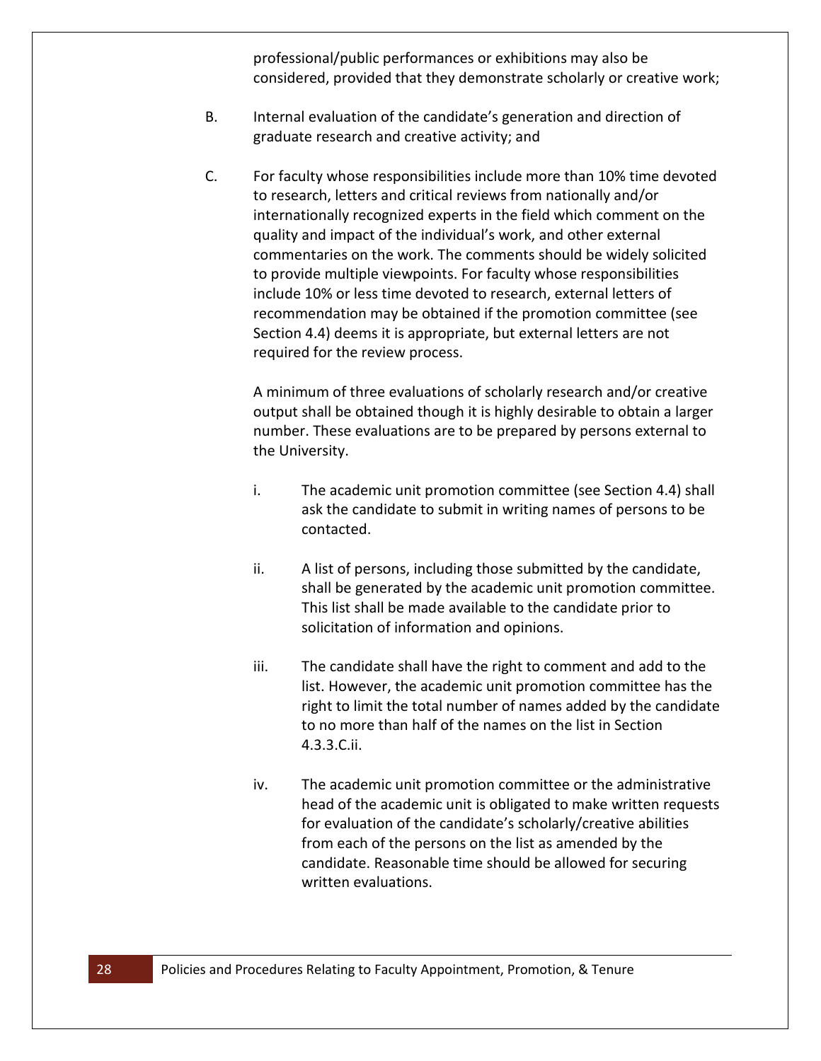professional/public performances or exhibitions may also be considered, provided that they demonstrate scholarly or creative work;

B. Internal evaluation of the candidate's generation and direction of graduate research and creative activity; and

C. For faculty whose responsibilities include more than 10% time devoted to research, letters and critical reviews from nationally and/or internationally recognized experts in the field which comment on the quality and impact of the individual's work, and other external commentaries on the work. The comments should be widely solicited to provide multiple viewpoints. For faculty whose responsibilities include 10% or less time devoted to research, external letters of recommendation may be obtained if the promotion committee (see Section 4.4) deems it is appropriate, but external letters are not required for the review process.

   A minimum of three evaluations of scholarly research and/or creative output shall be obtained though it is highly desirable to obtain a larger number. These evaluations are to be prepared by persons external to the University.

   i. The academic unit promotion committee (see Section 4.4) shall ask the candidate to submit in writing names of persons to be contacted.

   ii. A list of persons, including those submitted by the candidate, shall be generated by the academic unit promotion committee. This list shall be made available to the candidate prior to solicitation of information and opinions.

   iii. The candidate shall have the right to comment and add to the list. However, the academic unit promotion committee has the right to limit the total number of names added by the candidate to no more than half of the names on the list in Section 4.3.3.C.ii.

   iv. The academic unit promotion committee or the administrative head of the academic unit is obligated to make written requests for evaluation of the candidate's scholarly/creative abilities from each of the persons on the list as amended by the candidate. Reasonable time should be allowed for securing written evaluations.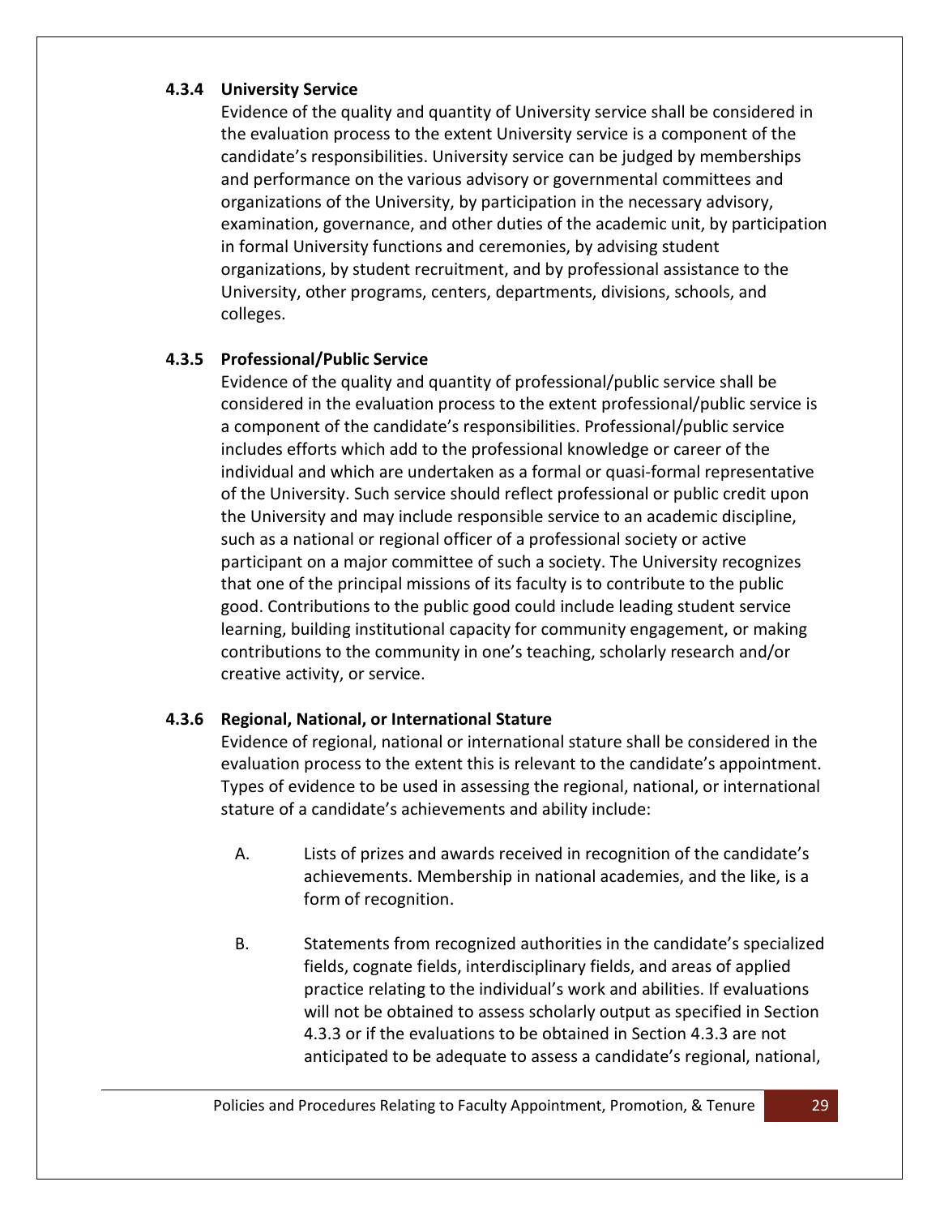### 4.3.4 University Service

Evidence of the quality and quantity of University service shall be considered in the evaluation process to the extent University service is a component of the candidate's responsibilities. University service can be judged by memberships and performance on the various advisory or governmental committees and organizations of the University, by participation in the necessary advisory, examination, governance, and other duties of the academic unit, by participation in formal University functions and ceremonies, by advising student organizations, by student recruitment, and by professional assistance to the University, other programs, centers, departments, divisions, schools, and colleges.

### 4.3.5 Professional/Public Service

Evidence of the quality and quantity of professional/public service shall be considered in the evaluation process to the extent professional/public service is a component of the candidate's responsibilities. Professional/public service includes efforts which add to the professional knowledge or career of the individual and which are undertaken as a formal or quasi-formal representative of the University. Such service should reflect professional or public credit upon the University and may include responsible service to an academic discipline, such as a national or regional officer of a professional society or active participant on a major committee of such a society. The University recognizes that one of the principal missions of its faculty is to contribute to the public good. Contributions to the public good could include leading student service learning, building institutional capacity for community engagement, or making contributions to the community in one's teaching, scholarly research and/or creative activity, or service.

### 4.3.6 Regional, National, or International Stature

Evidence of regional, national or international stature shall be considered in the evaluation process to the extent this is relevant to the candidate's appointment. Types of evidence to be used in assessing the regional, national, or international stature of a candidate's achievements and ability include:

A. Lists of prizes and awards received in recognition of the candidate's achievements. Membership in national academies, and the like, is a form of recognition.

B. Statements from recognized authorities in the candidate's specialized fields, cognate fields, interdisciplinary fields, and areas of applied practice relating to the individual's work and abilities. If evaluations will not be obtained to assess scholarly output as specified in Section 4.3.3 or if the evaluations to be obtained in Section 4.3.3 are not anticipated to be adequate to assess a candidate's regional, national,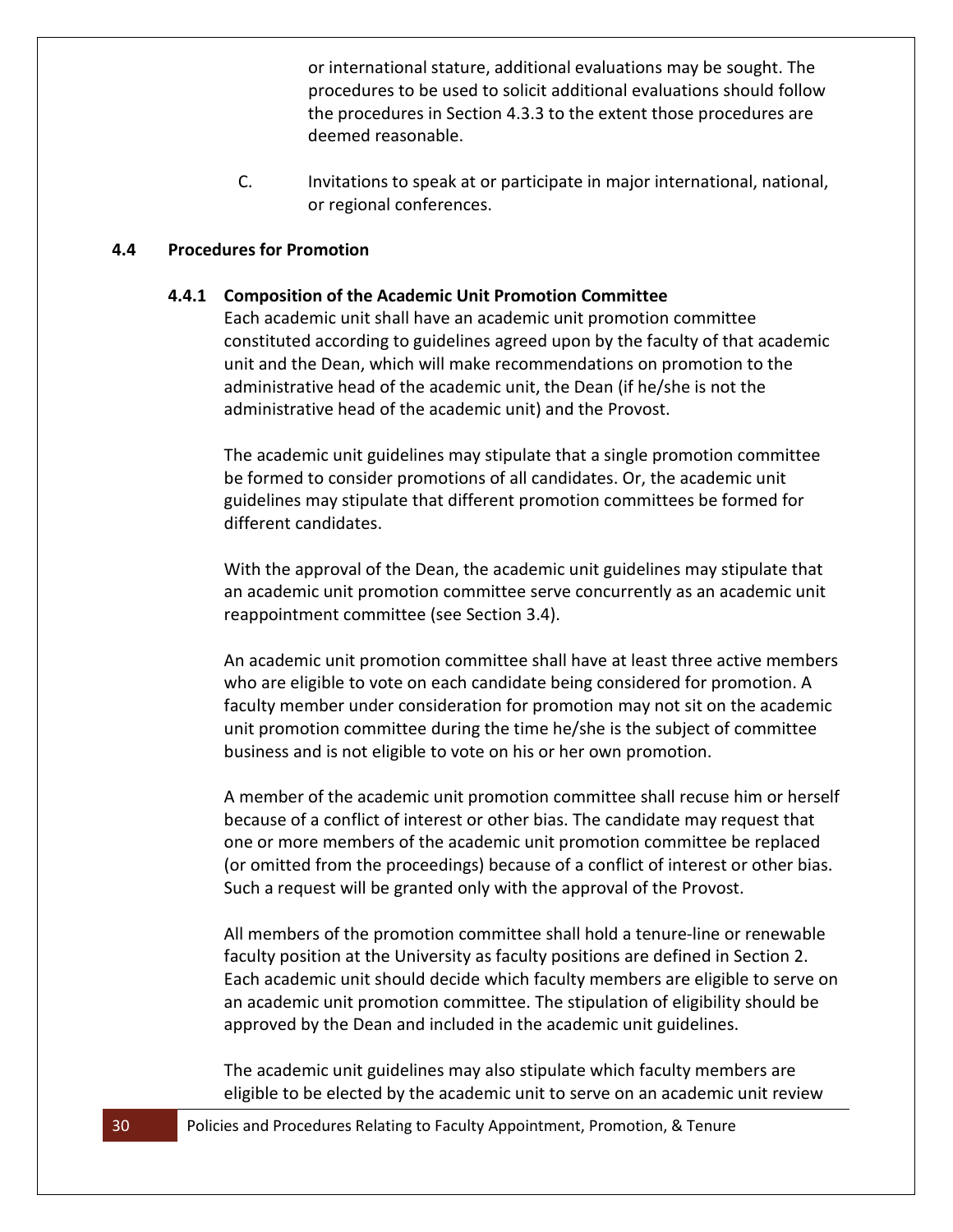or international stature, additional evaluations may be sought. The procedures to be used to solicit additional evaluations should follow the procedures in Section 4.3.3 to the extent those procedures are deemed reasonable.

C. Invitations to speak at or participate in major international, national, or regional conferences.

## 4.4 Procedures for Promotion

### 4.4.1 Composition of the Academic Unit Promotion Committee

Each academic unit shall have an academic unit promotion committee constituted according to guidelines agreed upon by the faculty of that academic unit and the Dean, which will make recommendations on promotion to the administrative head of the academic unit, the Dean (if he/she is not the administrative head of the academic unit) and the Provost.

The academic unit guidelines may stipulate that a single promotion committee be formed to consider promotions of all candidates. Or, the academic unit guidelines may stipulate that different promotion committees be formed for different candidates.

With the approval of the Dean, the academic unit guidelines may stipulate that an academic unit promotion committee serve concurrently as an academic unit reappointment committee (see Section 3.4).

An academic unit promotion committee shall have at least three active members who are eligible to vote on each candidate being considered for promotion. A faculty member under consideration for promotion may not sit on the academic unit promotion committee during the time he/she is the subject of committee business and is not eligible to vote on his or her own promotion.

A member of the academic unit promotion committee shall recuse him or herself because of a conflict of interest or other bias. The candidate may request that one or more members of the academic unit promotion committee be replaced (or omitted from the proceedings) because of a conflict of interest or other bias. Such a request will be granted only with the approval of the Provost.

All members of the promotion committee shall hold a tenure-line or renewable faculty position at the University as faculty positions are defined in Section 2. Each academic unit should decide which faculty members are eligible to serve on an academic unit promotion committee. The stipulation of eligibility should be approved by the Dean and included in the academic unit guidelines.

The academic unit guidelines may also stipulate which faculty members are eligible to be elected by the academic unit to serve on an academic unit review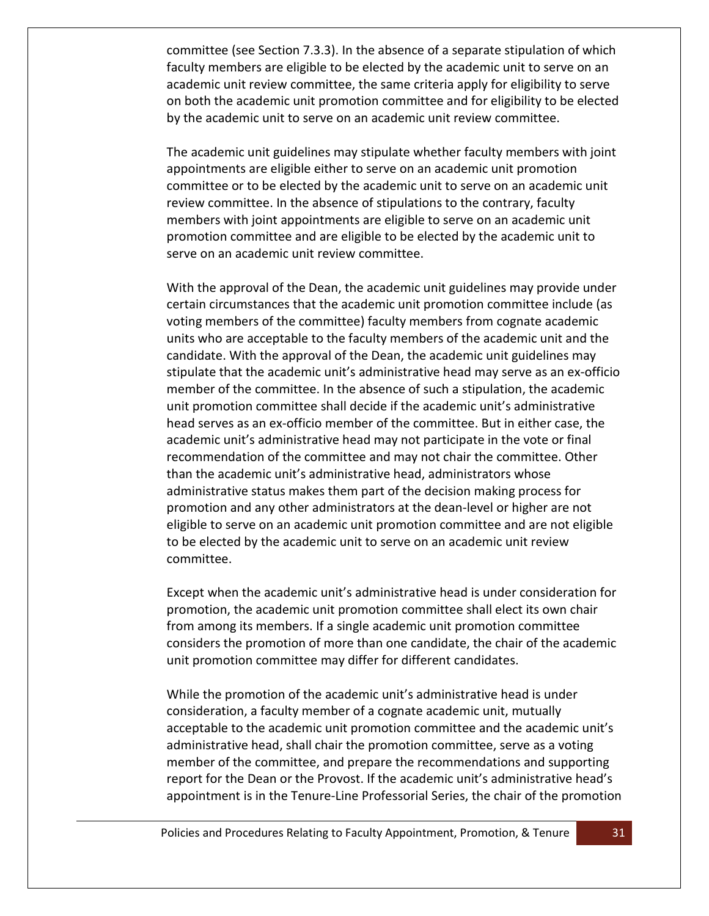committee (see Section 7.3.3). In the absence of a separate stipulation of which faculty members are eligible to be elected by the academic unit to serve on an academic unit review committee, the same criteria apply for eligibility to serve on both the academic unit promotion committee and for eligibility to be elected by the academic unit to serve on an academic unit review committee.

The academic unit guidelines may stipulate whether faculty members with joint appointments are eligible either to serve on an academic unit promotion committee or to be elected by the academic unit to serve on an academic unit review committee. In the absence of stipulations to the contrary, faculty members with joint appointments are eligible to serve on an academic unit promotion committee and are eligible to be elected by the academic unit to serve on an academic unit review committee.

With the approval of the Dean, the academic unit guidelines may provide under certain circumstances that the academic unit promotion committee include (as voting members of the committee) faculty members from cognate academic units who are acceptable to the faculty members of the academic unit and the candidate. With the approval of the Dean, the academic unit guidelines may stipulate that the academic unit's administrative head may serve as an ex-officio member of the committee. In the absence of such a stipulation, the academic unit promotion committee shall decide if the academic unit's administrative head serves as an ex-officio member of the committee. But in either case, the academic unit's administrative head may not participate in the vote or final recommendation of the committee and may not chair the committee. Other than the academic unit's administrative head, administrators whose administrative status makes them part of the decision making process for promotion and any other administrators at the dean-level or higher are not eligible to serve on an academic unit promotion committee and are not eligible to be elected by the academic unit to serve on an academic unit review committee.

Except when the academic unit's administrative head is under consideration for promotion, the academic unit promotion committee shall elect its own chair from among its members. If a single academic unit promotion committee considers the promotion of more than one candidate, the chair of the academic unit promotion committee may differ for different candidates.

While the promotion of the academic unit's administrative head is under consideration, a faculty member of a cognate academic unit, mutually acceptable to the academic unit promotion committee and the academic unit's administrative head, shall chair the promotion committee, serve as a voting member of the committee, and prepare the recommendations and supporting report for the Dean or the Provost. If the academic unit's administrative head's appointment is in the Tenure-Line Professorial Series, the chair of the promotion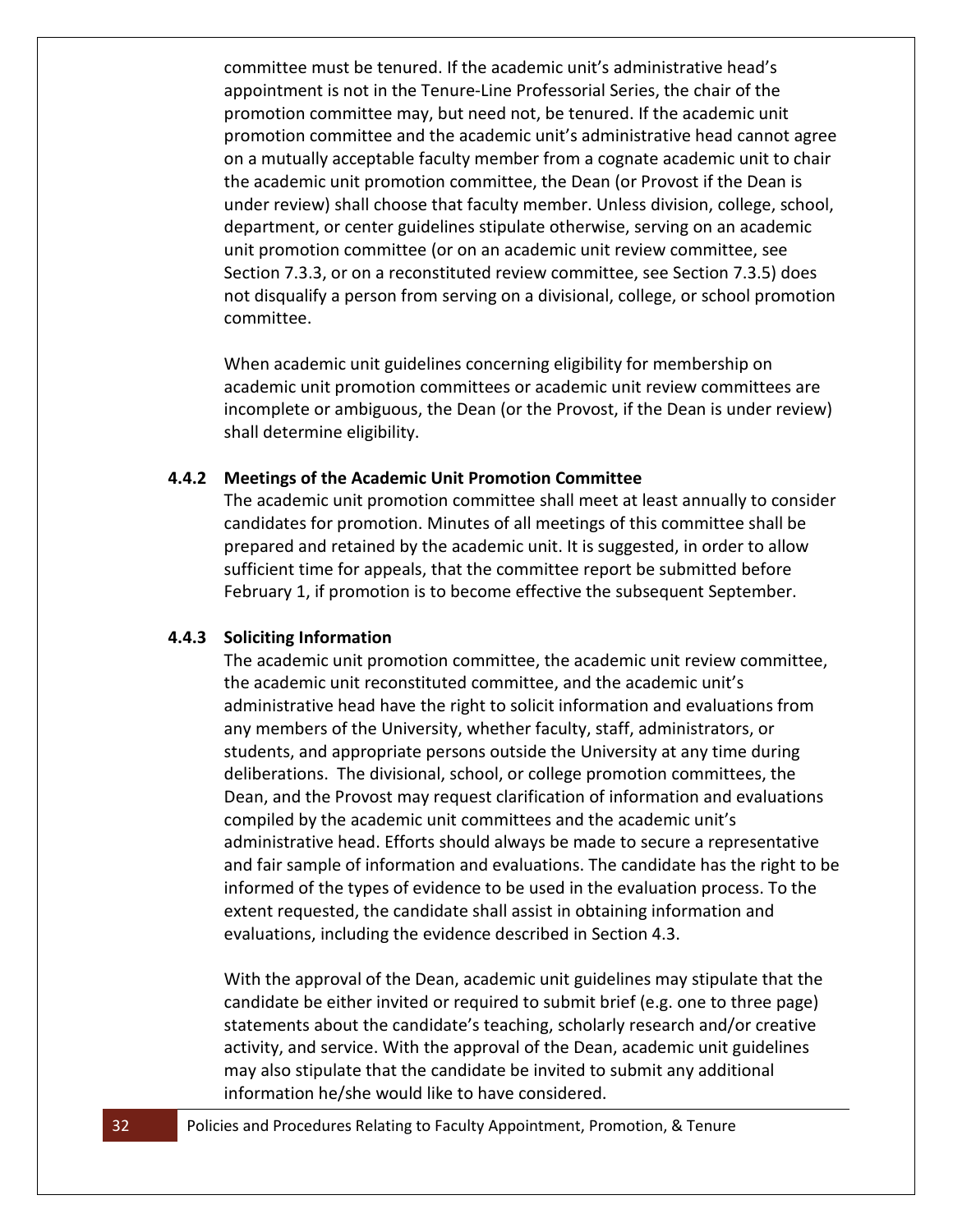committee must be tenured. If the academic unit's administrative head's appointment is not in the Tenure-Line Professorial Series, the chair of the promotion committee may, but need not, be tenured. If the academic unit promotion committee and the academic unit's administrative head cannot agree on a mutually acceptable faculty member from a cognate academic unit to chair the academic unit promotion committee, the Dean (or Provost if the Dean is under review) shall choose that faculty member. Unless division, college, school, department, or center guidelines stipulate otherwise, serving on an academic unit promotion committee (or on an academic unit review committee, see Section 7.3.3, or on a reconstituted review committee, see Section 7.3.5) does not disqualify a person from serving on a divisional, college, or school promotion committee.

When academic unit guidelines concerning eligibility for membership on academic unit promotion committees or academic unit review committees are incomplete or ambiguous, the Dean (or the Provost, if the Dean is under review) shall determine eligibility.

#### 4.4.2 Meetings of the Academic Unit Promotion Committee

The academic unit promotion committee shall meet at least annually to consider candidates for promotion. Minutes of all meetings of this committee shall be prepared and retained by the academic unit. It is suggested, in order to allow sufficient time for appeals, that the committee report be submitted before February 1, if promotion is to become effective the subsequent September.

#### 4.4.3 Soliciting Information

The academic unit promotion committee, the academic unit review committee, the academic unit reconstituted committee, and the academic unit's administrative head have the right to solicit information and evaluations from any members of the University, whether faculty, staff, administrators, or students, and appropriate persons outside the University at any time during deliberations. The divisional, school, or college promotion committees, the Dean, and the Provost may request clarification of information and evaluations compiled by the academic unit committees and the academic unit's administrative head. Efforts should always be made to secure a representative and fair sample of information and evaluations. The candidate has the right to be informed of the types of evidence to be used in the evaluation process. To the extent requested, the candidate shall assist in obtaining information and evaluations, including the evidence described in Section 4.3.

With the approval of the Dean, academic unit guidelines may stipulate that the candidate be either invited or required to submit brief (e.g. one to three page) statements about the candidate's teaching, scholarly research and/or creative activity, and service. With the approval of the Dean, academic unit guidelines may also stipulate that the candidate be invited to submit any additional information he/she would like to have considered.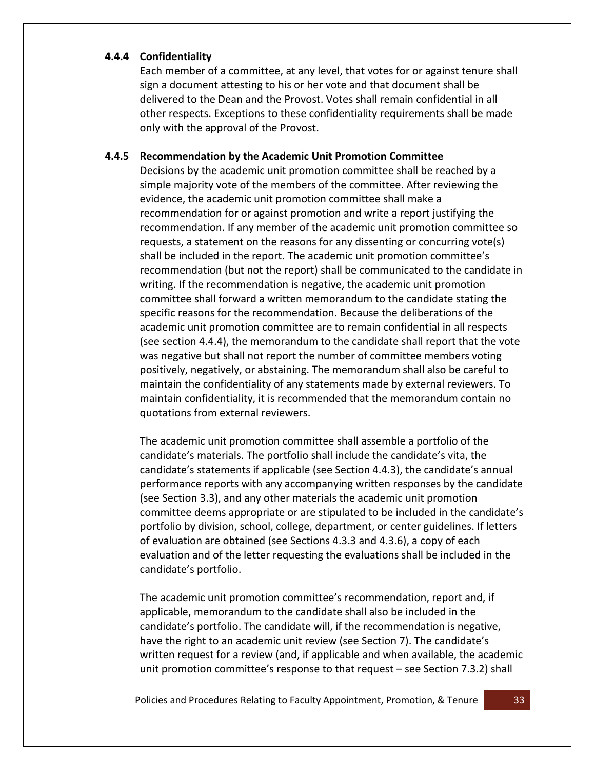#### 4.4.4 Confidentiality

Each member of a committee, at any level, that votes for or against tenure shall sign a document attesting to his or her vote and that document shall be delivered to the Dean and the Provost. Votes shall remain confidential in all other respects. Exceptions to these confidentiality requirements shall be made only with the approval of the Provost.

#### 4.4.5 Recommendation by the Academic Unit Promotion Committee

Decisions by the academic unit promotion committee shall be reached by a simple majority vote of the members of the committee. After reviewing the evidence, the academic unit promotion committee shall make a recommendation for or against promotion and write a report justifying the recommendation. If any member of the academic unit promotion committee so requests, a statement on the reasons for any dissenting or concurring vote(s) shall be included in the report. The academic unit promotion committee's recommendation (but not the report) shall be communicated to the candidate in writing. If the recommendation is negative, the academic unit promotion committee shall forward a written memorandum to the candidate stating the specific reasons for the recommendation. Because the deliberations of the academic unit promotion committee are to remain confidential in all respects (see section 4.4.4), the memorandum to the candidate shall report that the vote was negative but shall not report the number of committee members voting positively, negatively, or abstaining. The memorandum shall also be careful to maintain the confidentiality of any statements made by external reviewers. To maintain confidentiality, it is recommended that the memorandum contain no quotations from external reviewers.

The academic unit promotion committee shall assemble a portfolio of the candidate's materials. The portfolio shall include the candidate's vita, the candidate's statements if applicable (see Section 4.4.3), the candidate's annual performance reports with any accompanying written responses by the candidate (see Section 3.3), and any other materials the academic unit promotion committee deems appropriate or are stipulated to be included in the candidate's portfolio by division, school, college, department, or center guidelines. If letters of evaluation are obtained (see Sections 4.3.3 and 4.3.6), a copy of each evaluation and of the letter requesting the evaluations shall be included in the candidate's portfolio.

The academic unit promotion committee's recommendation, report and, if applicable, memorandum to the candidate shall also be included in the candidate's portfolio. The candidate will, if the recommendation is negative, have the right to an academic unit review (see Section 7). The candidate's written request for a review (and, if applicable and when available, the academic unit promotion committee's response to that request – see Section 7.3.2) shall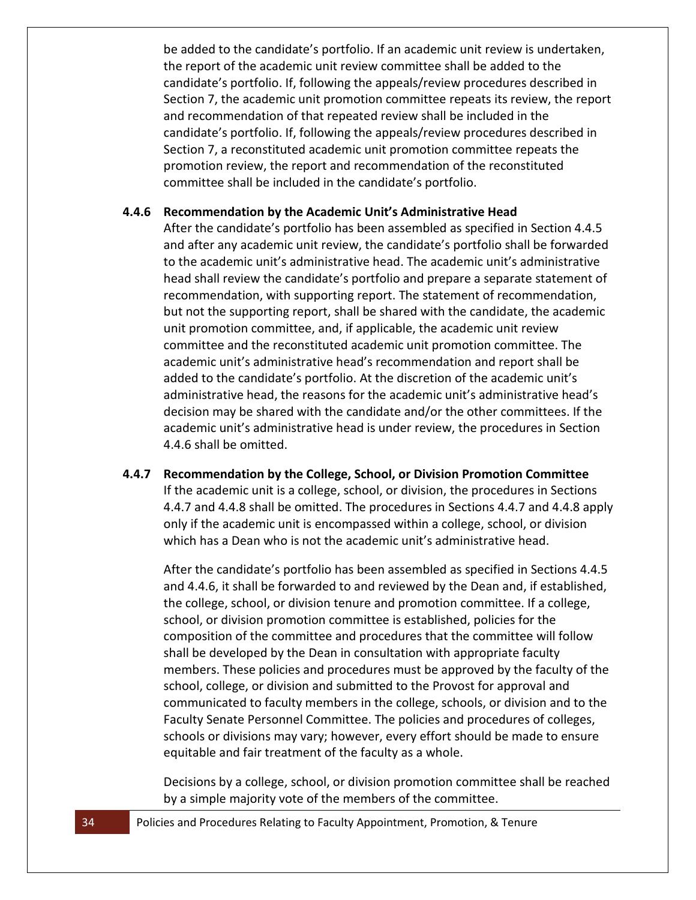be added to the candidate's portfolio. If an academic unit review is undertaken, the report of the academic unit review committee shall be added to the candidate's portfolio. If, following the appeals/review procedures described in Section 7, the academic unit promotion committee repeats its review, the report and recommendation of that repeated review shall be included in the candidate's portfolio. If, following the appeals/review procedures described in Section 7, a reconstituted academic unit promotion committee repeats the promotion review, the report and recommendation of the reconstituted committee shall be included in the candidate's portfolio.

#### 4.4.6 Recommendation by the Academic Unit's Administrative Head

After the candidate's portfolio has been assembled as specified in Section 4.4.5 and after any academic unit review, the candidate's portfolio shall be forwarded to the academic unit's administrative head. The academic unit's administrative head shall review the candidate's portfolio and prepare a separate statement of recommendation, with supporting report. The statement of recommendation, but not the supporting report, shall be shared with the candidate, the academic unit promotion committee, and, if applicable, the academic unit review committee and the reconstituted academic unit promotion committee. The academic unit's administrative head's recommendation and report shall be added to the candidate's portfolio. At the discretion of the academic unit's administrative head, the reasons for the academic unit's administrative head's decision may be shared with the candidate and/or the other committees. If the academic unit's administrative head is under review, the procedures in Section 4.4.6 shall be omitted.

#### 4.4.7 Recommendation by the College, School, or Division Promotion Committee

If the academic unit is a college, school, or division, the procedures in Sections 4.4.7 and 4.4.8 shall be omitted. The procedures in Sections 4.4.7 and 4.4.8 apply only if the academic unit is encompassed within a college, school, or division which has a Dean who is not the academic unit's administrative head.

After the candidate's portfolio has been assembled as specified in Sections 4.4.5 and 4.4.6, it shall be forwarded to and reviewed by the Dean and, if established, the college, school, or division tenure and promotion committee. If a college, school, or division promotion committee is established, policies for the composition of the committee and procedures that the committee will follow shall be developed by the Dean in consultation with appropriate faculty members. These policies and procedures must be approved by the faculty of the school, college, or division and submitted to the Provost for approval and communicated to faculty members in the college, schools, or division and to the Faculty Senate Personnel Committee. The policies and procedures of colleges, schools or divisions may vary; however, every effort should be made to ensure equitable and fair treatment of the faculty as a whole.

Decisions by a college, school, or division promotion committee shall be reached by a simple majority vote of the members of the committee.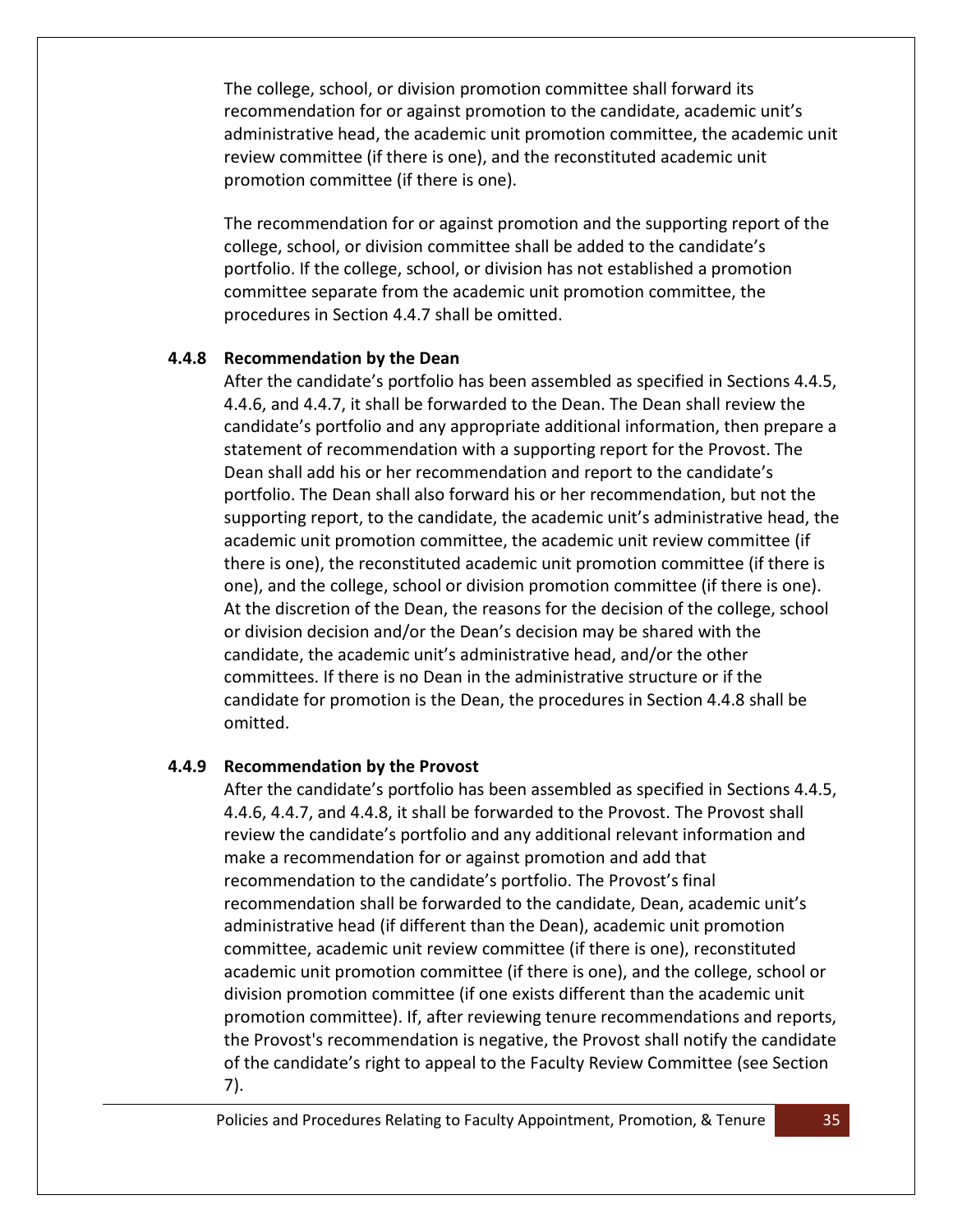The college, school, or division promotion committee shall forward its recommendation for or against promotion to the candidate, academic unit's administrative head, the academic unit promotion committee, the academic unit review committee (if there is one), and the reconstituted academic unit promotion committee (if there is one).

The recommendation for or against promotion and the supporting report of the college, school, or division committee shall be added to the candidate's portfolio. If the college, school, or division has not established a promotion committee separate from the academic unit promotion committee, the procedures in Section 4.4.7 shall be omitted.

### 4.4.8 Recommendation by the Dean

After the candidate's portfolio has been assembled as specified in Sections 4.4.5, 4.4.6, and 4.4.7, it shall be forwarded to the Dean. The Dean shall review the candidate's portfolio and any appropriate additional information, then prepare a statement of recommendation with a supporting report for the Provost. The Dean shall add his or her recommendation and report to the candidate's portfolio. The Dean shall also forward his or her recommendation, but not the supporting report, to the candidate, the academic unit's administrative head, the academic unit promotion committee, the academic unit review committee (if there is one), the reconstituted academic unit promotion committee (if there is one), and the college, school or division promotion committee (if there is one). At the discretion of the Dean, the reasons for the decision of the college, school or division decision and/or the Dean's decision may be shared with the candidate, the academic unit's administrative head, and/or the other committees. If there is no Dean in the administrative structure or if the candidate for promotion is the Dean, the procedures in Section 4.4.8 shall be omitted.

### 4.4.9 Recommendation by the Provost

After the candidate's portfolio has been assembled as specified in Sections 4.4.5, 4.4.6, 4.4.7, and 4.4.8, it shall be forwarded to the Provost. The Provost shall review the candidate's portfolio and any additional relevant information and make a recommendation for or against promotion and add that recommendation to the candidate's portfolio. The Provost's final recommendation shall be forwarded to the candidate, Dean, academic unit's administrative head (if different than the Dean), academic unit promotion committee, academic unit review committee (if there is one), reconstituted academic unit promotion committee (if there is one), and the college, school or division promotion committee (if one exists different than the academic unit promotion committee). If, after reviewing tenure recommendations and reports, the Provost's recommendation is negative, the Provost shall notify the candidate of the candidate's right to appeal to the Faculty Review Committee (see Section 7).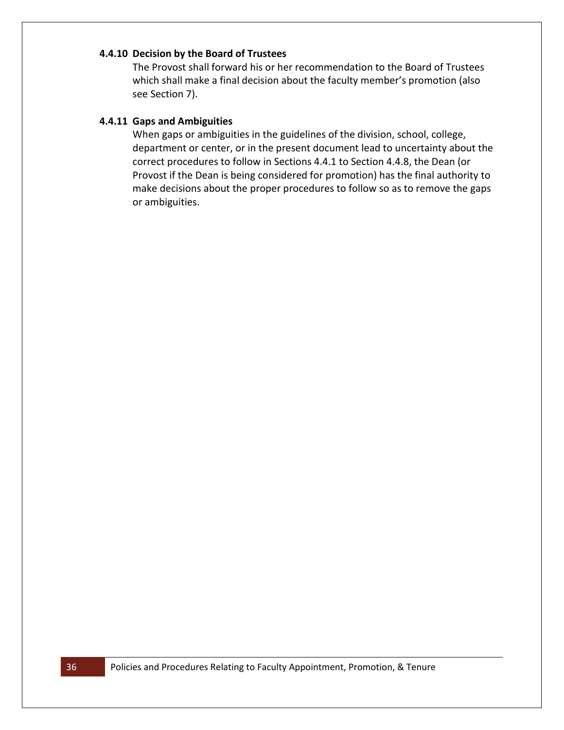#### 4.4.10 Decision by the Board of Trustees

The Provost shall forward his or her recommendation to the Board of Trustees which shall make a final decision about the faculty member's promotion (also see Section 7).

#### 4.4.11 Gaps and Ambiguities

When gaps or ambiguities in the guidelines of the division, school, college, department or center, or in the present document lead to uncertainty about the correct procedures to follow in Sections 4.4.1 to Section 4.4.8, the Dean (or Provost if the Dean is being considered for promotion) has the final authority to make decisions about the proper procedures to follow so as to remove the gaps or ambiguities.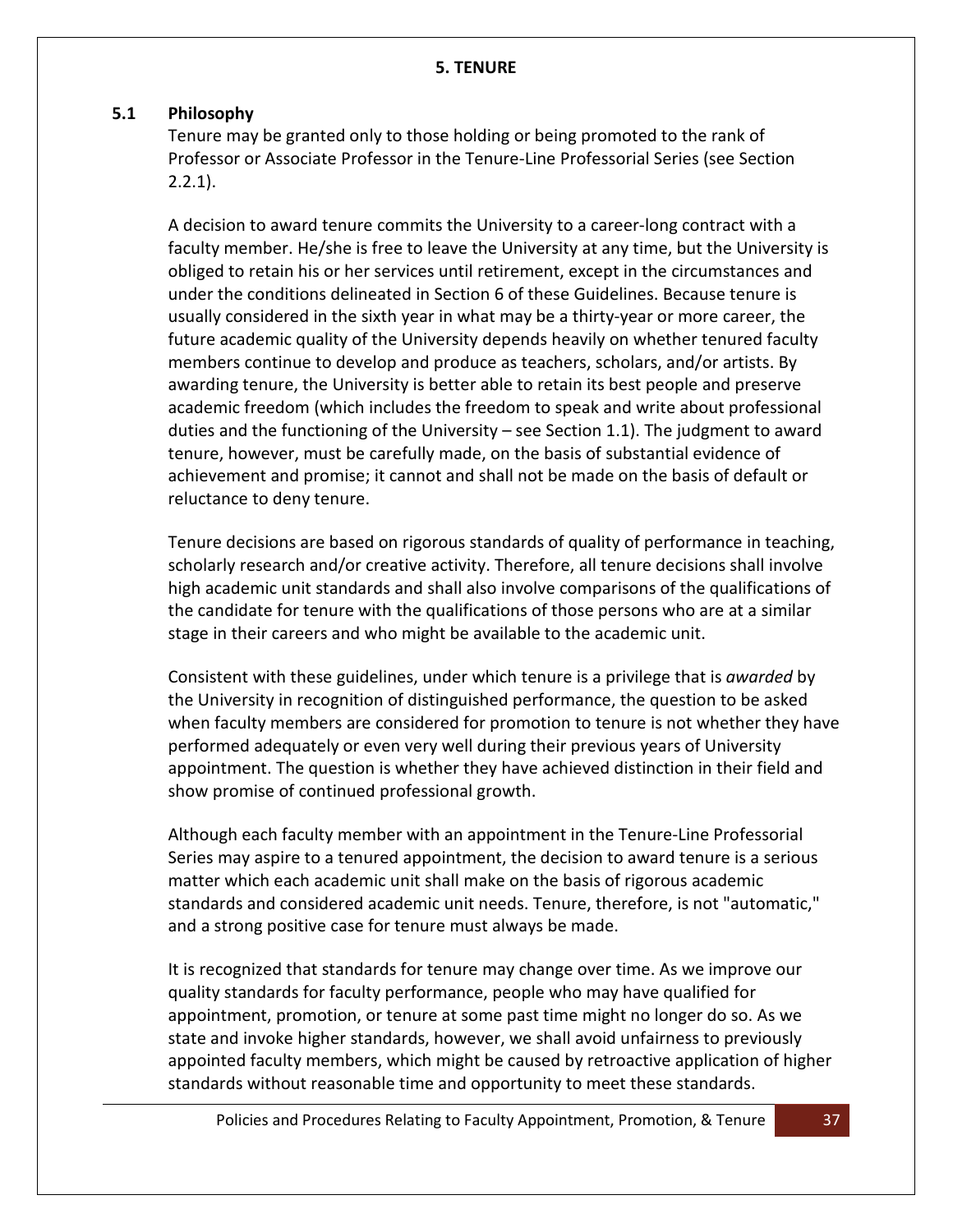# 5. TENURE

## 5.1 Philosophy

Tenure may be granted only to those holding or being promoted to the rank of Professor or Associate Professor in the Tenure-Line Professorial Series (see Section 2.2.1).

A decision to award tenure commits the University to a career-long contract with a faculty member. He/she is free to leave the University at any time, but the University is obliged to retain his or her services until retirement, except in the circumstances and under the conditions delineated in Section 6 of these Guidelines. Because tenure is usually considered in the sixth year in what may be a thirty-year or more career, the future academic quality of the University depends heavily on whether tenured faculty members continue to develop and produce as teachers, scholars, and/or artists. By awarding tenure, the University is better able to retain its best people and preserve academic freedom (which includes the freedom to speak and write about professional duties and the functioning of the University – see Section 1.1). The judgment to award tenure, however, must be carefully made, on the basis of substantial evidence of achievement and promise; it cannot and shall not be made on the basis of default or reluctance to deny tenure.

Tenure decisions are based on rigorous standards of quality of performance in teaching, scholarly research and/or creative activity. Therefore, all tenure decisions shall involve high academic unit standards and shall also involve comparisons of the qualifications of the candidate for tenure with the qualifications of those persons who are at a similar stage in their careers and who might be available to the academic unit.

Consistent with these guidelines, under which tenure is a privilege that is *awarded* by the University in recognition of distinguished performance, the question to be asked when faculty members are considered for promotion to tenure is not whether they have performed adequately or even very well during their previous years of University appointment. The question is whether they have achieved distinction in their field and show promise of continued professional growth.

Although each faculty member with an appointment in the Tenure-Line Professorial Series may aspire to a tenured appointment, the decision to award tenure is a serious matter which each academic unit shall make on the basis of rigorous academic standards and considered academic unit needs. Tenure, therefore, is not "automatic," and a strong positive case for tenure must always be made.

It is recognized that standards for tenure may change over time. As we improve our quality standards for faculty performance, people who may have qualified for appointment, promotion, or tenure at some past time might no longer do so. As we state and invoke higher standards, however, we shall avoid unfairness to previously appointed faculty members, which might be caused by retroactive application of higher standards without reasonable time and opportunity to meet these standards.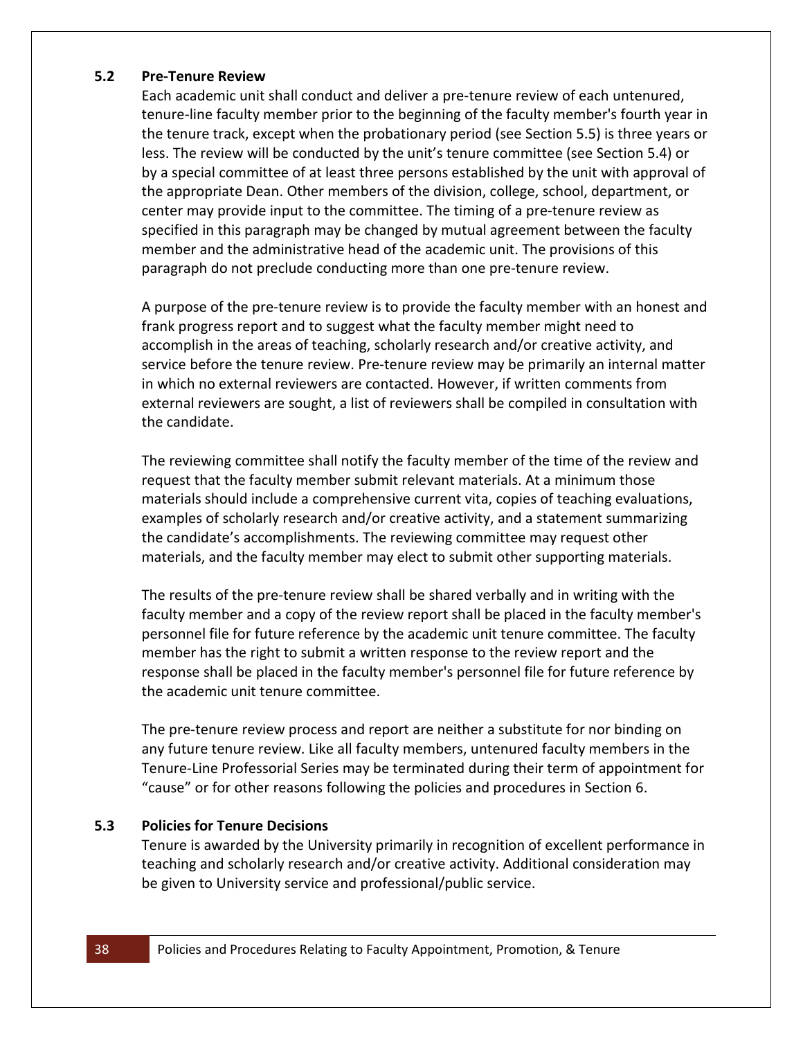### 5.2 Pre-Tenure Review

Each academic unit shall conduct and deliver a pre-tenure review of each untenured, tenure-line faculty member prior to the beginning of the faculty member's fourth year in the tenure track, except when the probationary period (see Section 5.5) is three years or less. The review will be conducted by the unit's tenure committee (see Section 5.4) or by a special committee of at least three persons established by the unit with approval of the appropriate Dean. Other members of the division, college, school, department, or center may provide input to the committee. The timing of a pre-tenure review as specified in this paragraph may be changed by mutual agreement between the faculty member and the administrative head of the academic unit. The provisions of this paragraph do not preclude conducting more than one pre-tenure review.

A purpose of the pre-tenure review is to provide the faculty member with an honest and frank progress report and to suggest what the faculty member might need to accomplish in the areas of teaching, scholarly research and/or creative activity, and service before the tenure review. Pre-tenure review may be primarily an internal matter in which no external reviewers are contacted. However, if written comments from external reviewers are sought, a list of reviewers shall be compiled in consultation with the candidate.

The reviewing committee shall notify the faculty member of the time of the review and request that the faculty member submit relevant materials. At a minimum those materials should include a comprehensive current vita, copies of teaching evaluations, examples of scholarly research and/or creative activity, and a statement summarizing the candidate's accomplishments. The reviewing committee may request other materials, and the faculty member may elect to submit other supporting materials.

The results of the pre-tenure review shall be shared verbally and in writing with the faculty member and a copy of the review report shall be placed in the faculty member's personnel file for future reference by the academic unit tenure committee. The faculty member has the right to submit a written response to the review report and the response shall be placed in the faculty member's personnel file for future reference by the academic unit tenure committee.

The pre-tenure review process and report are neither a substitute for nor binding on any future tenure review. Like all faculty members, untenured faculty members in the Tenure-Line Professorial Series may be terminated during their term of appointment for "cause" or for other reasons following the policies and procedures in Section 6.

### 5.3 Policies for Tenure Decisions

Tenure is awarded by the University primarily in recognition of excellent performance in teaching and scholarly research and/or creative activity. Additional consideration may be given to University service and professional/public service.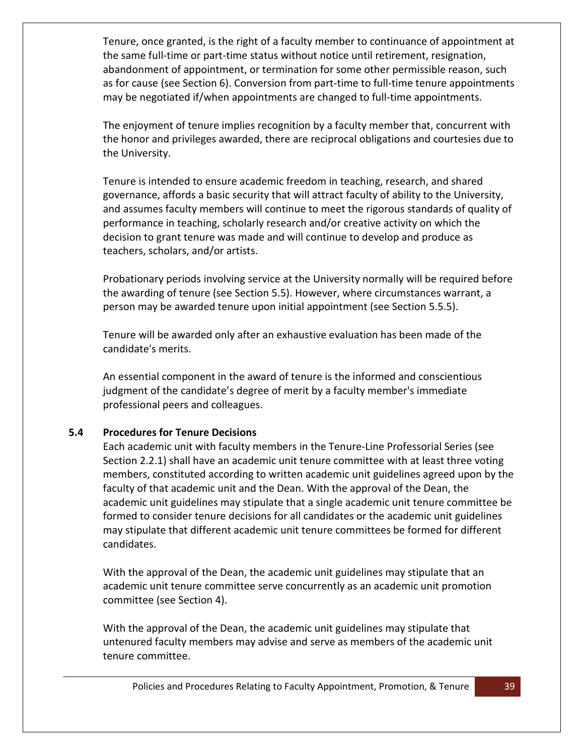Tenure, once granted, is the right of a faculty member to continuance of appointment at the same full-time or part-time status without notice until retirement, resignation, abandonment of appointment, or termination for some other permissible reason, such as for cause (see Section 6). Conversion from part-time to full-time tenure appointments may be negotiated if/when appointments are changed to full-time appointments.

The enjoyment of tenure implies recognition by a faculty member that, concurrent with the honor and privileges awarded, there are reciprocal obligations and courtesies due to the University.

Tenure is intended to ensure academic freedom in teaching, research, and shared governance, affords a basic security that will attract faculty of ability to the University, and assumes faculty members will continue to meet the rigorous standards of quality of performance in teaching, scholarly research and/or creative activity on which the decision to grant tenure was made and will continue to develop and produce as teachers, scholars, and/or artists.

Probationary periods involving service at the University normally will be required before the awarding of tenure (see Section 5.5). However, where circumstances warrant, a person may be awarded tenure upon initial appointment (see Section 5.5.5).

Tenure will be awarded only after an exhaustive evaluation has been made of the candidate's merits.

An essential component in the award of tenure is the informed and conscientious judgment of the candidate's degree of merit by a faculty member's immediate professional peers and colleagues.

## 5.4 Procedures for Tenure Decisions

Each academic unit with faculty members in the Tenure-Line Professorial Series (see Section 2.2.1) shall have an academic unit tenure committee with at least three voting members, constituted according to written academic unit guidelines agreed upon by the faculty of that academic unit and the Dean. With the approval of the Dean, the academic unit guidelines may stipulate that a single academic unit tenure committee be formed to consider tenure decisions for all candidates or the academic unit guidelines may stipulate that different academic unit tenure committees be formed for different candidates.

With the approval of the Dean, the academic unit guidelines may stipulate that an academic unit tenure committee serve concurrently as an academic unit promotion committee (see Section 4).

With the approval of the Dean, the academic unit guidelines may stipulate that untenured faculty members may advise and serve as members of the academic unit tenure committee.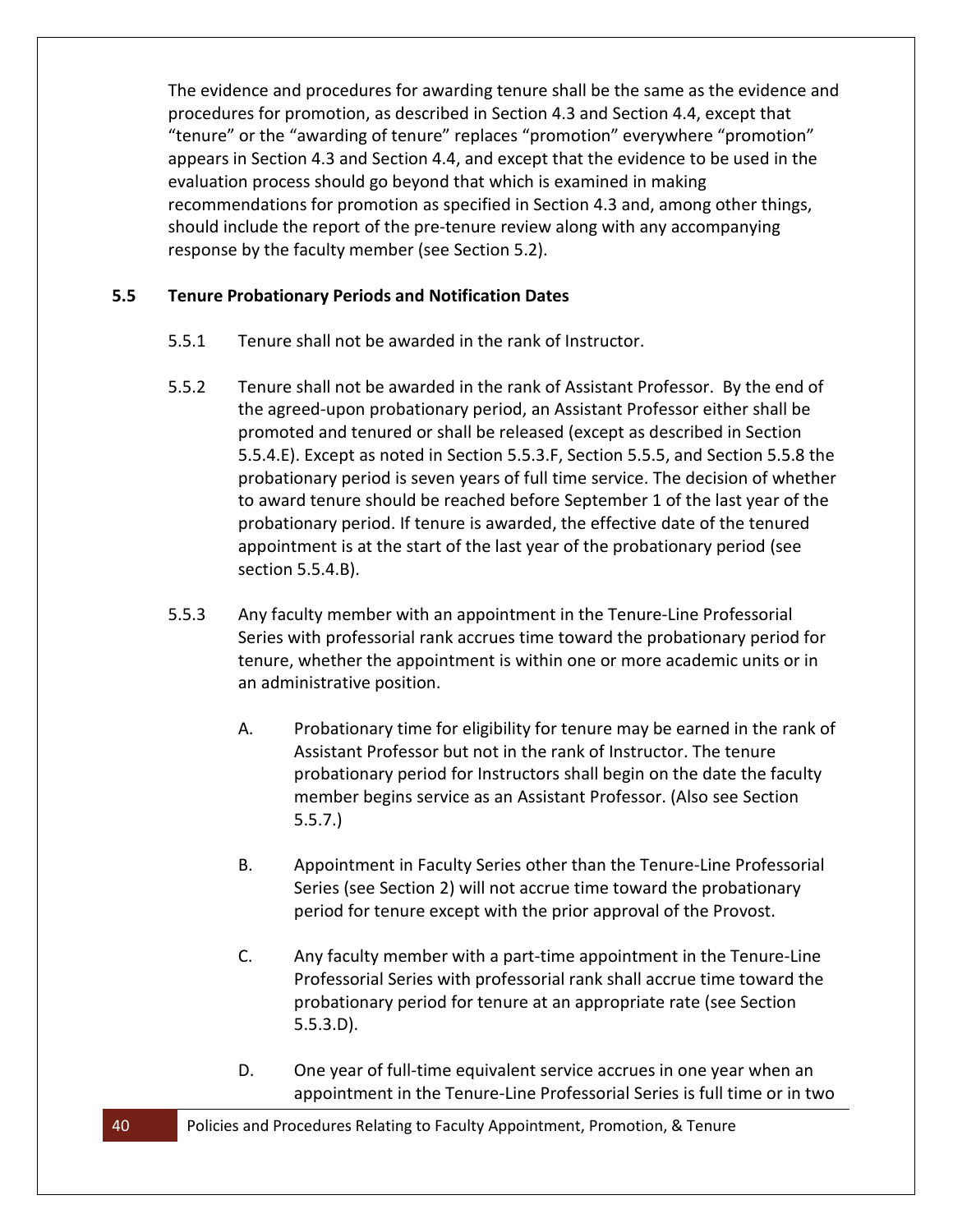The evidence and procedures for awarding tenure shall be the same as the evidence and procedures for promotion, as described in Section 4.3 and Section 4.4, except that "tenure" or the "awarding of tenure" replaces "promotion" everywhere "promotion" appears in Section 4.3 and Section 4.4, and except that the evidence to be used in the evaluation process should go beyond that which is examined in making recommendations for promotion as specified in Section 4.3 and, among other things, should include the report of the pre-tenure review along with any accompanying response by the faculty member (see Section 5.2).

## 5.5 Tenure Probationary Periods and Notification Dates

5.5.1 Tenure shall not be awarded in the rank of Instructor.

5.5.2 Tenure shall not be awarded in the rank of Assistant Professor. By the end of the agreed-upon probationary period, an Assistant Professor either shall be promoted and tenured or shall be released (except as described in Section 5.5.4.E). Except as noted in Section 5.5.3.F, Section 5.5.5, and Section 5.5.8 the probationary period is seven years of full time service. The decision of whether to award tenure should be reached before September 1 of the last year of the probationary period. If tenure is awarded, the effective date of the tenured appointment is at the start of the last year of the probationary period (see section 5.5.4.B).

5.5.3 Any faculty member with an appointment in the Tenure-Line Professorial Series with professorial rank accrues time toward the probationary period for tenure, whether the appointment is within one or more academic units or in an administrative position.

A. Probationary time for eligibility for tenure may be earned in the rank of Assistant Professor but not in the rank of Instructor. The tenure probationary period for Instructors shall begin on the date the faculty member begins service as an Assistant Professor. (Also see Section 5.5.7.)

B. Appointment in Faculty Series other than the Tenure-Line Professorial Series (see Section 2) will not accrue time toward the probationary period for tenure except with the prior approval of the Provost.

C. Any faculty member with a part-time appointment in the Tenure-Line Professorial Series with professorial rank shall accrue time toward the probationary period for tenure at an appropriate rate (see Section 5.5.3.D).

D. One year of full-time equivalent service accrues in one year when an appointment in the Tenure-Line Professorial Series is full time or in two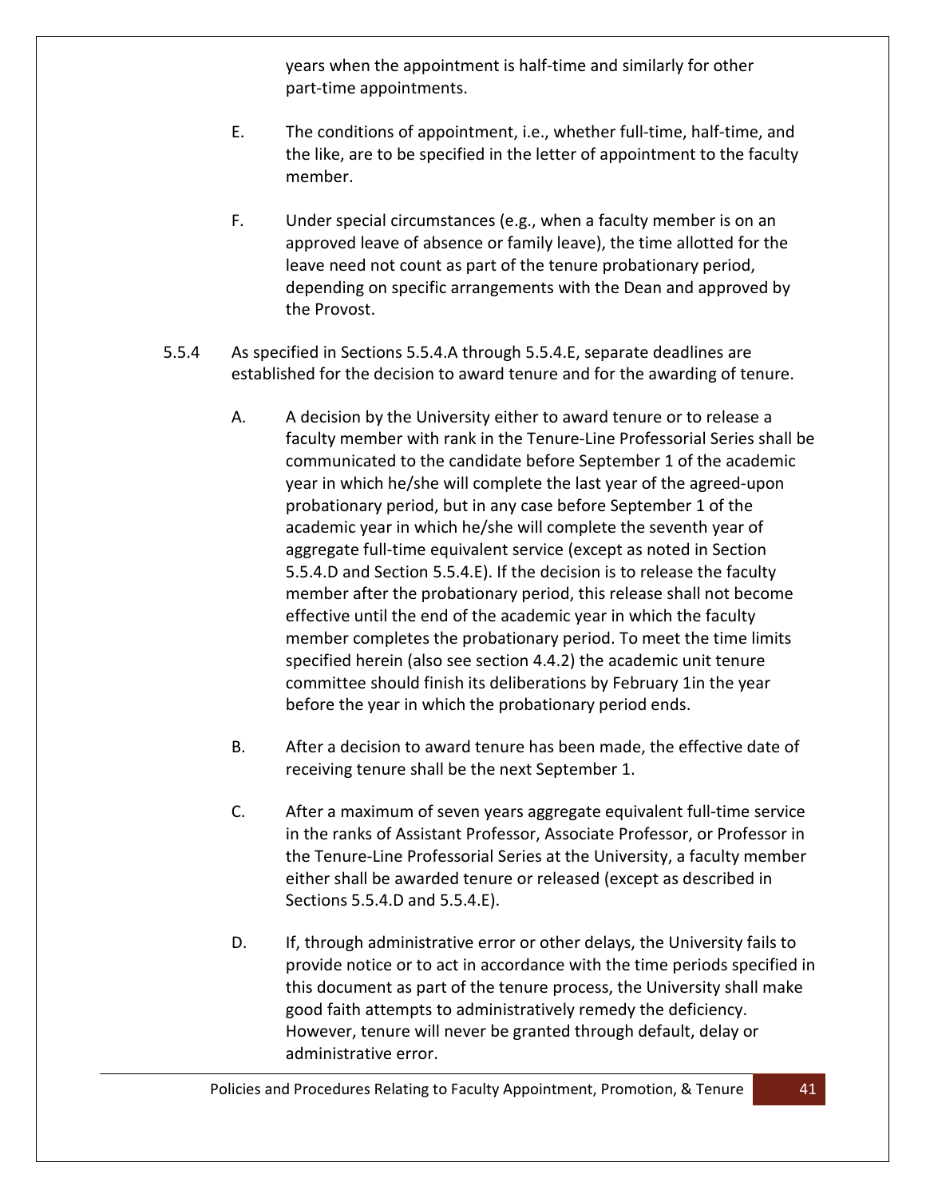years when the appointment is half-time and similarly for other part-time appointments.

E. The conditions of appointment, i.e., whether full-time, half-time, and the like, are to be specified in the letter of appointment to the faculty member.

F. Under special circumstances (e.g., when a faculty member is on an approved leave of absence or family leave), the time allotted for the leave need not count as part of the tenure probationary period, depending on specific arrangements with the Dean and approved by the Provost.

5.5.4 As specified in Sections 5.5.4.A through 5.5.4.E, separate deadlines are established for the decision to award tenure and for the awarding of tenure.

A. A decision by the University either to award tenure or to release a faculty member with rank in the Tenure-Line Professorial Series shall be communicated to the candidate before September 1 of the academic year in which he/she will complete the last year of the agreed-upon probationary period, but in any case before September 1 of the academic year in which he/she will complete the seventh year of aggregate full-time equivalent service (except as noted in Section 5.5.4.D and Section 5.5.4.E). If the decision is to release the faculty member after the probationary period, this release shall not become effective until the end of the academic year in which the faculty member completes the probationary period. To meet the time limits specified herein (also see section 4.4.2) the academic unit tenure committee should finish its deliberations by February 1in the year before the year in which the probationary period ends.

B. After a decision to award tenure has been made, the effective date of receiving tenure shall be the next September 1.

C. After a maximum of seven years aggregate equivalent full-time service in the ranks of Assistant Professor, Associate Professor, or Professor in the Tenure-Line Professorial Series at the University, a faculty member either shall be awarded tenure or released (except as described in Sections 5.5.4.D and 5.5.4.E).

D. If, through administrative error or other delays, the University fails to provide notice or to act in accordance with the time periods specified in this document as part of the tenure process, the University shall make good faith attempts to administratively remedy the deficiency. However, tenure will never be granted through default, delay or administrative error.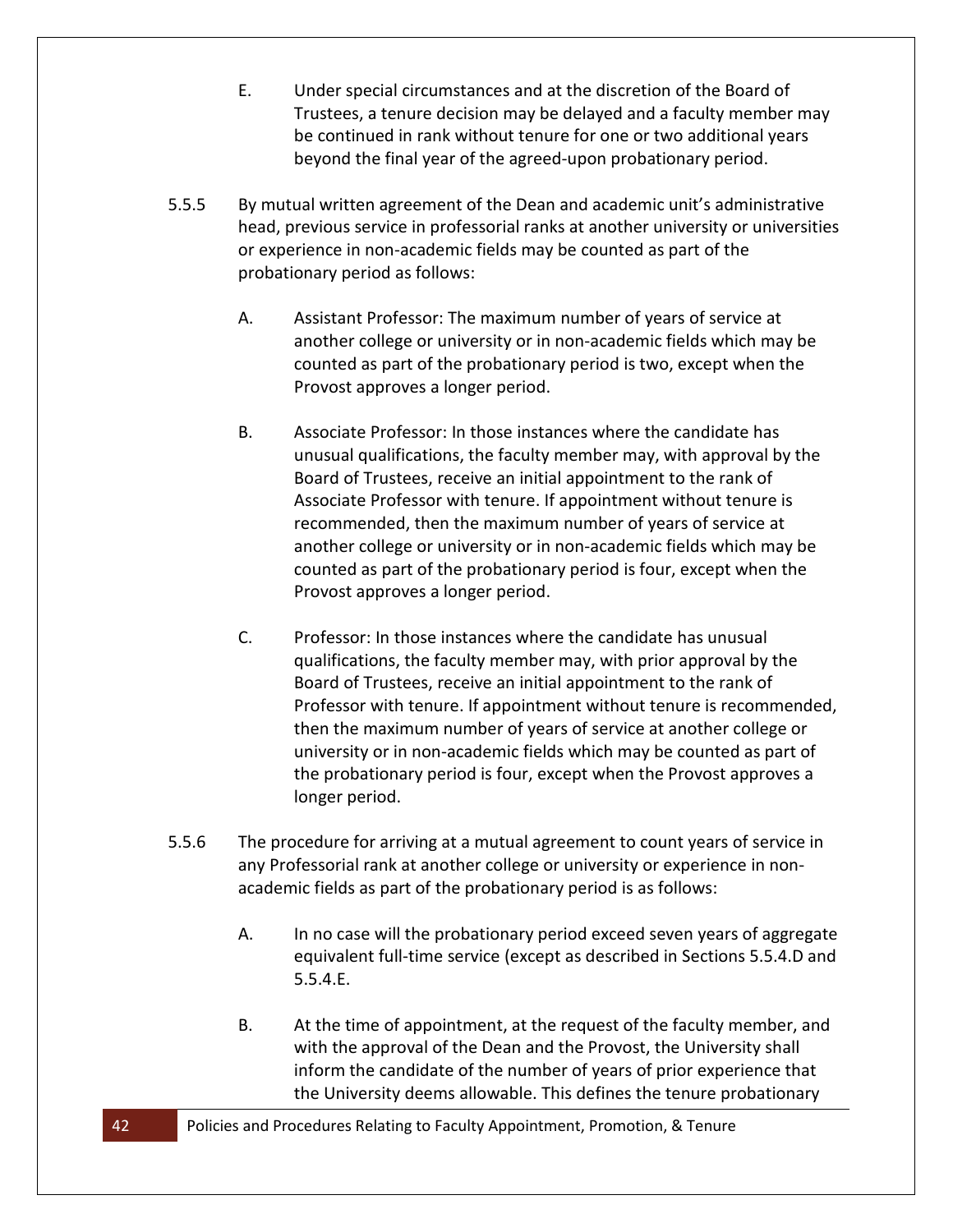E. Under special circumstances and at the discretion of the Board of Trustees, a tenure decision may be delayed and a faculty member may be continued in rank without tenure for one or two additional years beyond the final year of the agreed-upon probationary period.

5.5.5 By mutual written agreement of the Dean and academic unit's administrative head, previous service in professorial ranks at another university or universities or experience in non-academic fields may be counted as part of the probationary period as follows:

A. Assistant Professor: The maximum number of years of service at another college or university or in non-academic fields which may be counted as part of the probationary period is two, except when the Provost approves a longer period.

B. Associate Professor: In those instances where the candidate has unusual qualifications, the faculty member may, with approval by the Board of Trustees, receive an initial appointment to the rank of Associate Professor with tenure. If appointment without tenure is recommended, then the maximum number of years of service at another college or university or in non-academic fields which may be counted as part of the probationary period is four, except when the Provost approves a longer period.

C. Professor: In those instances where the candidate has unusual qualifications, the faculty member may, with prior approval by the Board of Trustees, receive an initial appointment to the rank of Professor with tenure. If appointment without tenure is recommended, then the maximum number of years of service at another college or university or in non-academic fields which may be counted as part of the probationary period is four, except when the Provost approves a longer period.

5.5.6 The procedure for arriving at a mutual agreement to count years of service in any Professorial rank at another college or university or experience in non-academic fields as part of the probationary period is as follows:

A. In no case will the probationary period exceed seven years of aggregate equivalent full-time service (except as described in Sections 5.5.4.D and 5.5.4.E.

B. At the time of appointment, at the request of the faculty member, and with the approval of the Dean and the Provost, the University shall inform the candidate of the number of years of prior experience that the University deems allowable. This defines the tenure probationary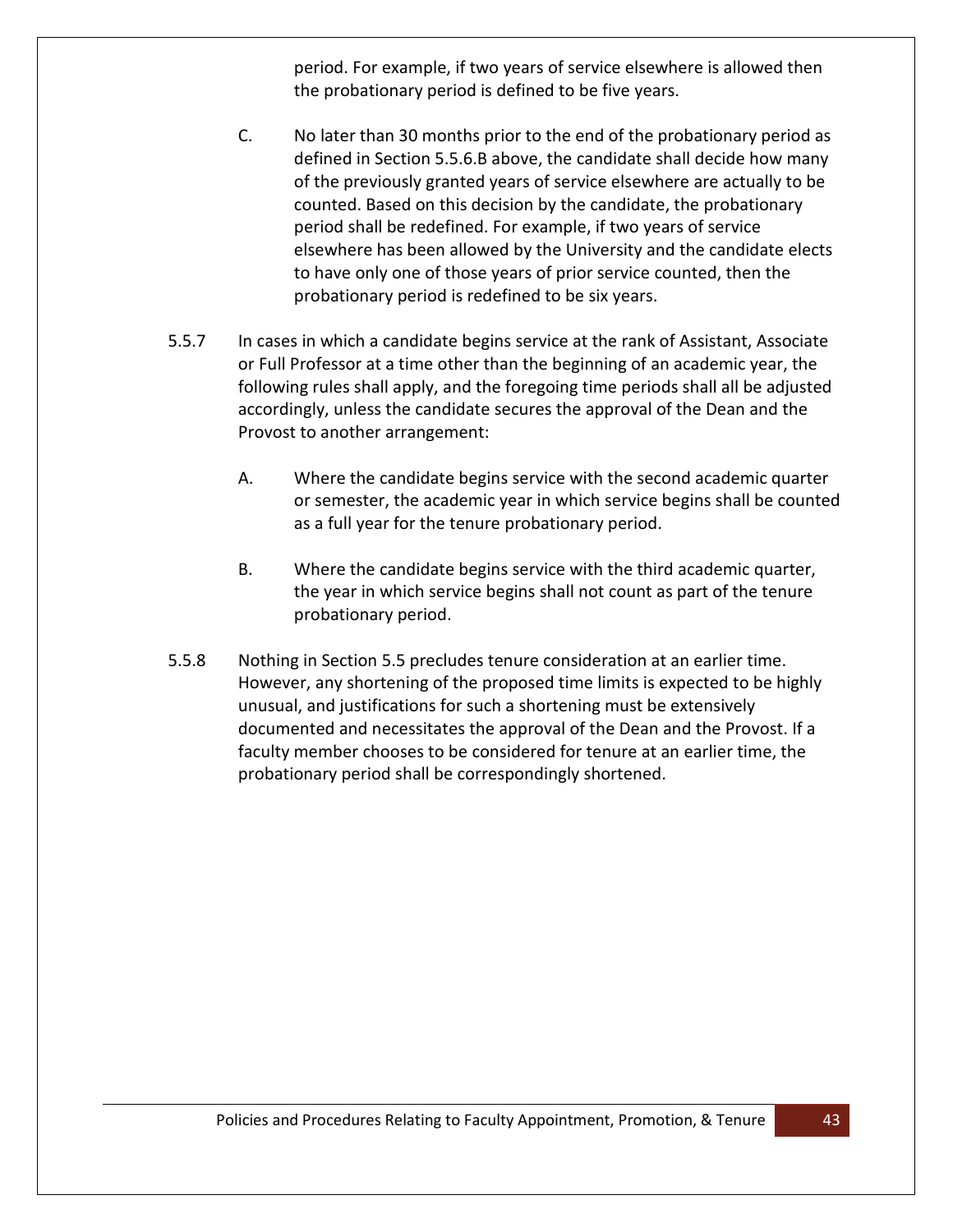period. For example, if two years of service elsewhere is allowed then the probationary period is defined to be five years.

C. No later than 30 months prior to the end of the probationary period as defined in Section 5.5.6.B above, the candidate shall decide how many of the previously granted years of service elsewhere are actually to be counted. Based on this decision by the candidate, the probationary period shall be redefined. For example, if two years of service elsewhere has been allowed by the University and the candidate elects to have only one of those years of prior service counted, then the probationary period is redefined to be six years.

5.5.7 In cases in which a candidate begins service at the rank of Assistant, Associate or Full Professor at a time other than the beginning of an academic year, the following rules shall apply, and the foregoing time periods shall all be adjusted accordingly, unless the candidate secures the approval of the Dean and the Provost to another arrangement:

A. Where the candidate begins service with the second academic quarter or semester, the academic year in which service begins shall be counted as a full year for the tenure probationary period.

B. Where the candidate begins service with the third academic quarter, the year in which service begins shall not count as part of the tenure probationary period.

5.5.8 Nothing in Section 5.5 precludes tenure consideration at an earlier time. However, any shortening of the proposed time limits is expected to be highly unusual, and justifications for such a shortening must be extensively documented and necessitates the approval of the Dean and the Provost. If a faculty member chooses to be considered for tenure at an earlier time, the probationary period shall be correspondingly shortened.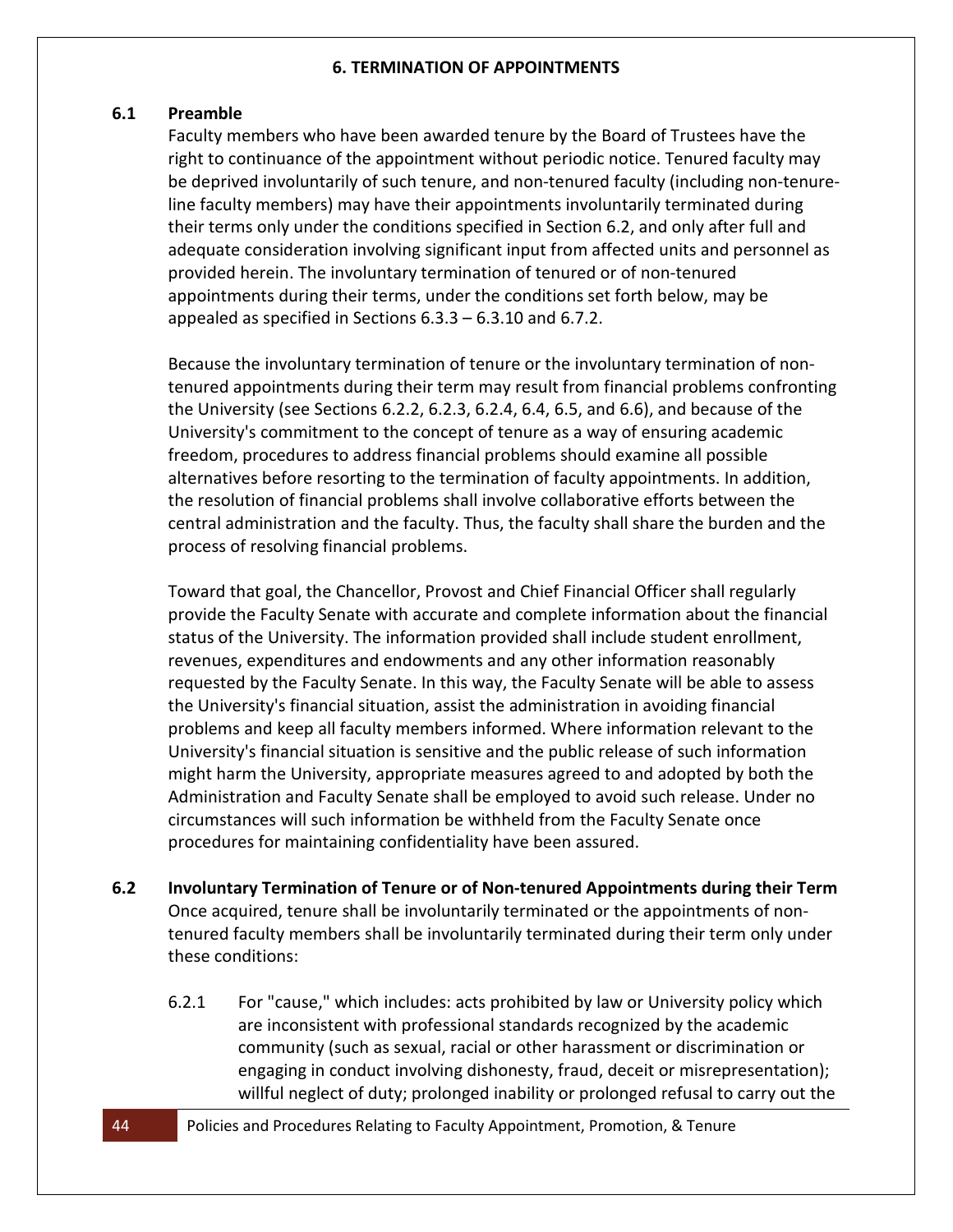## 6. TERMINATION OF APPOINTMENTS

### 6.1 Preamble

Faculty members who have been awarded tenure by the Board of Trustees have the right to continuance of the appointment without periodic notice. Tenured faculty may be deprived involuntarily of such tenure, and non-tenured faculty (including non-tenure-line faculty members) may have their appointments involuntarily terminated during their terms only under the conditions specified in Section 6.2, and only after full and adequate consideration involving significant input from affected units and personnel as provided herein. The involuntary termination of tenured or of non-tenured appointments during their terms, under the conditions set forth below, may be appealed as specified in Sections 6.3.3 – 6.3.10 and 6.7.2.

Because the involuntary termination of tenure or the involuntary termination of non-tenured appointments during their term may result from financial problems confronting the University (see Sections 6.2.2, 6.2.3, 6.2.4, 6.4, 6.5, and 6.6), and because of the University's commitment to the concept of tenure as a way of ensuring academic freedom, procedures to address financial problems should examine all possible alternatives before resorting to the termination of faculty appointments. In addition, the resolution of financial problems shall involve collaborative efforts between the central administration and the faculty. Thus, the faculty shall share the burden and the process of resolving financial problems.

Toward that goal, the Chancellor, Provost and Chief Financial Officer shall regularly provide the Faculty Senate with accurate and complete information about the financial status of the University. The information provided shall include student enrollment, revenues, expenditures and endowments and any other information reasonably requested by the Faculty Senate. In this way, the Faculty Senate will be able to assess the University's financial situation, assist the administration in avoiding financial problems and keep all faculty members informed. Where information relevant to the University's financial situation is sensitive and the public release of such information might harm the University, appropriate measures agreed to and adopted by both the Administration and Faculty Senate shall be employed to avoid such release. Under no circumstances will such information be withheld from the Faculty Senate once procedures for maintaining confidentiality have been assured.

### 6.2 Involuntary Termination of Tenure or of Non-tenured Appointments during their Term

Once acquired, tenure shall be involuntarily terminated or the appointments of non-tenured faculty members shall be involuntarily terminated during their term only under these conditions:

6.2.1 For "cause," which includes: acts prohibited by law or University policy which are inconsistent with professional standards recognized by the academic community (such as sexual, racial or other harassment or discrimination or engaging in conduct involving dishonesty, fraud, deceit or misrepresentation); willful neglect of duty; prolonged inability or prolonged refusal to carry out the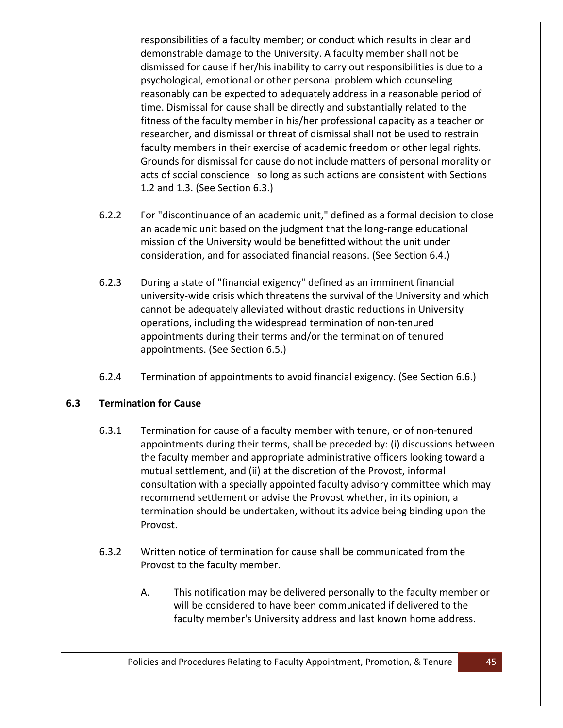responsibilities of a faculty member; or conduct which results in clear and demonstrable damage to the University. A faculty member shall not be dismissed for cause if her/his inability to carry out responsibilities is due to a psychological, emotional or other personal problem which counseling reasonably can be expected to adequately address in a reasonable period of time. Dismissal for cause shall be directly and substantially related to the fitness of the faculty member in his/her professional capacity as a teacher or researcher, and dismissal or threat of dismissal shall not be used to restrain faculty members in their exercise of academic freedom or other legal rights. Grounds for dismissal for cause do not include matters of personal morality or acts of social conscience so long as such actions are consistent with Sections 1.2 and 1.3. (See Section 6.3.)

6.2.2 For "discontinuance of an academic unit," defined as a formal decision to close an academic unit based on the judgment that the long-range educational mission of the University would be benefitted without the unit under consideration, and for associated financial reasons. (See Section 6.4.)

6.2.3 During a state of "financial exigency" defined as an imminent financial university-wide crisis which threatens the survival of the University and which cannot be adequately alleviated without drastic reductions in University operations, including the widespread termination of non-tenured appointments during their terms and/or the termination of tenured appointments. (See Section 6.5.)

6.2.4 Termination of appointments to avoid financial exigency. (See Section 6.6.)

## 6.3 Termination for Cause

6.3.1 Termination for cause of a faculty member with tenure, or of non-tenured appointments during their terms, shall be preceded by: (i) discussions between the faculty member and appropriate administrative officers looking toward a mutual settlement, and (ii) at the discretion of the Provost, informal consultation with a specially appointed faculty advisory committee which may recommend settlement or advise the Provost whether, in its opinion, a termination should be undertaken, without its advice being binding upon the Provost.

6.3.2 Written notice of termination for cause shall be communicated from the Provost to the faculty member.

A. This notification may be delivered personally to the faculty member or will be considered to have been communicated if delivered to the faculty member's University address and last known home address.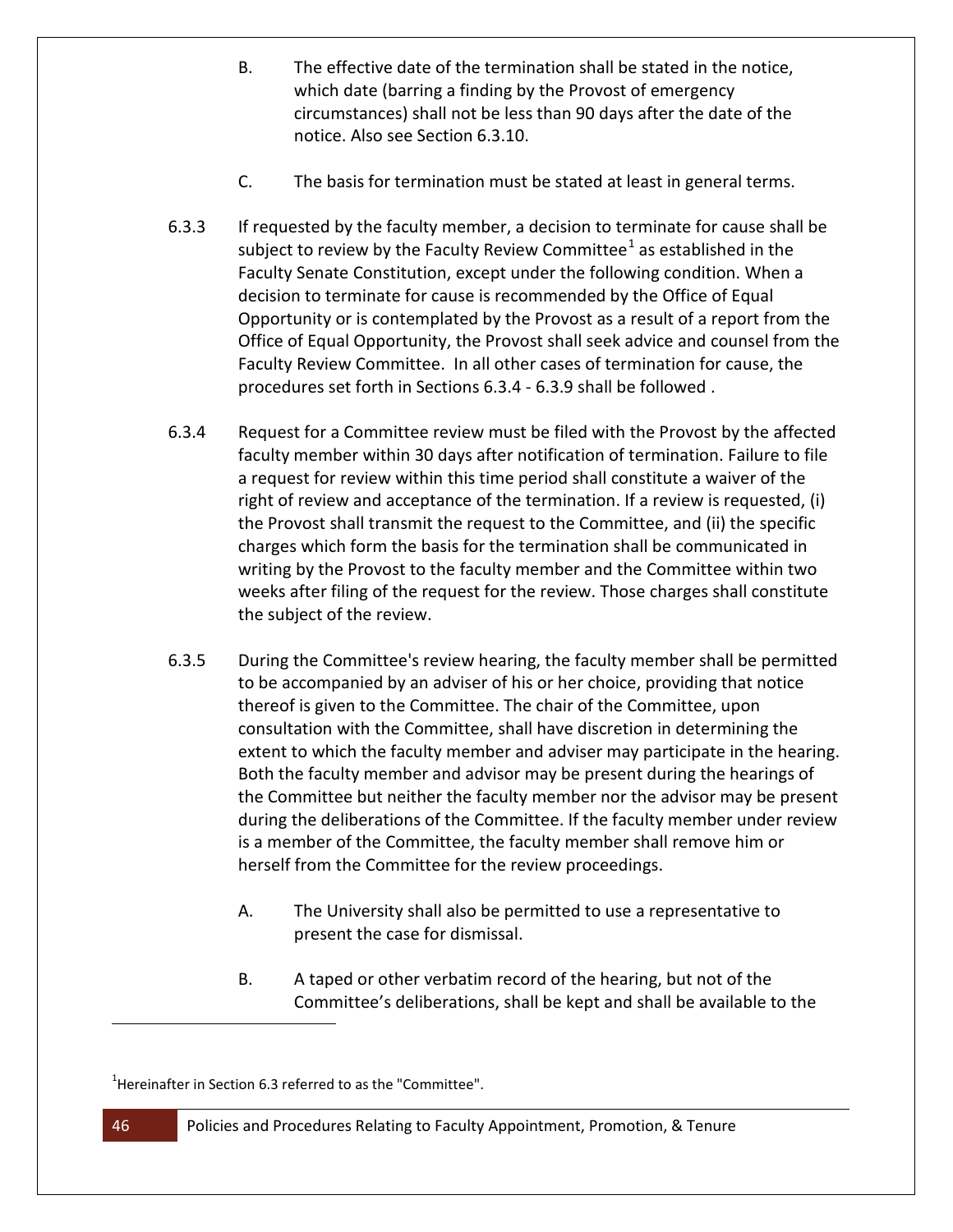B. The effective date of the termination shall be stated in the notice, which date (barring a finding by the Provost of emergency circumstances) shall not be less than 90 days after the date of the notice. Also see Section 6.3.10.

C. The basis for termination must be stated at least in general terms.

6.3.3 If requested by the faculty member, a decision to terminate for cause shall be subject to review by the Faculty Review Committee[1] as established in the Faculty Senate Constitution, except under the following condition. When a decision to terminate for cause is recommended by the Office of Equal Opportunity or is contemplated by the Provost as a result of a report from the Office of Equal Opportunity, the Provost shall seek advice and counsel from the Faculty Review Committee. In all other cases of termination for cause, the procedures set forth in Sections 6.3.4 - 6.3.9 shall be followed .

6.3.4 Request for a Committee review must be filed with the Provost by the affected faculty member within 30 days after notification of termination. Failure to file a request for review within this time period shall constitute a waiver of the right of review and acceptance of the termination. If a review is requested, (i) the Provost shall transmit the request to the Committee, and (ii) the specific charges which form the basis for the termination shall be communicated in writing by the Provost to the faculty member and the Committee within two weeks after filing of the request for the review. Those charges shall constitute the subject of the review.

6.3.5 During the Committee's review hearing, the faculty member shall be permitted to be accompanied by an adviser of his or her choice, providing that notice thereof is given to the Committee. The chair of the Committee, upon consultation with the Committee, shall have discretion in determining the extent to which the faculty member and adviser may participate in the hearing. Both the faculty member and advisor may be present during the hearings of the Committee but neither the faculty member nor the advisor may be present during the deliberations of the Committee. If the faculty member under review is a member of the Committee, the faculty member shall remove him or herself from the Committee for the review proceedings.

A. The University shall also be permitted to use a representative to present the case for dismissal.

B. A taped or other verbatim record of the hearing, but not of the Committee's deliberations, shall be kept and shall be available to the

[1] Hereinafter in Section 6.3 referred to as the "Committee".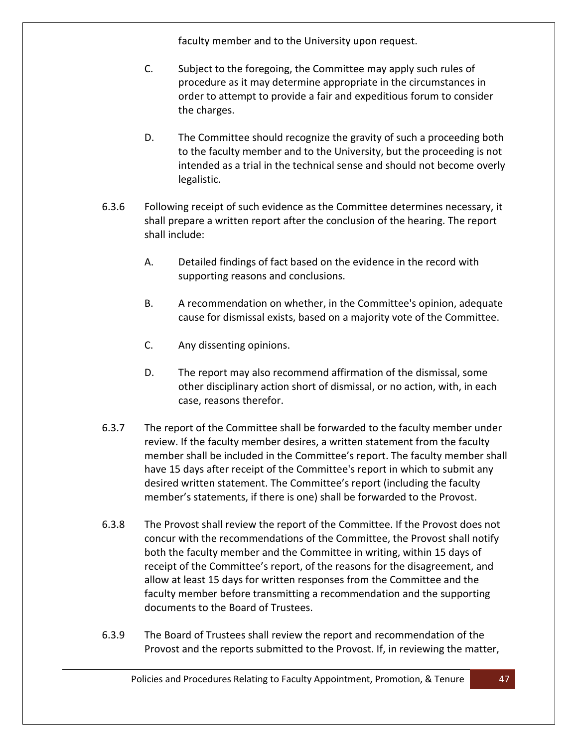faculty member and to the University upon request.

C. Subject to the foregoing, the Committee may apply such rules of procedure as it may determine appropriate in the circumstances in order to attempt to provide a fair and expeditious forum to consider the charges.

D. The Committee should recognize the gravity of such a proceeding both to the faculty member and to the University, but the proceeding is not intended as a trial in the technical sense and should not become overly legalistic.

6.3.6 Following receipt of such evidence as the Committee determines necessary, it shall prepare a written report after the conclusion of the hearing. The report shall include:

A. Detailed findings of fact based on the evidence in the record with supporting reasons and conclusions.

B. A recommendation on whether, in the Committee's opinion, adequate cause for dismissal exists, based on a majority vote of the Committee.

C. Any dissenting opinions.

D. The report may also recommend affirmation of the dismissal, some other disciplinary action short of dismissal, or no action, with, in each case, reasons therefor.

6.3.7 The report of the Committee shall be forwarded to the faculty member under review. If the faculty member desires, a written statement from the faculty member shall be included in the Committee's report. The faculty member shall have 15 days after receipt of the Committee's report in which to submit any desired written statement. The Committee's report (including the faculty member's statements, if there is one) shall be forwarded to the Provost.

6.3.8 The Provost shall review the report of the Committee. If the Provost does not concur with the recommendations of the Committee, the Provost shall notify both the faculty member and the Committee in writing, within 15 days of receipt of the Committee's report, of the reasons for the disagreement, and allow at least 15 days for written responses from the Committee and the faculty member before transmitting a recommendation and the supporting documents to the Board of Trustees.

6.3.9 The Board of Trustees shall review the report and recommendation of the Provost and the reports submitted to the Provost. If, in reviewing the matter,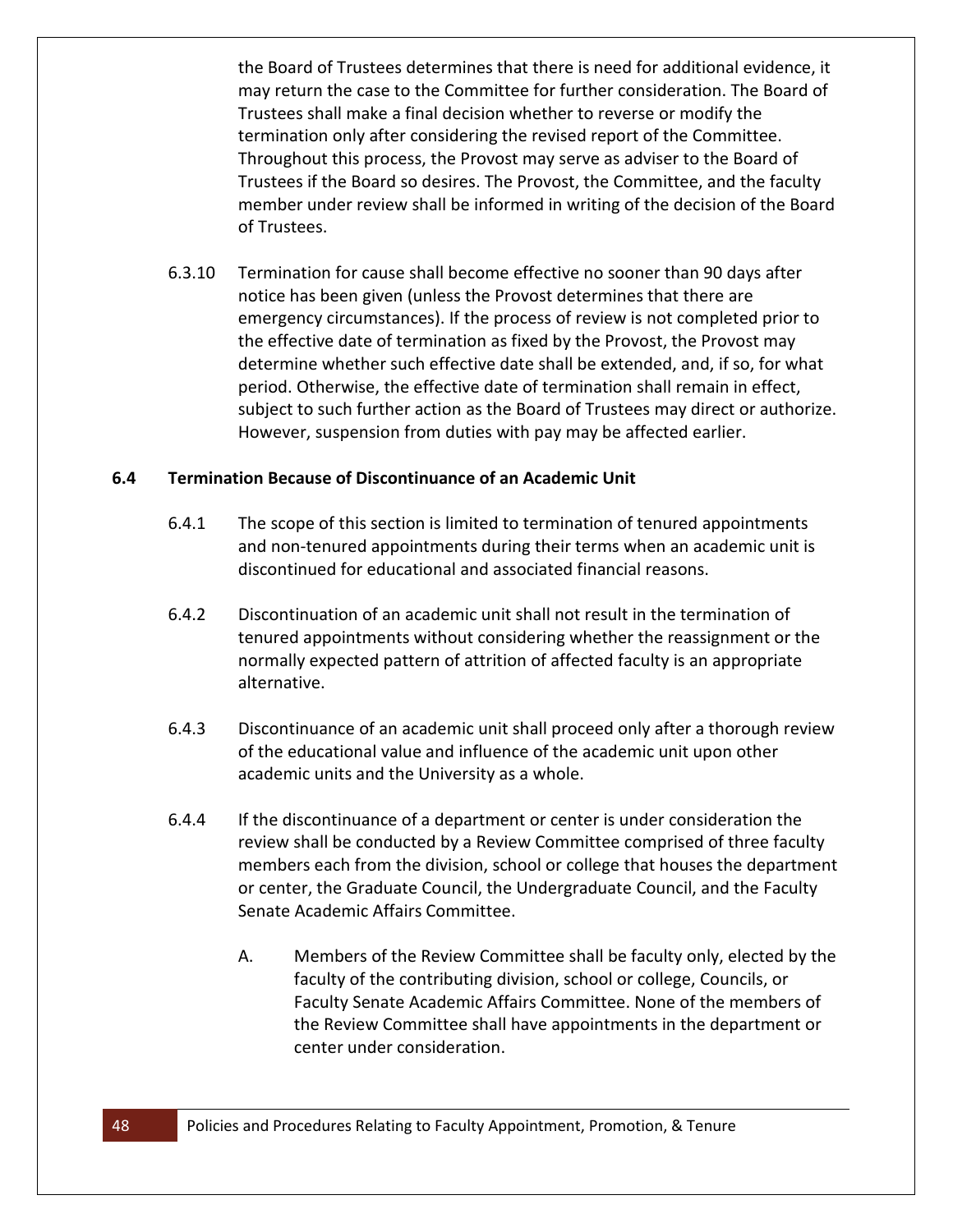the Board of Trustees determines that there is need for additional evidence, it may return the case to the Committee for further consideration. The Board of Trustees shall make a final decision whether to reverse or modify the termination only after considering the revised report of the Committee. Throughout this process, the Provost may serve as adviser to the Board of Trustees if the Board so desires. The Provost, the Committee, and the faculty member under review shall be informed in writing of the decision of the Board of Trustees.

6.3.10 Termination for cause shall become effective no sooner than 90 days after notice has been given (unless the Provost determines that there are emergency circumstances). If the process of review is not completed prior to the effective date of termination as fixed by the Provost, the Provost may determine whether such effective date shall be extended, and, if so, for what period. Otherwise, the effective date of termination shall remain in effect, subject to such further action as the Board of Trustees may direct or authorize. However, suspension from duties with pay may be affected earlier.

### 6.4 Termination Because of Discontinuance of an Academic Unit

6.4.1 The scope of this section is limited to termination of tenured appointments and non-tenured appointments during their terms when an academic unit is discontinued for educational and associated financial reasons.

6.4.2 Discontinuation of an academic unit shall not result in the termination of tenured appointments without considering whether the reassignment or the normally expected pattern of attrition of affected faculty is an appropriate alternative.

6.4.3 Discontinuance of an academic unit shall proceed only after a thorough review of the educational value and influence of the academic unit upon other academic units and the University as a whole.

6.4.4 If the discontinuance of a department or center is under consideration the review shall be conducted by a Review Committee comprised of three faculty members each from the division, school or college that houses the department or center, the Graduate Council, the Undergraduate Council, and the Faculty Senate Academic Affairs Committee.

A. Members of the Review Committee shall be faculty only, elected by the faculty of the contributing division, school or college, Councils, or Faculty Senate Academic Affairs Committee. None of the members of the Review Committee shall have appointments in the department or center under consideration.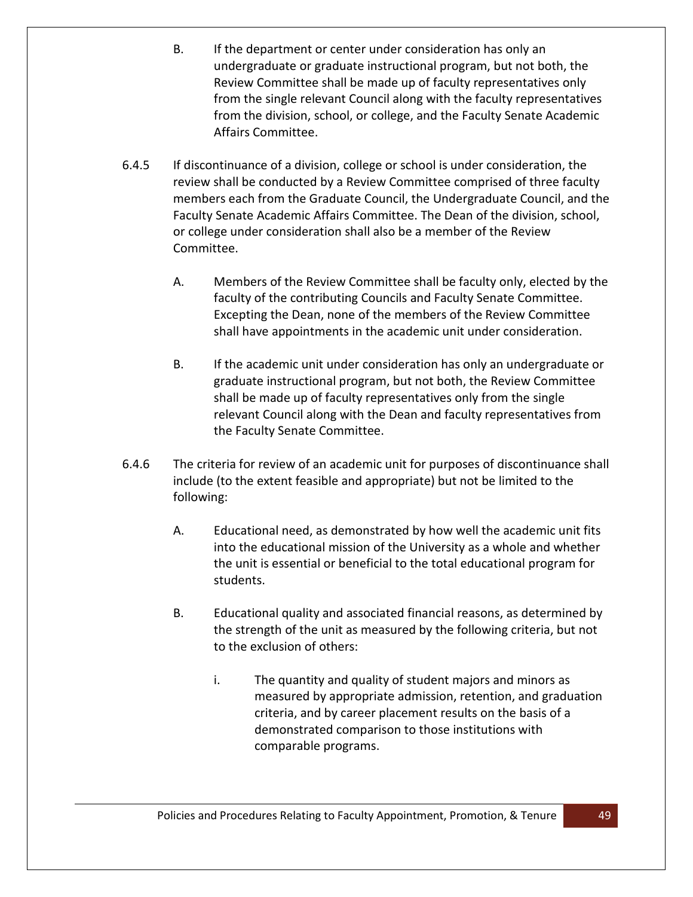B. If the department or center under consideration has only an undergraduate or graduate instructional program, but not both, the Review Committee shall be made up of faculty representatives only from the single relevant Council along with the faculty representatives from the division, school, or college, and the Faculty Senate Academic Affairs Committee.

6.4.5 If discontinuance of a division, college or school is under consideration, the review shall be conducted by a Review Committee comprised of three faculty members each from the Graduate Council, the Undergraduate Council, and the Faculty Senate Academic Affairs Committee. The Dean of the division, school, or college under consideration shall also be a member of the Review Committee.

A. Members of the Review Committee shall be faculty only, elected by the faculty of the contributing Councils and Faculty Senate Committee. Excepting the Dean, none of the members of the Review Committee shall have appointments in the academic unit under consideration.

B. If the academic unit under consideration has only an undergraduate or graduate instructional program, but not both, the Review Committee shall be made up of faculty representatives only from the single relevant Council along with the Dean and faculty representatives from the Faculty Senate Committee.

6.4.6 The criteria for review of an academic unit for purposes of discontinuance shall include (to the extent feasible and appropriate) but not be limited to the following:

A. Educational need, as demonstrated by how well the academic unit fits into the educational mission of the University as a whole and whether the unit is essential or beneficial to the total educational program for students.

B. Educational quality and associated financial reasons, as determined by the strength of the unit as measured by the following criteria, but not to the exclusion of others:

i. The quantity and quality of student majors and minors as measured by appropriate admission, retention, and graduation criteria, and by career placement results on the basis of a demonstrated comparison to those institutions with comparable programs.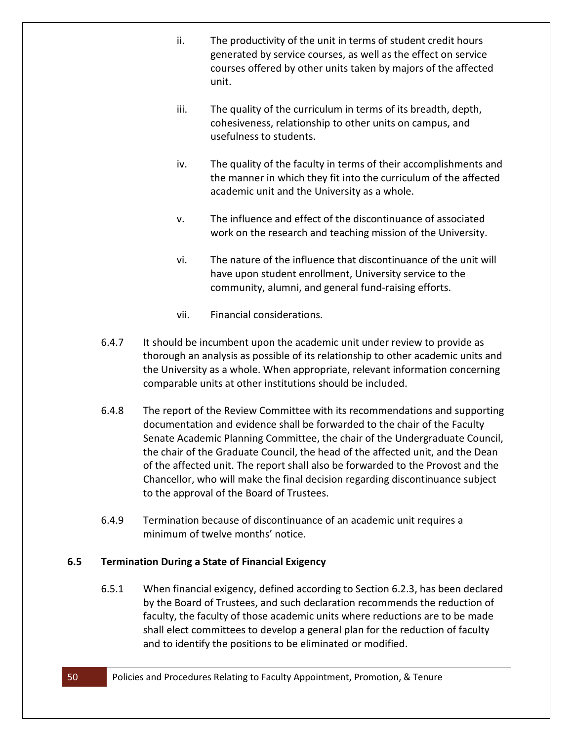ii. The productivity of the unit in terms of student credit hours generated by service courses, as well as the effect on service courses offered by other units taken by majors of the affected unit.

iii. The quality of the curriculum in terms of its breadth, depth, cohesiveness, relationship to other units on campus, and usefulness to students.

iv. The quality of the faculty in terms of their accomplishments and the manner in which they fit into the curriculum of the affected academic unit and the University as a whole.

v. The influence and effect of the discontinuance of associated work on the research and teaching mission of the University.

vi. The nature of the influence that discontinuance of the unit will have upon student enrollment, University service to the community, alumni, and general fund-raising efforts.

vii. Financial considerations.

6.4.7 It should be incumbent upon the academic unit under review to provide as thorough an analysis as possible of its relationship to other academic units and the University as a whole. When appropriate, relevant information concerning comparable units at other institutions should be included.

6.4.8 The report of the Review Committee with its recommendations and supporting documentation and evidence shall be forwarded to the chair of the Faculty Senate Academic Planning Committee, the chair of the Undergraduate Council, the chair of the Graduate Council, the head of the affected unit, and the Dean of the affected unit. The report shall also be forwarded to the Provost and the Chancellor, who will make the final decision regarding discontinuance subject to the approval of the Board of Trustees.

6.4.9 Termination because of discontinuance of an academic unit requires a minimum of twelve months' notice.

## 6.5 Termination During a State of Financial Exigency

6.5.1 When financial exigency, defined according to Section 6.2.3, has been declared by the Board of Trustees, and such declaration recommends the reduction of faculty, the faculty of those academic units where reductions are to be made shall elect committees to develop a general plan for the reduction of faculty and to identify the positions to be eliminated or modified.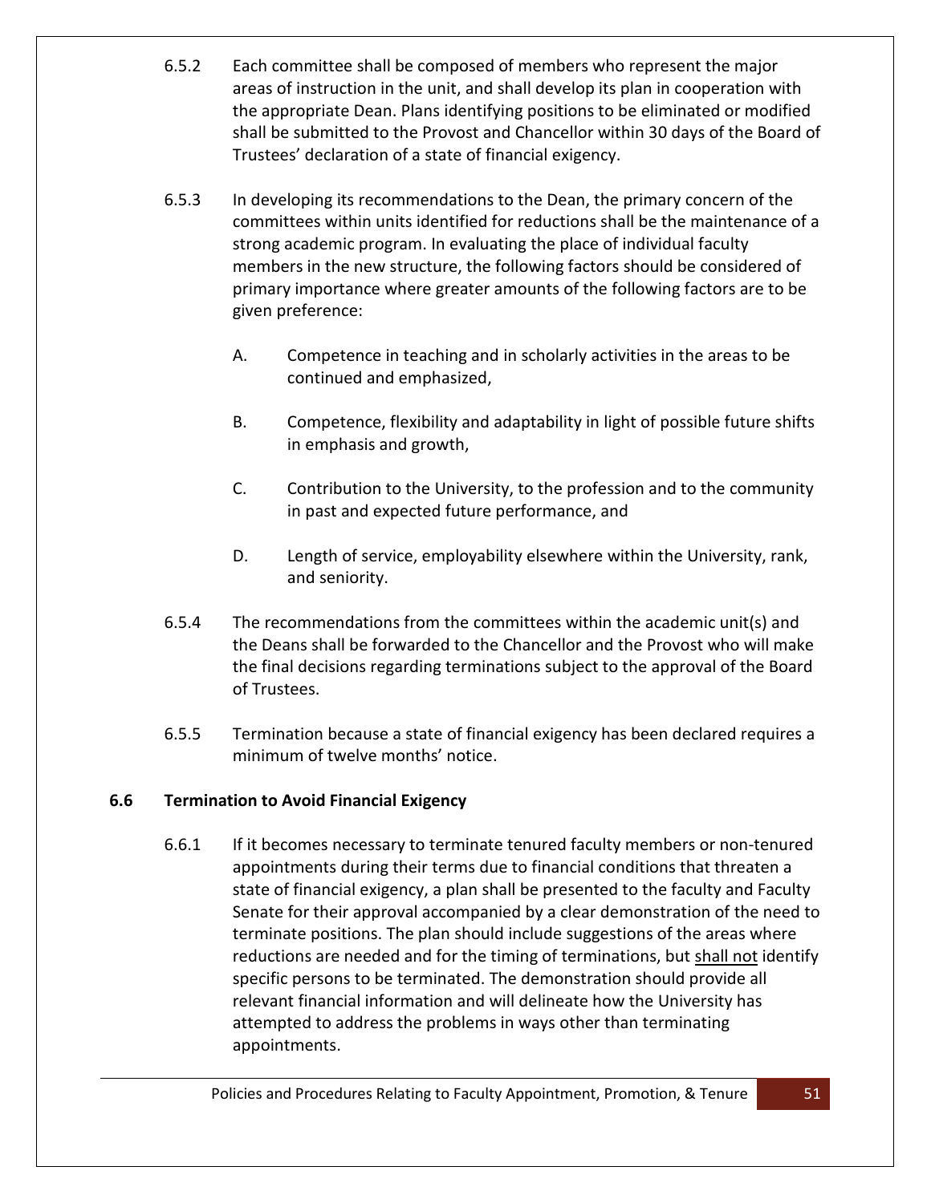6.5.2 Each committee shall be composed of members who represent the major areas of instruction in the unit, and shall develop its plan in cooperation with the appropriate Dean. Plans identifying positions to be eliminated or modified shall be submitted to the Provost and Chancellor within 30 days of the Board of Trustees' declaration of a state of financial exigency.

6.5.3 In developing its recommendations to the Dean, the primary concern of the committees within units identified for reductions shall be the maintenance of a strong academic program. In evaluating the place of individual faculty members in the new structure, the following factors should be considered of primary importance where greater amounts of the following factors are to be given preference:

A. Competence in teaching and in scholarly activities in the areas to be continued and emphasized,

B. Competence, flexibility and adaptability in light of possible future shifts in emphasis and growth,

C. Contribution to the University, to the profession and to the community in past and expected future performance, and

D. Length of service, employability elsewhere within the University, rank, and seniority.

6.5.4 The recommendations from the committees within the academic unit(s) and the Deans shall be forwarded to the Chancellor and the Provost who will make the final decisions regarding terminations subject to the approval of the Board of Trustees.

6.5.5 Termination because a state of financial exigency has been declared requires a minimum of twelve months' notice.

### 6.6 Termination to Avoid Financial Exigency

6.6.1 If it becomes necessary to terminate tenured faculty members or non-tenured appointments during their terms due to financial conditions that threaten a state of financial exigency, a plan shall be presented to the faculty and Faculty Senate for their approval accompanied by a clear demonstration of the need to terminate positions. The plan should include suggestions of the areas where reductions are needed and for the timing of terminations, but <u>shall not</u> identify specific persons to be terminated. The demonstration should provide all relevant financial information and will delineate how the University has attempted to address the problems in ways other than terminating appointments.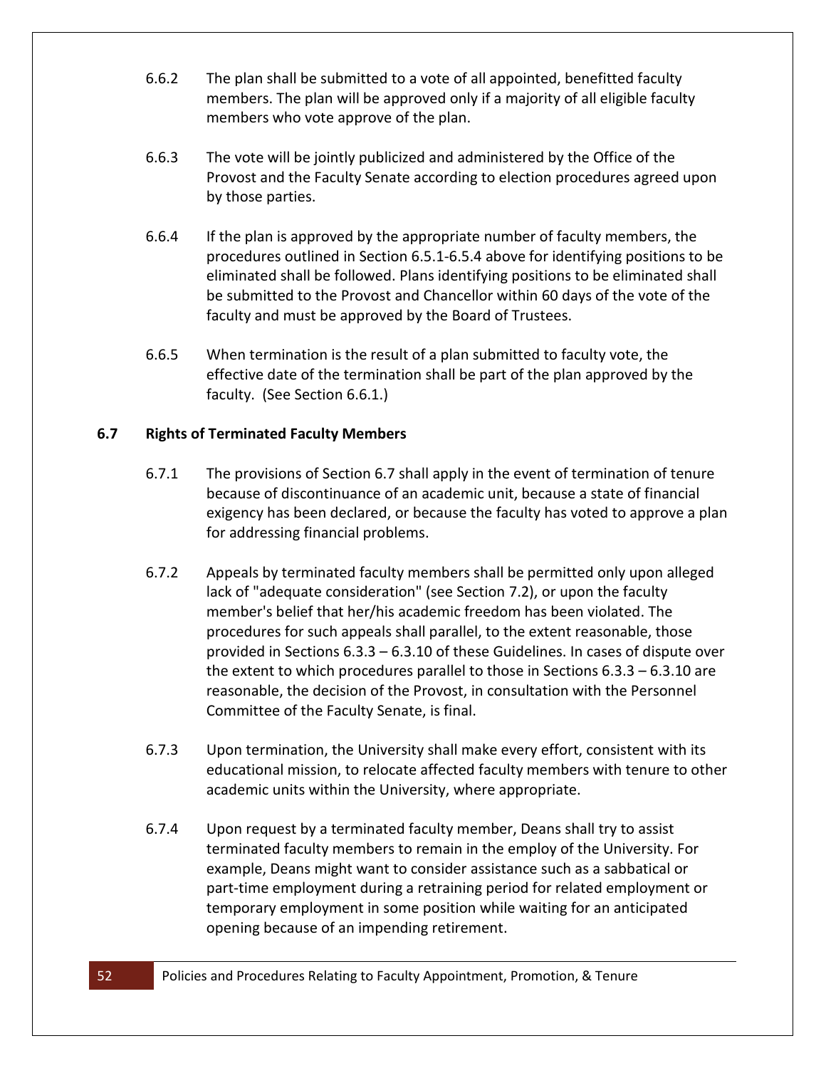6.6.2 The plan shall be submitted to a vote of all appointed, benefitted faculty members. The plan will be approved only if a majority of all eligible faculty members who vote approve of the plan.

6.6.3 The vote will be jointly publicized and administered by the Office of the Provost and the Faculty Senate according to election procedures agreed upon by those parties.

6.6.4 If the plan is approved by the appropriate number of faculty members, the procedures outlined in Section 6.5.1-6.5.4 above for identifying positions to be eliminated shall be followed. Plans identifying positions to be eliminated shall be submitted to the Provost and Chancellor within 60 days of the vote of the faculty and must be approved by the Board of Trustees.

6.6.5 When termination is the result of a plan submitted to faculty vote, the effective date of the termination shall be part of the plan approved by the faculty. (See Section 6.6.1.)

## 6.7 Rights of Terminated Faculty Members

6.7.1 The provisions of Section 6.7 shall apply in the event of termination of tenure because of discontinuance of an academic unit, because a state of financial exigency has been declared, or because the faculty has voted to approve a plan for addressing financial problems.

6.7.2 Appeals by terminated faculty members shall be permitted only upon alleged lack of "adequate consideration" (see Section 7.2), or upon the faculty member's belief that her/his academic freedom has been violated. The procedures for such appeals shall parallel, to the extent reasonable, those provided in Sections 6.3.3 – 6.3.10 of these Guidelines. In cases of dispute over the extent to which procedures parallel to those in Sections 6.3.3 – 6.3.10 are reasonable, the decision of the Provost, in consultation with the Personnel Committee of the Faculty Senate, is final.

6.7.3 Upon termination, the University shall make every effort, consistent with its educational mission, to relocate affected faculty members with tenure to other academic units within the University, where appropriate.

6.7.4 Upon request by a terminated faculty member, Deans shall try to assist terminated faculty members to remain in the employ of the University. For example, Deans might want to consider assistance such as a sabbatical or part-time employment during a retraining period for related employment or temporary employment in some position while waiting for an anticipated opening because of an impending retirement.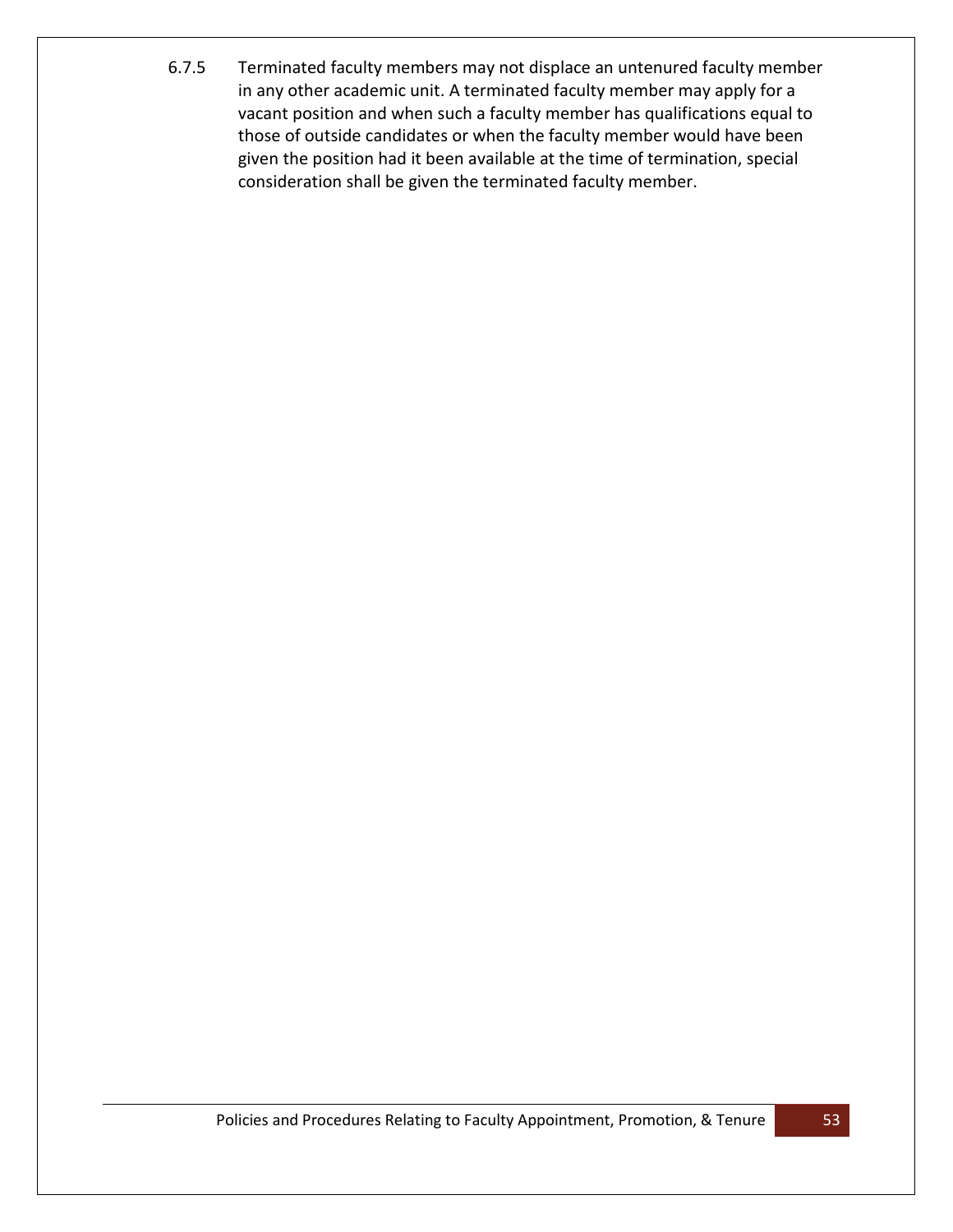6.7.5 Terminated faculty members may not displace an untenured faculty member in any other academic unit. A terminated faculty member may apply for a vacant position and when such a faculty member has qualifications equal to those of outside candidates or when the faculty member would have been given the position had it been available at the time of termination, special consideration shall be given the terminated faculty member.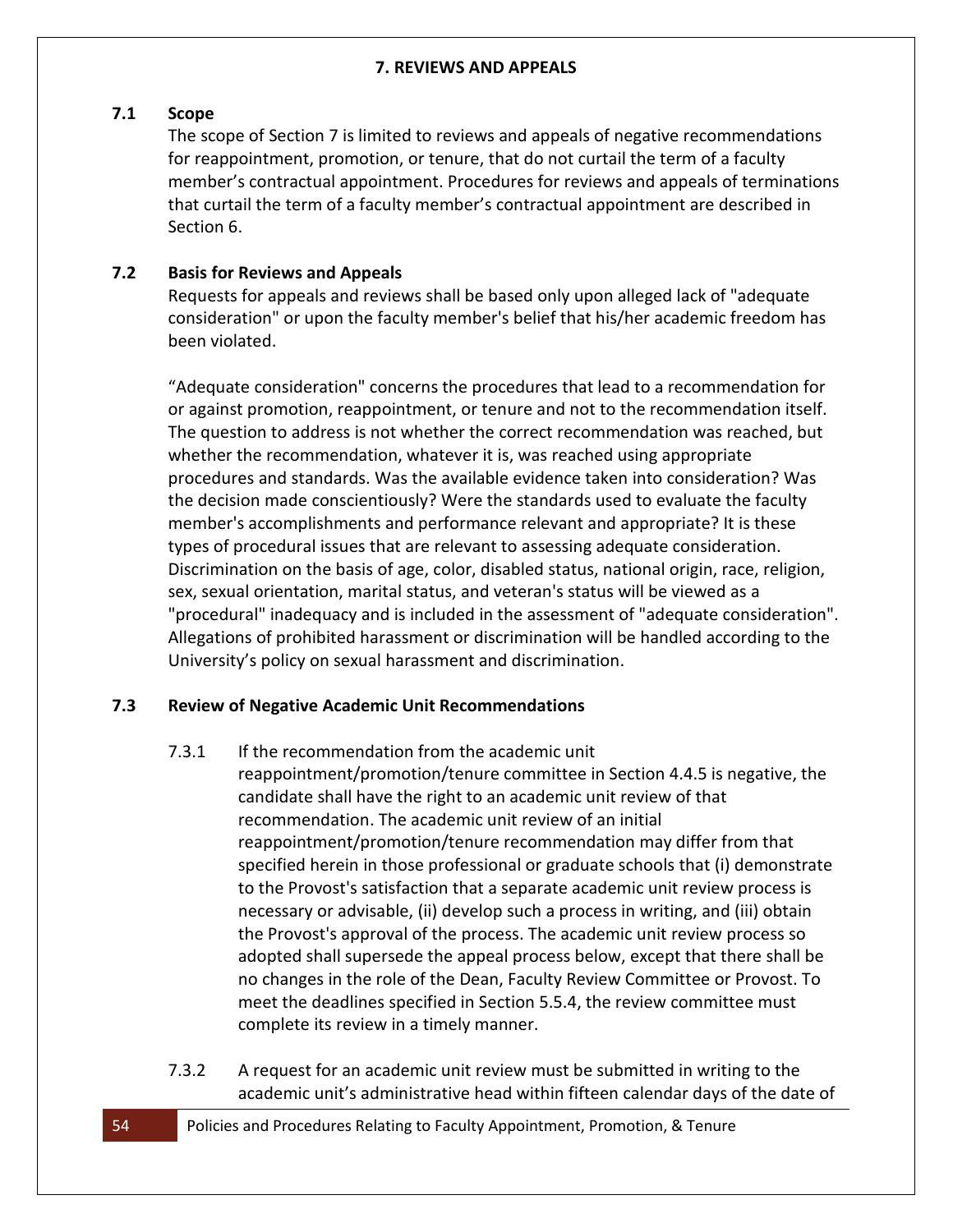## 7. REVIEWS AND APPEALS

### 7.1 Scope

The scope of Section 7 is limited to reviews and appeals of negative recommendations for reappointment, promotion, or tenure, that do not curtail the term of a faculty member's contractual appointment. Procedures for reviews and appeals of terminations that curtail the term of a faculty member's contractual appointment are described in Section 6.

### 7.2 Basis for Reviews and Appeals

Requests for appeals and reviews shall be based only upon alleged lack of "adequate consideration" or upon the faculty member's belief that his/her academic freedom has been violated.

"Adequate consideration" concerns the procedures that lead to a recommendation for or against promotion, reappointment, or tenure and not to the recommendation itself. The question to address is not whether the correct recommendation was reached, but whether the recommendation, whatever it is, was reached using appropriate procedures and standards. Was the available evidence taken into consideration? Was the decision made conscientiously? Were the standards used to evaluate the faculty member's accomplishments and performance relevant and appropriate? It is these types of procedural issues that are relevant to assessing adequate consideration. Discrimination on the basis of age, color, disabled status, national origin, race, religion, sex, sexual orientation, marital status, and veteran's status will be viewed as a "procedural" inadequacy and is included in the assessment of "adequate consideration". Allegations of prohibited harassment or discrimination will be handled according to the University's policy on sexual harassment and discrimination.

### 7.3 Review of Negative Academic Unit Recommendations

7.3.1 If the recommendation from the academic unit reappointment/promotion/tenure committee in Section 4.4.5 is negative, the candidate shall have the right to an academic unit review of that recommendation. The academic unit review of an initial reappointment/promotion/tenure recommendation may differ from that specified herein in those professional or graduate schools that (i) demonstrate to the Provost's satisfaction that a separate academic unit review process is necessary or advisable, (ii) develop such a process in writing, and (iii) obtain the Provost's approval of the process. The academic unit review process so adopted shall supersede the appeal process below, except that there shall be no changes in the role of the Dean, Faculty Review Committee or Provost. To meet the deadlines specified in Section 5.5.4, the review committee must complete its review in a timely manner.

7.3.2 A request for an academic unit review must be submitted in writing to the academic unit's administrative head within fifteen calendar days of the date of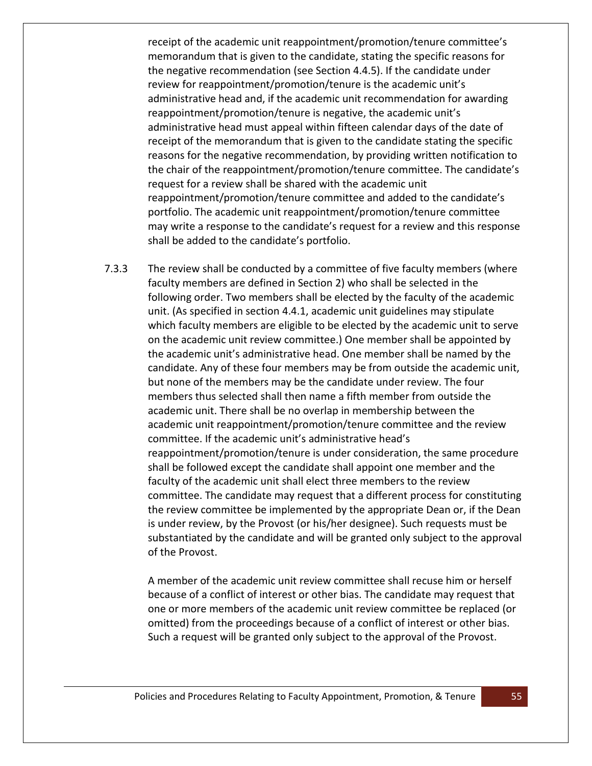receipt of the academic unit reappointment/promotion/tenure committee's memorandum that is given to the candidate, stating the specific reasons for the negative recommendation (see Section 4.4.5). If the candidate under review for reappointment/promotion/tenure is the academic unit's administrative head and, if the academic unit recommendation for awarding reappointment/promotion/tenure is negative, the academic unit's administrative head must appeal within fifteen calendar days of the date of receipt of the memorandum that is given to the candidate stating the specific reasons for the negative recommendation, by providing written notification to the chair of the reappointment/promotion/tenure committee. The candidate's request for a review shall be shared with the academic unit reappointment/promotion/tenure committee and added to the candidate's portfolio. The academic unit reappointment/promotion/tenure committee may write a response to the candidate's request for a review and this response shall be added to the candidate's portfolio.

7.3.3 The review shall be conducted by a committee of five faculty members (where faculty members are defined in Section 2) who shall be selected in the following order. Two members shall be elected by the faculty of the academic unit. (As specified in section 4.4.1, academic unit guidelines may stipulate which faculty members are eligible to be elected by the academic unit to serve on the academic unit review committee.) One member shall be appointed by the academic unit's administrative head. One member shall be named by the candidate. Any of these four members may be from outside the academic unit, but none of the members may be the candidate under review. The four members thus selected shall then name a fifth member from outside the academic unit. There shall be no overlap in membership between the academic unit reappointment/promotion/tenure committee and the review committee. If the academic unit's administrative head's reappointment/promotion/tenure is under consideration, the same procedure shall be followed except the candidate shall appoint one member and the faculty of the academic unit shall elect three members to the review committee. The candidate may request that a different process for constituting the review committee be implemented by the appropriate Dean or, if the Dean is under review, by the Provost (or his/her designee). Such requests must be substantiated by the candidate and will be granted only subject to the approval of the Provost.

A member of the academic unit review committee shall recuse him or herself because of a conflict of interest or other bias. The candidate may request that one or more members of the academic unit review committee be replaced (or omitted) from the proceedings because of a conflict of interest or other bias. Such a request will be granted only subject to the approval of the Provost.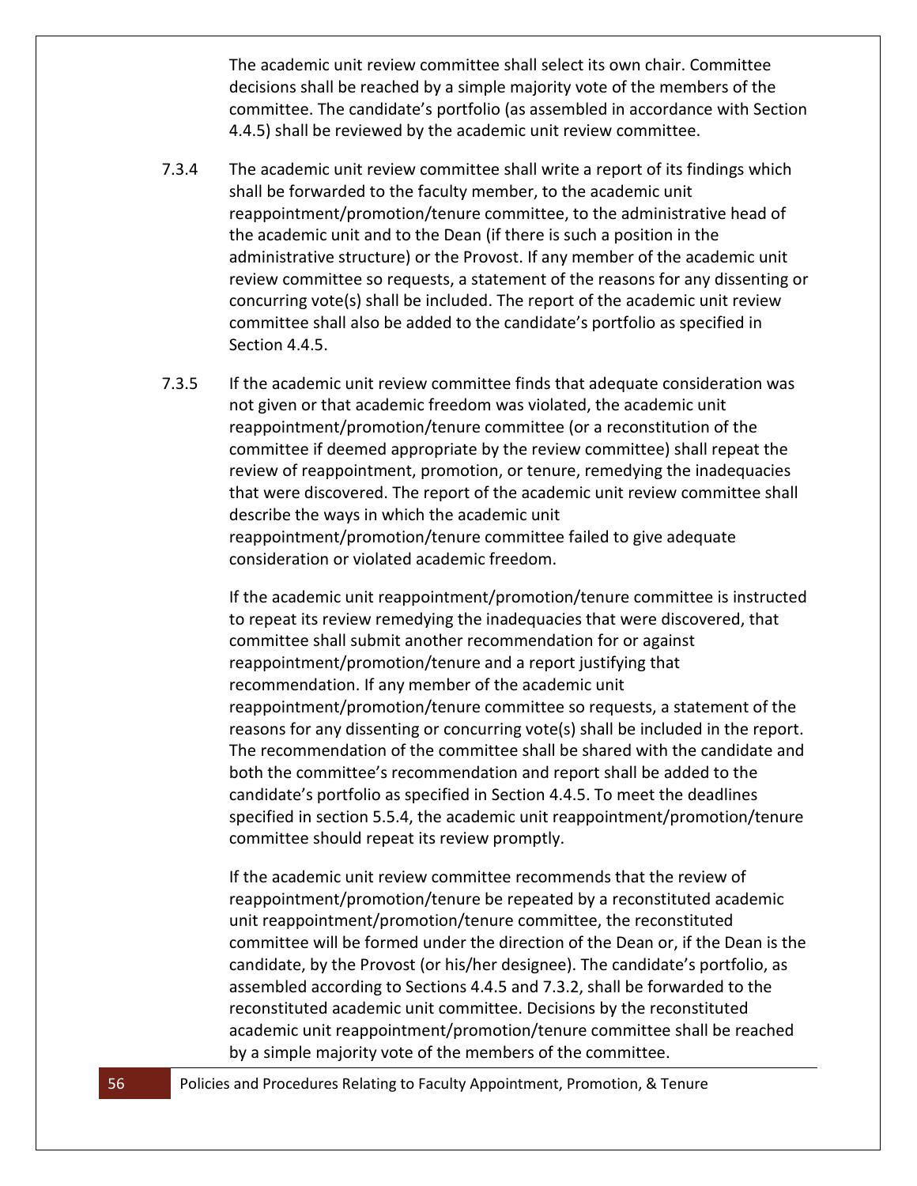The academic unit review committee shall select its own chair. Committee decisions shall be reached by a simple majority vote of the members of the committee. The candidate's portfolio (as assembled in accordance with Section 4.4.5) shall be reviewed by the academic unit review committee.

7.3.4 The academic unit review committee shall write a report of its findings which shall be forwarded to the faculty member, to the academic unit reappointment/promotion/tenure committee, to the administrative head of the academic unit and to the Dean (if there is such a position in the administrative structure) or the Provost. If any member of the academic unit review committee so requests, a statement of the reasons for any dissenting or concurring vote(s) shall be included. The report of the academic unit review committee shall also be added to the candidate's portfolio as specified in Section 4.4.5.

7.3.5 If the academic unit review committee finds that adequate consideration was not given or that academic freedom was violated, the academic unit reappointment/promotion/tenure committee (or a reconstitution of the committee if deemed appropriate by the review committee) shall repeat the review of reappointment, promotion, or tenure, remedying the inadequacies that were discovered. The report of the academic unit review committee shall describe the ways in which the academic unit reappointment/promotion/tenure committee failed to give adequate consideration or violated academic freedom.

If the academic unit reappointment/promotion/tenure committee is instructed to repeat its review remedying the inadequacies that were discovered, that committee shall submit another recommendation for or against reappointment/promotion/tenure and a report justifying that recommendation. If any member of the academic unit reappointment/promotion/tenure committee so requests, a statement of the reasons for any dissenting or concurring vote(s) shall be included in the report. The recommendation of the committee shall be shared with the candidate and both the committee's recommendation and report shall be added to the candidate's portfolio as specified in Section 4.4.5. To meet the deadlines specified in section 5.5.4, the academic unit reappointment/promotion/tenure committee should repeat its review promptly.

If the academic unit review committee recommends that the review of reappointment/promotion/tenure be repeated by a reconstituted academic unit reappointment/promotion/tenure committee, the reconstituted committee will be formed under the direction of the Dean or, if the Dean is the candidate, by the Provost (or his/her designee). The candidate's portfolio, as assembled according to Sections 4.4.5 and 7.3.2, shall be forwarded to the reconstituted academic unit committee. Decisions by the reconstituted academic unit reappointment/promotion/tenure committee shall be reached by a simple majority vote of the members of the committee.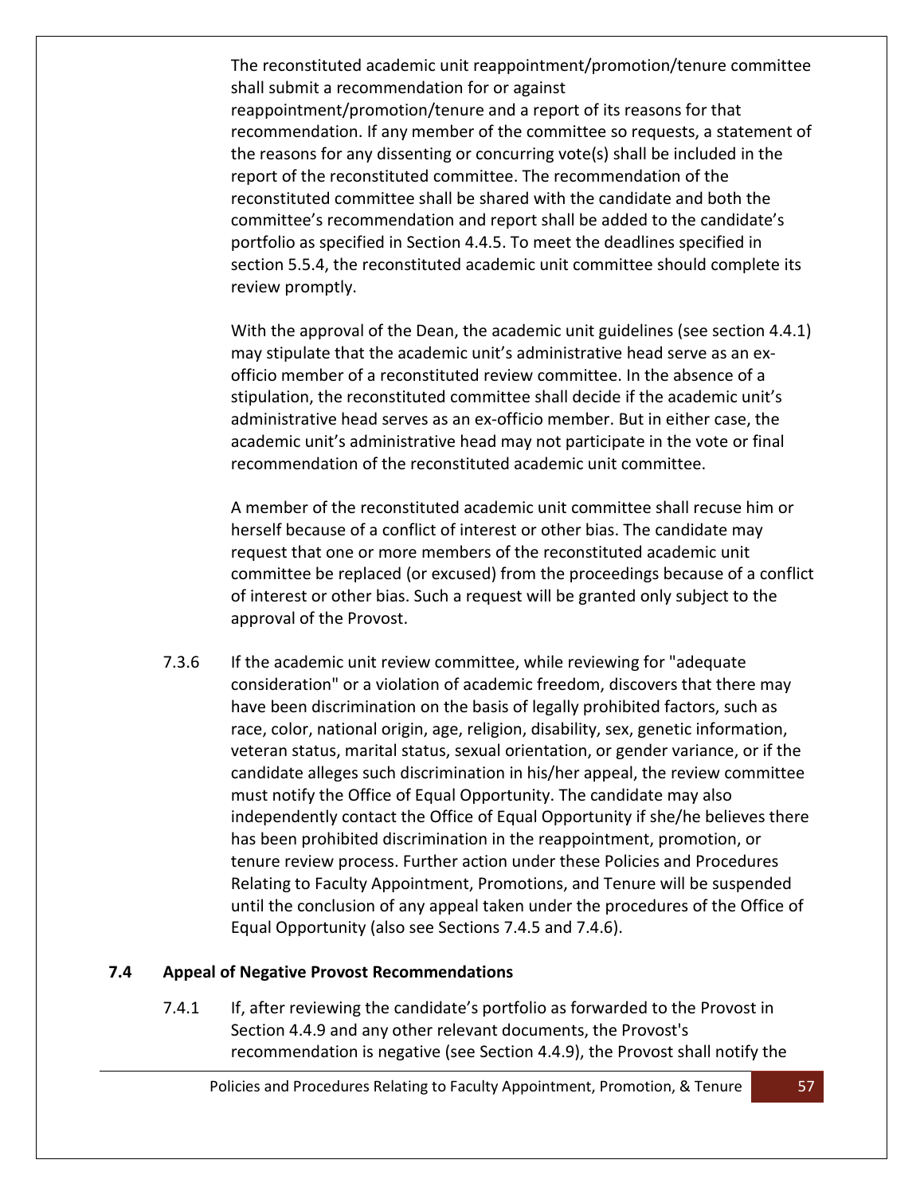The reconstituted academic unit reappointment/promotion/tenure committee shall submit a recommendation for or against reappointment/promotion/tenure and a report of its reasons for that recommendation. If any member of the committee so requests, a statement of the reasons for any dissenting or concurring vote(s) shall be included in the report of the reconstituted committee. The recommendation of the reconstituted committee shall be shared with the candidate and both the committee's recommendation and report shall be added to the candidate's portfolio as specified in Section 4.4.5. To meet the deadlines specified in section 5.5.4, the reconstituted academic unit committee should complete its review promptly.

With the approval of the Dean, the academic unit guidelines (see section 4.4.1) may stipulate that the academic unit's administrative head serve as an ex-officio member of a reconstituted review committee. In the absence of a stipulation, the reconstituted committee shall decide if the academic unit's administrative head serves as an ex-officio member. But in either case, the academic unit's administrative head may not participate in the vote or final recommendation of the reconstituted academic unit committee.

A member of the reconstituted academic unit committee shall recuse him or herself because of a conflict of interest or other bias. The candidate may request that one or more members of the reconstituted academic unit committee be replaced (or excused) from the proceedings because of a conflict of interest or other bias. Such a request will be granted only subject to the approval of the Provost.

7.3.6 If the academic unit review committee, while reviewing for "adequate consideration" or a violation of academic freedom, discovers that there may have been discrimination on the basis of legally prohibited factors, such as race, color, national origin, age, religion, disability, sex, genetic information, veteran status, marital status, sexual orientation, or gender variance, or if the candidate alleges such discrimination in his/her appeal, the review committee must notify the Office of Equal Opportunity. The candidate may also independently contact the Office of Equal Opportunity if she/he believes there has been prohibited discrimination in the reappointment, promotion, or tenure review process. Further action under these Policies and Procedures Relating to Faculty Appointment, Promotions, and Tenure will be suspended until the conclusion of any appeal taken under the procedures of the Office of Equal Opportunity (also see Sections 7.4.5 and 7.4.6).

### 7.4 Appeal of Negative Provost Recommendations

7.4.1 If, after reviewing the candidate's portfolio as forwarded to the Provost in Section 4.4.9 and any other relevant documents, the Provost's recommendation is negative (see Section 4.4.9), the Provost shall notify the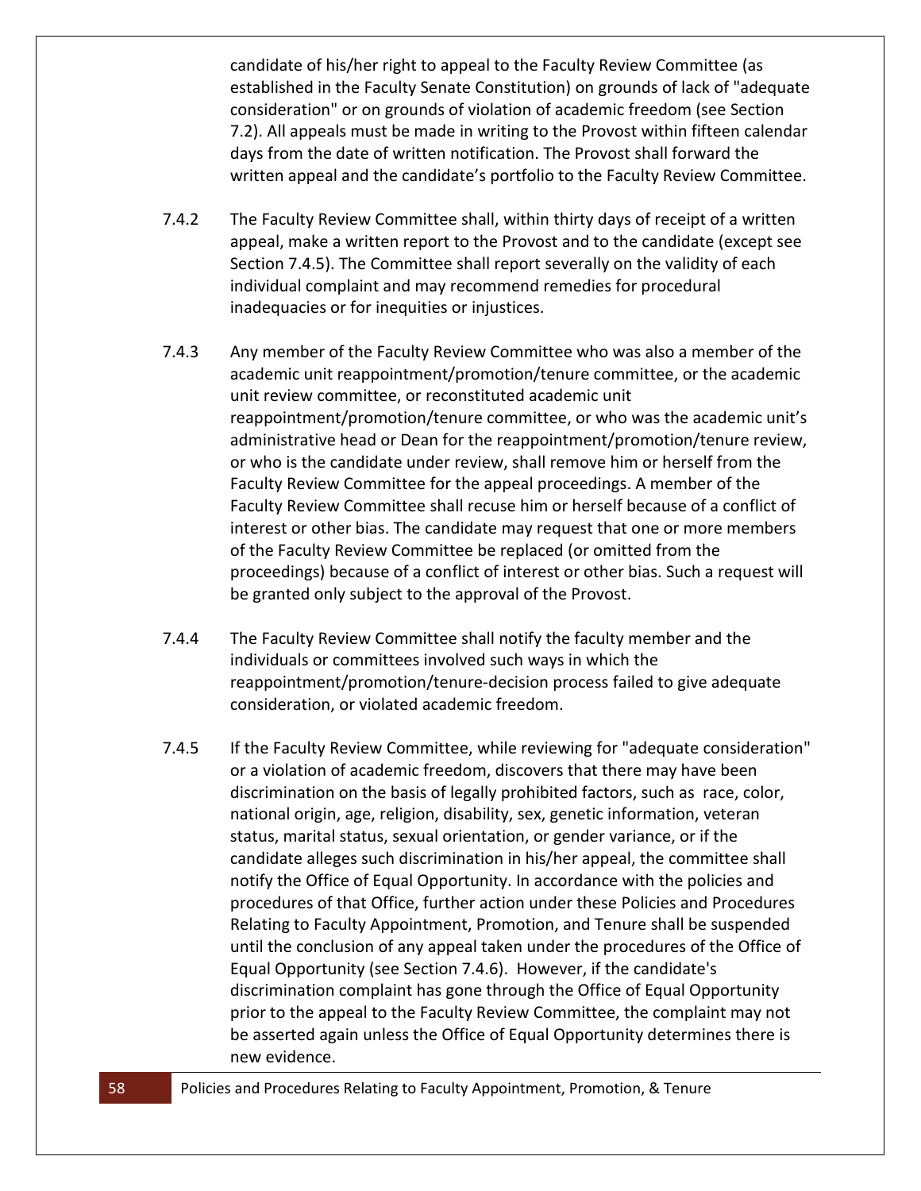candidate of his/her right to appeal to the Faculty Review Committee (as established in the Faculty Senate Constitution) on grounds of lack of "adequate consideration" or on grounds of violation of academic freedom (see Section 7.2). All appeals must be made in writing to the Provost within fifteen calendar days from the date of written notification. The Provost shall forward the written appeal and the candidate's portfolio to the Faculty Review Committee.

7.4.2 The Faculty Review Committee shall, within thirty days of receipt of a written appeal, make a written report to the Provost and to the candidate (except see Section 7.4.5). The Committee shall report severally on the validity of each individual complaint and may recommend remedies for procedural inadequacies or for inequities or injustices.

7.4.3 Any member of the Faculty Review Committee who was also a member of the academic unit reappointment/promotion/tenure committee, or the academic unit review committee, or reconstituted academic unit reappointment/promotion/tenure committee, or who was the academic unit's administrative head or Dean for the reappointment/promotion/tenure review, or who is the candidate under review, shall remove him or herself from the Faculty Review Committee for the appeal proceedings. A member of the Faculty Review Committee shall recuse him or herself because of a conflict of interest or other bias. The candidate may request that one or more members of the Faculty Review Committee be replaced (or omitted from the proceedings) because of a conflict of interest or other bias. Such a request will be granted only subject to the approval of the Provost.

7.4.4 The Faculty Review Committee shall notify the faculty member and the individuals or committees involved such ways in which the reappointment/promotion/tenure-decision process failed to give adequate consideration, or violated academic freedom.

7.4.5 If the Faculty Review Committee, while reviewing for "adequate consideration" or a violation of academic freedom, discovers that there may have been discrimination on the basis of legally prohibited factors, such as race, color, national origin, age, religion, disability, sex, genetic information, veteran status, marital status, sexual orientation, or gender variance, or if the candidate alleges such discrimination in his/her appeal, the committee shall notify the Office of Equal Opportunity. In accordance with the policies and procedures of that Office, further action under these Policies and Procedures Relating to Faculty Appointment, Promotion, and Tenure shall be suspended until the conclusion of any appeal taken under the procedures of the Office of Equal Opportunity (see Section 7.4.6). However, if the candidate's discrimination complaint has gone through the Office of Equal Opportunity prior to the appeal to the Faculty Review Committee, the complaint may not be asserted again unless the Office of Equal Opportunity determines there is new evidence.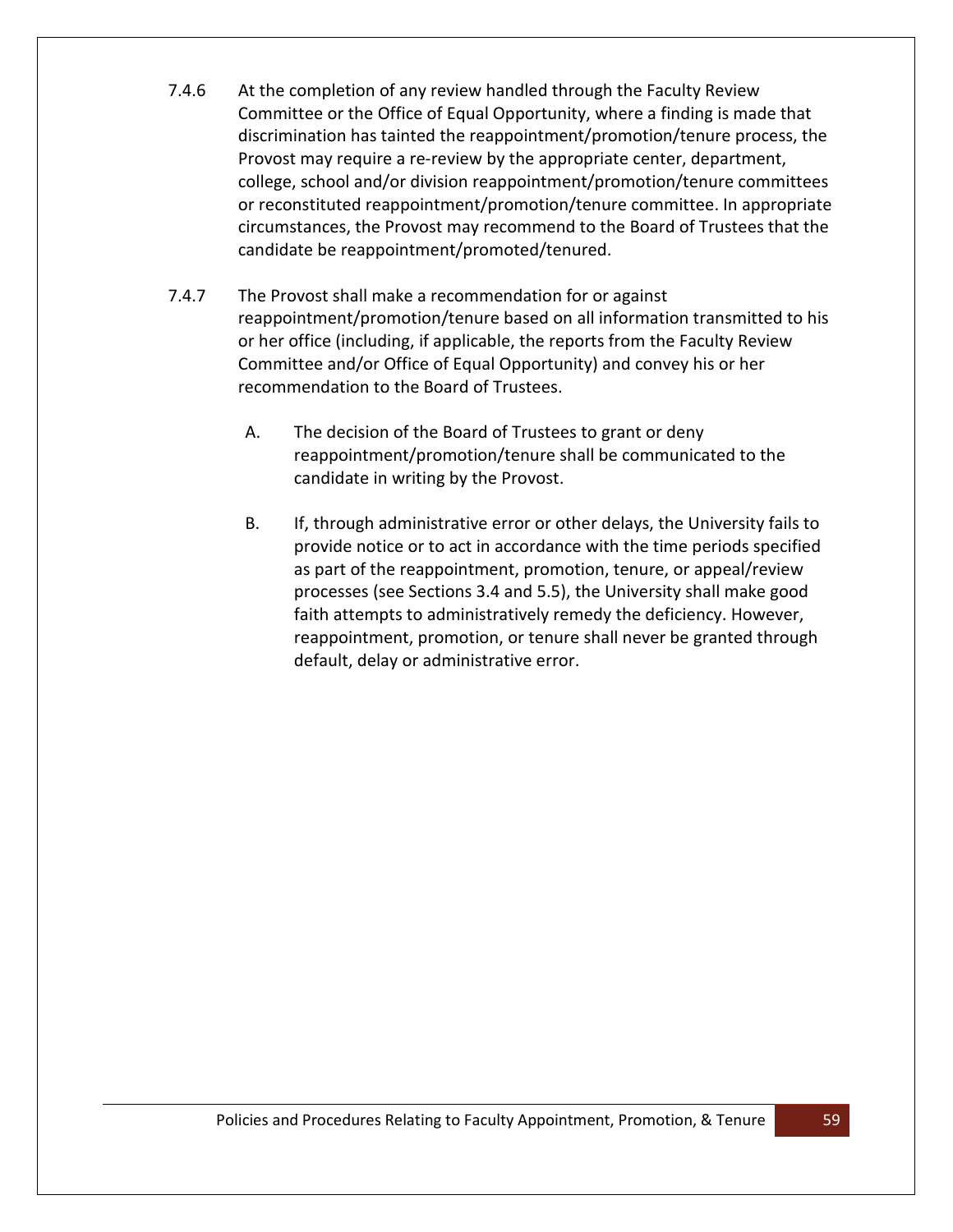7.4.6 At the completion of any review handled through the Faculty Review Committee or the Office of Equal Opportunity, where a finding is made that discrimination has tainted the reappointment/promotion/tenure process, the Provost may require a re-review by the appropriate center, department, college, school and/or division reappointment/promotion/tenure committees or reconstituted reappointment/promotion/tenure committee. In appropriate circumstances, the Provost may recommend to the Board of Trustees that the candidate be reappointment/promoted/tenured.

7.4.7 The Provost shall make a recommendation for or against reappointment/promotion/tenure based on all information transmitted to his or her office (including, if applicable, the reports from the Faculty Review Committee and/or Office of Equal Opportunity) and convey his or her recommendation to the Board of Trustees.

A. The decision of the Board of Trustees to grant or deny reappointment/promotion/tenure shall be communicated to the candidate in writing by the Provost.

B. If, through administrative error or other delays, the University fails to provide notice or to act in accordance with the time periods specified as part of the reappointment, promotion, tenure, or appeal/review processes (see Sections 3.4 and 5.5), the University shall make good faith attempts to administratively remedy the deficiency. However, reappointment, promotion, or tenure shall never be granted through default, delay or administrative error.